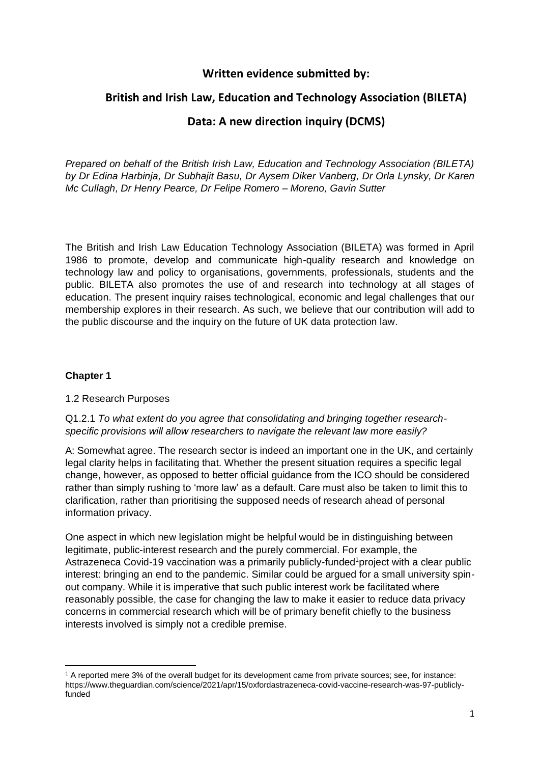# Written evidence submitted by:

## British and Irish Law, Education and Technology Association (BILETA)

## Data: A new direction inquiry (DCMS)

*Prepared on behalf of the British Irish Law, Education and Technology Association (BILETA) by Dr Edina Harbinja, Dr Subhajit Basu, Dr Aysem Diker Vanberg, Dr Orla Lynsky, Dr Karen Mc Cullagh, Dr Henry Pearce, Dr Felipe Romero – Moreno, Gavin Sutter*

The British and Irish Law Education Technology Association (BILETA) was formed in April 1986 to promote, develop and communicate high-quality research and knowledge on technology law and policy to organisations, governments, professionals, students and the public. BILETA also promotes the use of and research into technology at all stages of education. The present inquiry raises technological, economic and legal challenges that our membership explores in their research. As such, we believe that our contribution will add to the public discourse and the inquiry on the future of UK data protection law.

### Chapter 1

1.2 Research Purposes

Q1.2.1 *To what extent do you agree that consolidating and bringing together research-specific provisions will allow researchers to navigate the relevant law more easily?*

A: Somewhat agree. The research sector is indeed an important one in the UK, and certainly legal clarity helps in facilitating that. Whether the present situation requires a specific legal change, however, as opposed to better official guidance from the ICO should be considered rather than simply rushing to 'more law' as a default. Care must also be taken to limit this to clarification, rather than prioritising the supposed needs of research ahead of personal information privacy.

One aspect in which new legislation might be helpful would be in distinguishing between legitimate, public-interest research and the purely commercial. For example, the Astrazeneca Covid-19 vaccination was a primarily publicly-funded[1]project with a clear public interest: bringing an end to the pandemic. Similar could be argued for a small university spin-out company. While it is imperative that such public interest work be facilitated where reasonably possible, the case for changing the law to make it easier to reduce data privacy concerns in commercial research which will be of primary benefit chiefly to the business interests involved is simply not a credible premise.

[1] A reported mere 3% of the overall budget for its development came from private sources; see, for instance: https://www.theguardian.com/science/2021/apr/15/oxfordastrazeneca-covid-vaccine-research-was-97-publicly-funded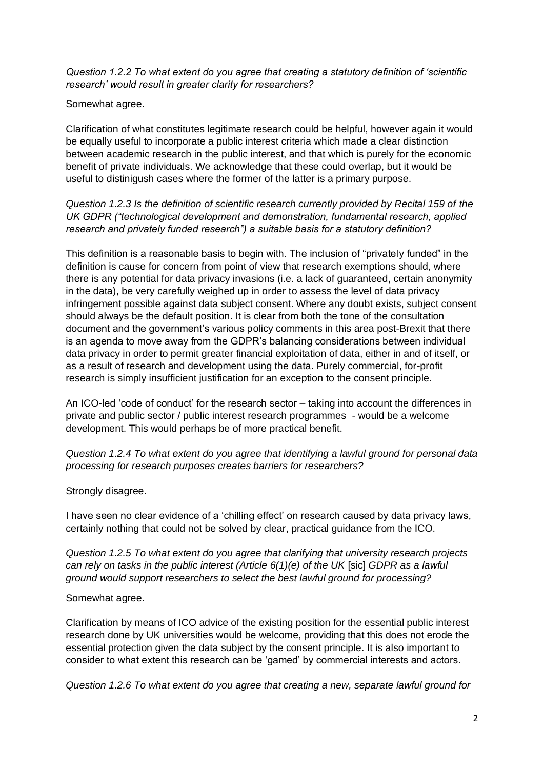*Question 1.2.2 To what extent do you agree that creating a statutory definition of 'scientific research' would result in greater clarity for researchers?*

Somewhat agree.

Clarification of what constitutes legitimate research could be helpful, however again it would be equally useful to incorporate a public interest criteria which made a clear distinction between academic research in the public interest, and that which is purely for the economic benefit of private individuals. We acknowledge that these could overlap, but it would be useful to distinigush cases where the former of the latter is a primary purpose.

*Question 1.2.3 Is the definition of scientific research currently provided by Recital 159 of the UK GDPR ("technological development and demonstration, fundamental research, applied research and privately funded research") a suitable basis for a statutory definition?*

This definition is a reasonable basis to begin with. The inclusion of "privately funded" in the definition is cause for concern from point of view that research exemptions should, where there is any potential for data privacy invasions (i.e. a lack of guaranteed, certain anonymity in the data), be very carefully weighed up in order to assess the level of data privacy infringement possible against data subject consent. Where any doubt exists, subject consent should always be the default position. It is clear from both the tone of the consultation document and the government's various policy comments in this area post-Brexit that there is an agenda to move away from the GDPR's balancing considerations between individual data privacy in order to permit greater financial exploitation of data, either in and of itself, or as a result of research and development using the data. Purely commercial, for-profit research is simply insufficient justification for an exception to the consent principle.

An ICO-led 'code of conduct' for the research sector – taking into account the differences in private and public sector / public interest research programmes - would be a welcome development. This would perhaps be of more practical benefit.

*Question 1.2.4 To what extent do you agree that identifying a lawful ground for personal data processing for research purposes creates barriers for researchers?*

Strongly disagree.

I have seen no clear evidence of a 'chilling effect' on research caused by data privacy laws, certainly nothing that could not be solved by clear, practical guidance from the ICO.

*Question 1.2.5 To what extent do you agree that clarifying that university research projects can rely on tasks in the public interest (Article 6(1)(e) of the UK* [sic] *GDPR as a lawful ground would support researchers to select the best lawful ground for processing?*

Somewhat agree.

Clarification by means of ICO advice of the existing position for the essential public interest research done by UK universities would be welcome, providing that this does not erode the essential protection given the data subject by the consent principle. It is also important to consider to what extent this research can be 'gamed' by commercial interests and actors.

*Question 1.2.6 To what extent do you agree that creating a new, separate lawful ground for*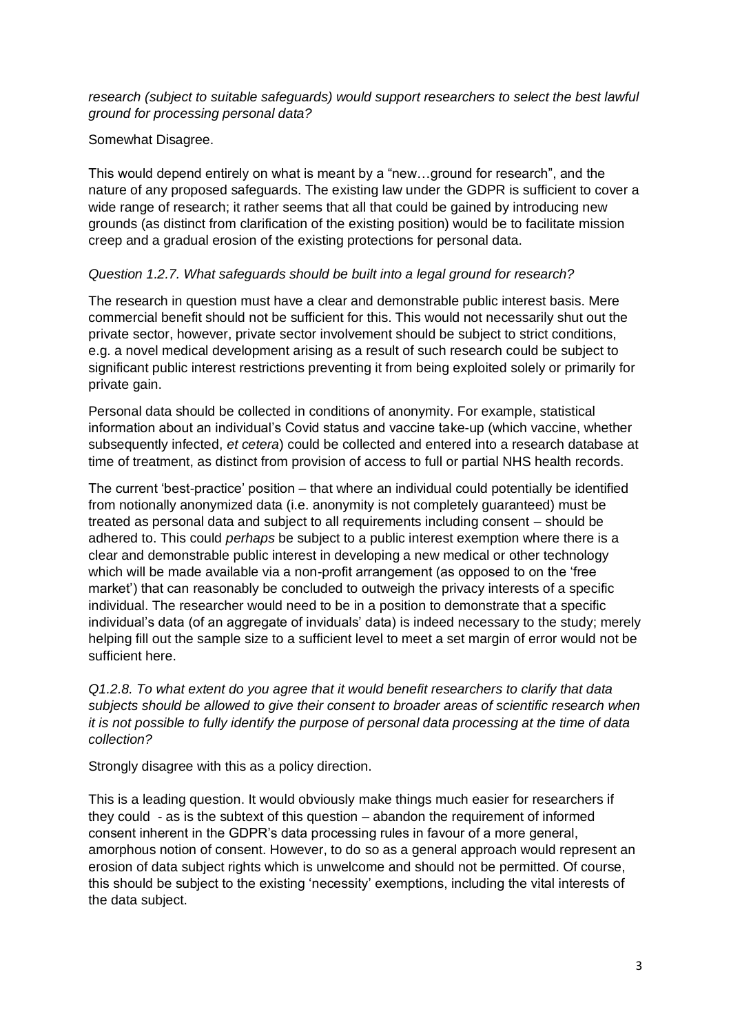*research (subject to suitable safeguards) would support researchers to select the best lawful ground for processing personal data?*

Somewhat Disagree.

This would depend entirely on what is meant by a "new…ground for research", and the nature of any proposed safeguards. The existing law under the GDPR is sufficient to cover a wide range of research; it rather seems that all that could be gained by introducing new grounds (as distinct from clarification of the existing position) would be to facilitate mission creep and a gradual erosion of the existing protections for personal data.

*Question 1.2.7. What safeguards should be built into a legal ground for research?*

The research in question must have a clear and demonstrable public interest basis. Mere commercial benefit should not be sufficient for this. This would not necessarily shut out the private sector, however, private sector involvement should be subject to strict conditions, e.g. a novel medical development arising as a result of such research could be subject to significant public interest restrictions preventing it from being exploited solely or primarily for private gain.

Personal data should be collected in conditions of anonymity. For example, statistical information about an individual's Covid status and vaccine take-up (which vaccine, whether subsequently infected, *et cetera*) could be collected and entered into a research database at time of treatment, as distinct from provision of access to full or partial NHS health records.

The current 'best-practice' position – that where an individual could potentially be identified from notionally anonymized data (i.e. anonymity is not completely guaranteed) must be treated as personal data and subject to all requirements including consent – should be adhered to. This could *perhaps* be subject to a public interest exemption where there is a clear and demonstrable public interest in developing a new medical or other technology which will be made available via a non-profit arrangement (as opposed to on the 'free market') that can reasonably be concluded to outweigh the privacy interests of a specific individual. The researcher would need to be in a position to demonstrate that a specific individual's data (of an aggregate of inviduals' data) is indeed necessary to the study; merely helping fill out the sample size to a sufficient level to meet a set margin of error would not be sufficient here.

*Q1.2.8. To what extent do you agree that it would benefit researchers to clarify that data subjects should be allowed to give their consent to broader areas of scientific research when it is not possible to fully identify the purpose of personal data processing at the time of data collection?*

Strongly disagree with this as a policy direction.

This is a leading question. It would obviously make things much easier for researchers if they could - as is the subtext of this question – abandon the requirement of informed consent inherent in the GDPR's data processing rules in favour of a more general, amorphous notion of consent. However, to do so as a general approach would represent an erosion of data subject rights which is unwelcome and should not be permitted. Of course, this should be subject to the existing 'necessity' exemptions, including the vital interests of the data subject.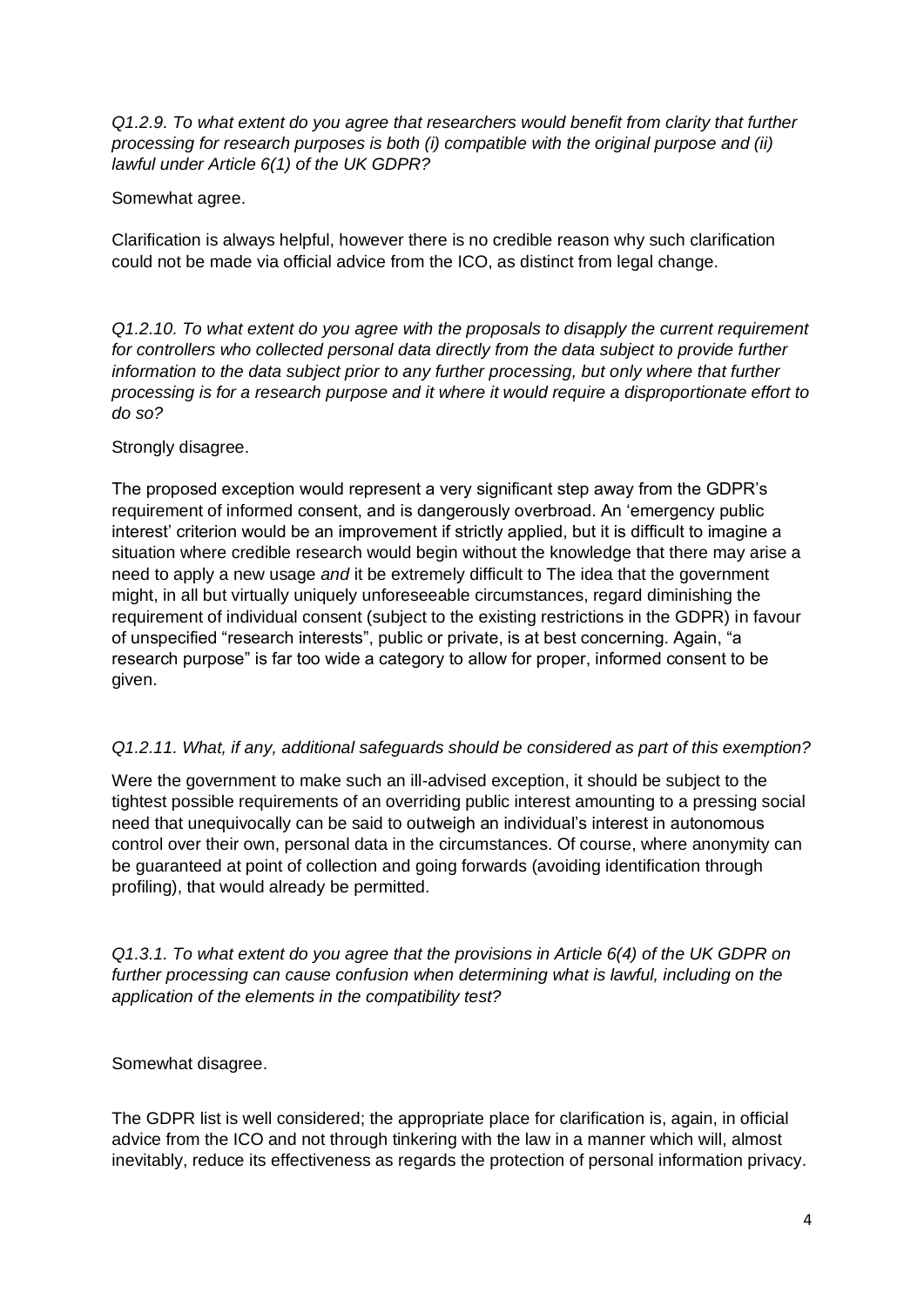*Q1.2.9. To what extent do you agree that researchers would benefit from clarity that further processing for research purposes is both (i) compatible with the original purpose and (ii) lawful under Article 6(1) of the UK GDPR?*

Somewhat agree.

Clarification is always helpful, however there is no credible reason why such clarification could not be made via official advice from the ICO, as distinct from legal change.

*Q1.2.10. To what extent do you agree with the proposals to disapply the current requirement for controllers who collected personal data directly from the data subject to provide further information to the data subject prior to any further processing, but only where that further processing is for a research purpose and it where it would require a disproportionate effort to do so?*

Strongly disagree.

The proposed exception would represent a very significant step away from the GDPR's requirement of informed consent, and is dangerously overbroad. An 'emergency public interest' criterion would be an improvement if strictly applied, but it is difficult to imagine a situation where credible research would begin without the knowledge that there may arise a need to apply a new usage *and* it be extremely difficult to The idea that the government might, in all but virtually uniquely unforeseeable circumstances, regard diminishing the requirement of individual consent (subject to the existing restrictions in the GDPR) in favour of unspecified "research interests", public or private, is at best concerning. Again, "a research purpose" is far too wide a category to allow for proper, informed consent to be given.

*Q1.2.11. What, if any, additional safeguards should be considered as part of this exemption?*

Were the government to make such an ill-advised exception, it should be subject to the tightest possible requirements of an overriding public interest amounting to a pressing social need that unequivocally can be said to outweigh an individual's interest in autonomous control over their own, personal data in the circumstances. Of course, where anonymity can be guaranteed at point of collection and going forwards (avoiding identification through profiling), that would already be permitted.

*Q1.3.1. To what extent do you agree that the provisions in Article 6(4) of the UK GDPR on further processing can cause confusion when determining what is lawful, including on the application of the elements in the compatibility test?*

Somewhat disagree.

The GDPR list is well considered; the appropriate place for clarification is, again, in official advice from the ICO and not through tinkering with the law in a manner which will, almost inevitably, reduce its effectiveness as regards the protection of personal information privacy.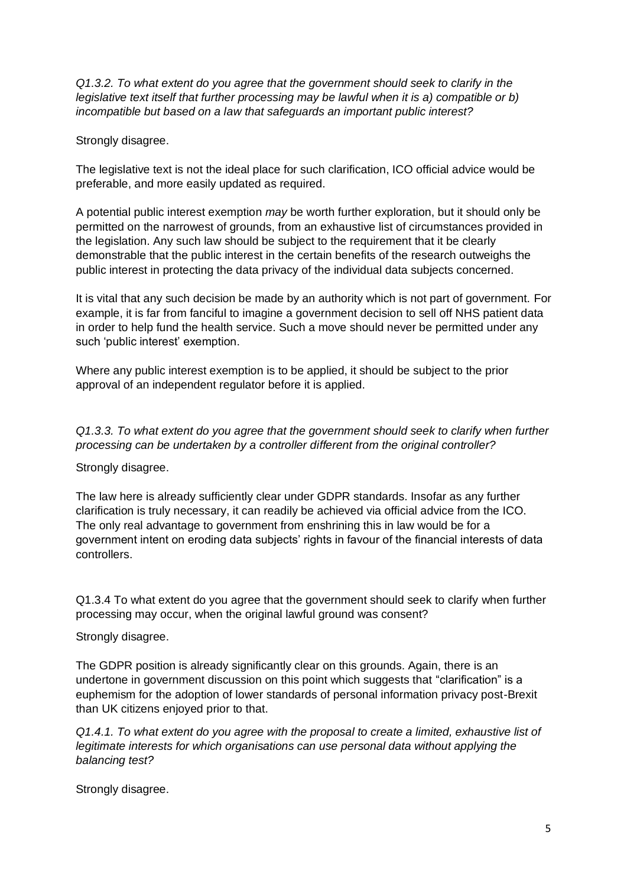*Q1.3.2. To what extent do you agree that the government should seek to clarify in the legislative text itself that further processing may be lawful when it is a) compatible or b) incompatible but based on a law that safeguards an important public interest?*

Strongly disagree.

The legislative text is not the ideal place for such clarification, ICO official advice would be preferable, and more easily updated as required.

A potential public interest exemption *may* be worth further exploration, but it should only be permitted on the narrowest of grounds, from an exhaustive list of circumstances provided in the legislation. Any such law should be subject to the requirement that it be clearly demonstrable that the public interest in the certain benefits of the research outweighs the public interest in protecting the data privacy of the individual data subjects concerned.

It is vital that any such decision be made by an authority which is not part of government. For example, it is far from fanciful to imagine a government decision to sell off NHS patient data in order to help fund the health service. Such a move should never be permitted under any such 'public interest' exemption.

Where any public interest exemption is to be applied, it should be subject to the prior approval of an independent regulator before it is applied.

*Q1.3.3. To what extent do you agree that the government should seek to clarify when further processing can be undertaken by a controller different from the original controller?*

Strongly disagree.

The law here is already sufficiently clear under GDPR standards. Insofar as any further clarification is truly necessary, it can readily be achieved via official advice from the ICO. The only real advantage to government from enshrining this in law would be for a government intent on eroding data subjects' rights in favour of the financial interests of data controllers.

Q1.3.4 To what extent do you agree that the government should seek to clarify when further processing may occur, when the original lawful ground was consent?

Strongly disagree.

The GDPR position is already significantly clear on this grounds. Again, there is an undertone in government discussion on this point which suggests that "clarification" is a euphemism for the adoption of lower standards of personal information privacy post-Brexit than UK citizens enjoyed prior to that.

*Q1.4.1. To what extent do you agree with the proposal to create a limited, exhaustive list of legitimate interests for which organisations can use personal data without applying the balancing test?*

Strongly disagree.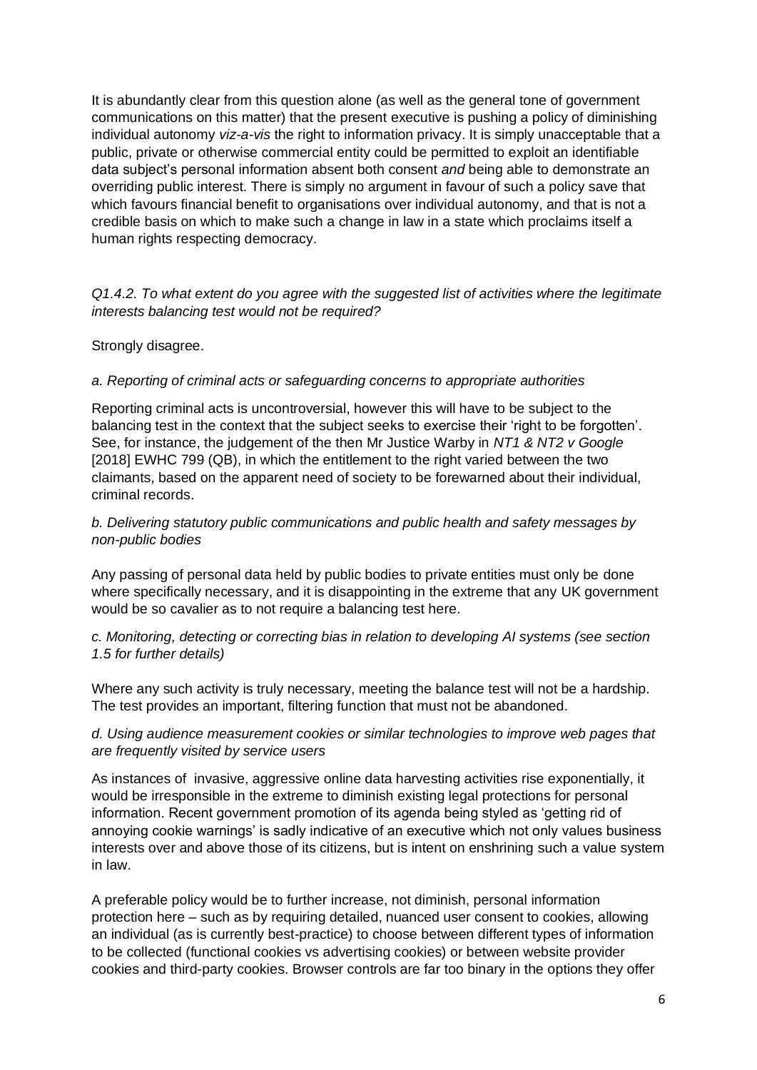It is abundantly clear from this question alone (as well as the general tone of government communications on this matter) that the present executive is pushing a policy of diminishing individual autonomy *viz-a-vis* the right to information privacy. It is simply unacceptable that a public, private or otherwise commercial entity could be permitted to exploit an identifiable data subject's personal information absent both consent *and* being able to demonstrate an overriding public interest. There is simply no argument in favour of such a policy save that which favours financial benefit to organisations over individual autonomy, and that is not a credible basis on which to make such a change in law in a state which proclaims itself a human rights respecting democracy.

*Q1.4.2. To what extent do you agree with the suggested list of activities where the legitimate interests balancing test would not be required?*

Strongly disagree.

*a. Reporting of criminal acts or safeguarding concerns to appropriate authorities*

Reporting criminal acts is uncontroversial, however this will have to be subject to the balancing test in the context that the subject seeks to exercise their 'right to be forgotten'. See, for instance, the judgement of the then Mr Justice Warby in *NT1 & NT2 v Google* [2018] EWHC 799 (QB), in which the entitlement to the right varied between the two claimants, based on the apparent need of society to be forewarned about their individual, criminal records.

*b. Delivering statutory public communications and public health and safety messages by non-public bodies*

Any passing of personal data held by public bodies to private entities must only be done where specifically necessary, and it is disappointing in the extreme that any UK government would be so cavalier as to not require a balancing test here.

*c. Monitoring, detecting or correcting bias in relation to developing AI systems (see section 1.5 for further details)*

Where any such activity is truly necessary, meeting the balance test will not be a hardship. The test provides an important, filtering function that must not be abandoned.

*d. Using audience measurement cookies or similar technologies to improve web pages that are frequently visited by service users*

As instances of invasive, aggressive online data harvesting activities rise exponentially, it would be irresponsible in the extreme to diminish existing legal protections for personal information. Recent government promotion of its agenda being styled as 'getting rid of annoying cookie warnings' is sadly indicative of an executive which not only values business interests over and above those of its citizens, but is intent on enshrining such a value system in law.

A preferable policy would be to further increase, not diminish, personal information protection here – such as by requiring detailed, nuanced user consent to cookies, allowing an individual (as is currently best-practice) to choose between different types of information to be collected (functional cookies vs advertising cookies) or between website provider cookies and third-party cookies. Browser controls are far too binary in the options they offer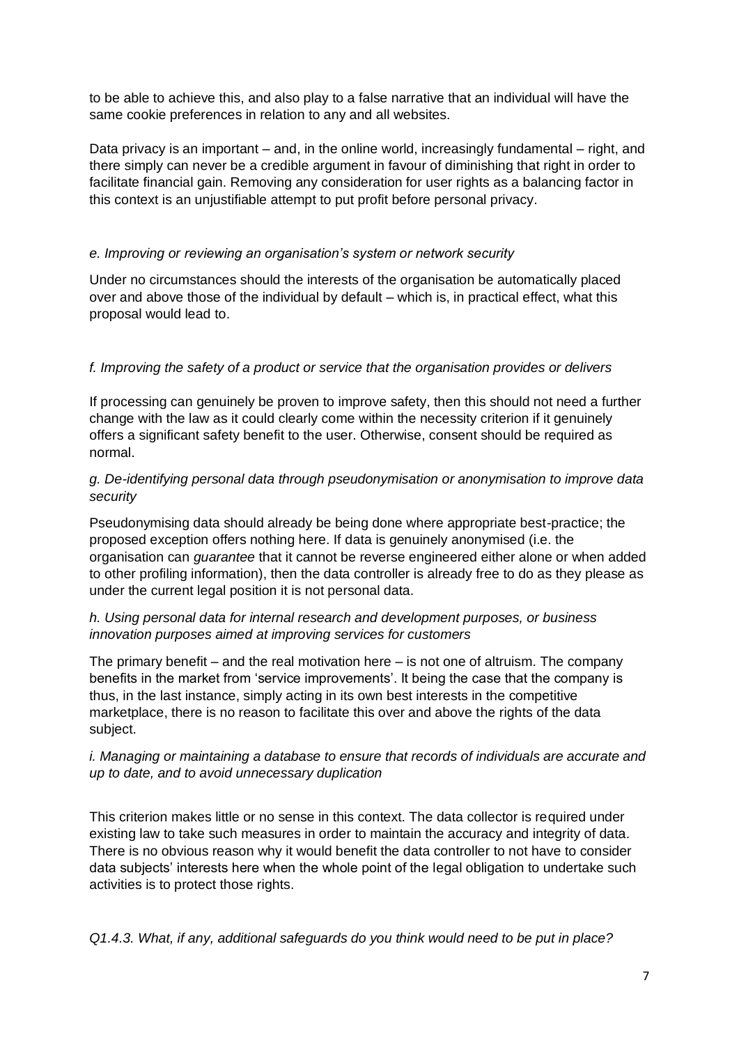to be able to achieve this, and also play to a false narrative that an individual will have the same cookie preferences in relation to any and all websites.

Data privacy is an important – and, in the online world, increasingly fundamental – right, and there simply can never be a credible argument in favour of diminishing that right in order to facilitate financial gain. Removing any consideration for user rights as a balancing factor in this context is an unjustifiable attempt to put profit before personal privacy.

*e. Improving or reviewing an organisation's system or network security*

Under no circumstances should the interests of the organisation be automatically placed over and above those of the individual by default – which is, in practical effect, what this proposal would lead to.

*f. Improving the safety of a product or service that the organisation provides or delivers*

If processing can genuinely be proven to improve safety, then this should not need a further change with the law as it could clearly come within the necessity criterion if it genuinely offers a significant safety benefit to the user. Otherwise, consent should be required as normal.

*g. De-identifying personal data through pseudonymisation or anonymisation to improve data security*

Pseudonymising data should already be being done where appropriate best-practice; the proposed exception offers nothing here. If data is genuinely anonymised (i.e. the organisation can *guarantee* that it cannot be reverse engineered either alone or when added to other profiling information), then the data controller is already free to do as they please as under the current legal position it is not personal data.

*h. Using personal data for internal research and development purposes, or business innovation purposes aimed at improving services for customers*

The primary benefit – and the real motivation here – is not one of altruism. The company benefits in the market from 'service improvements'. It being the case that the company is thus, in the last instance, simply acting in its own best interests in the competitive marketplace, there is no reason to facilitate this over and above the rights of the data subject.

*i. Managing or maintaining a database to ensure that records of individuals are accurate and up to date, and to avoid unnecessary duplication*

This criterion makes little or no sense in this context. The data collector is required under existing law to take such measures in order to maintain the accuracy and integrity of data. There is no obvious reason why it would benefit the data controller to not have to consider data subjects' interests here when the whole point of the legal obligation to undertake such activities is to protect those rights.

*Q1.4.3. What, if any, additional safeguards do you think would need to be put in place?*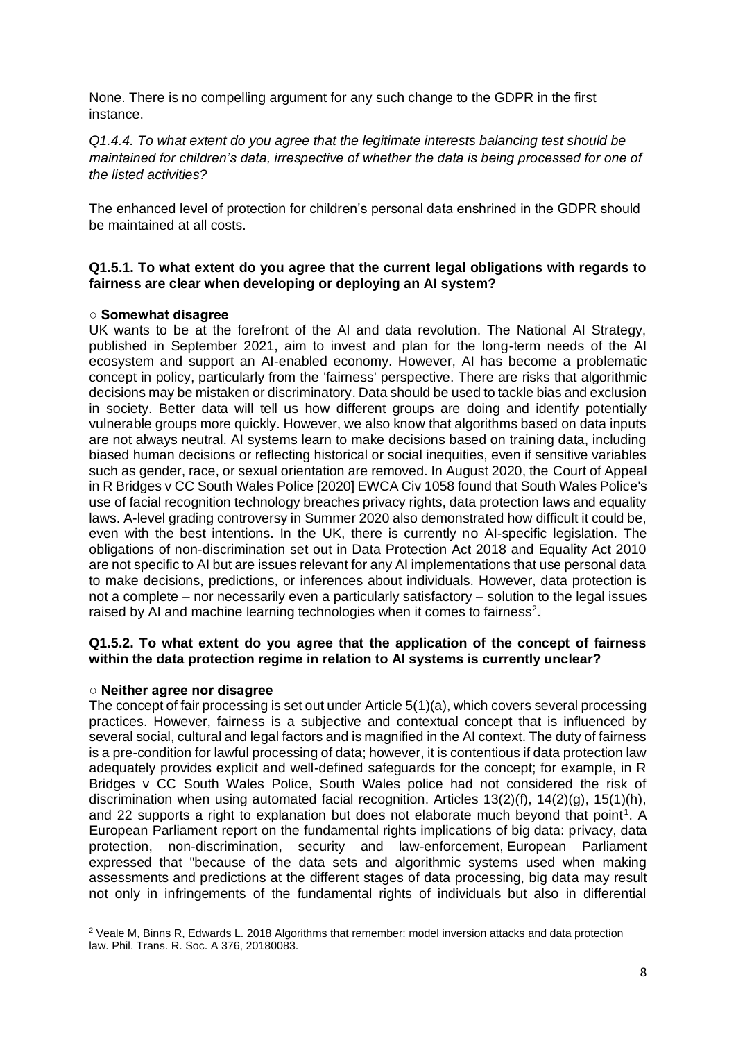None. There is no compelling argument for any such change to the GDPR in the first instance.

*Q1.4.4. To what extent do you agree that the legitimate interests balancing test should be maintained for children's data, irrespective of whether the data is being processed for one of the listed activities?*

The enhanced level of protection for children's personal data enshrined in the GDPR should be maintained at all costs.

**Q1.5.1. To what extent do you agree that the current legal obligations with regards to fairness are clear when developing or deploying an AI system?**

○ **Somewhat disagree**

UK wants to be at the forefront of the AI and data revolution. The National AI Strategy, published in September 2021, aim to invest and plan for the long-term needs of the AI ecosystem and support an AI-enabled economy. However, AI has become a problematic concept in policy, particularly from the 'fairness' perspective. There are risks that algorithmic decisions may be mistaken or discriminatory. Data should be used to tackle bias and exclusion in society. Better data will tell us how different groups are doing and identify potentially vulnerable groups more quickly. However, we also know that algorithms based on data inputs are not always neutral. AI systems learn to make decisions based on training data, including biased human decisions or reflecting historical or social inequities, even if sensitive variables such as gender, race, or sexual orientation are removed. In August 2020, the Court of Appeal in R Bridges v CC South Wales Police [2020] EWCA Civ 1058 found that South Wales Police's use of facial recognition technology breaches privacy rights, data protection laws and equality laws. A-level grading controversy in Summer 2020 also demonstrated how difficult it could be, even with the best intentions. In the UK, there is currently no AI-specific legislation. The obligations of non-discrimination set out in Data Protection Act 2018 and Equality Act 2010 are not specific to AI but are issues relevant for any AI implementations that use personal data to make decisions, predictions, or inferences about individuals. However, data protection is not a complete – nor necessarily even a particularly satisfactory – solution to the legal issues raised by AI and machine learning technologies when it comes to fairness[2].

**Q1.5.2. To what extent do you agree that the application of the concept of fairness within the data protection regime in relation to AI systems is currently unclear?**

○ **Neither agree nor disagree**

The concept of fair processing is set out under Article 5(1)(a), which covers several processing practices. However, fairness is a subjective and contextual concept that is influenced by several social, cultural and legal factors and is magnified in the AI context. The duty of fairness is a pre-condition for lawful processing of data; however, it is contentious if data protection law adequately provides explicit and well-defined safeguards for the concept; for example, in R Bridges v CC South Wales Police, South Wales police had not considered the risk of discrimination when using automated facial recognition. Articles 13(2)(f), 14(2)(g), 15(1)(h), and 22 supports a right to explanation but does not elaborate much beyond that point[1]. A European Parliament report on the fundamental rights implications of big data: privacy, data protection, non-discrimination, security and law-enforcement, European Parliament expressed that "because of the data sets and algorithmic systems used when making assessments and predictions at the different stages of data processing, big data may result not only in infringements of the fundamental rights of individuals but also in differential

---

[2] Veale M, Binns R, Edwards L. 2018 Algorithms that remember: model inversion attacks and data protection law. Phil. Trans. R. Soc. A 376, 20180083.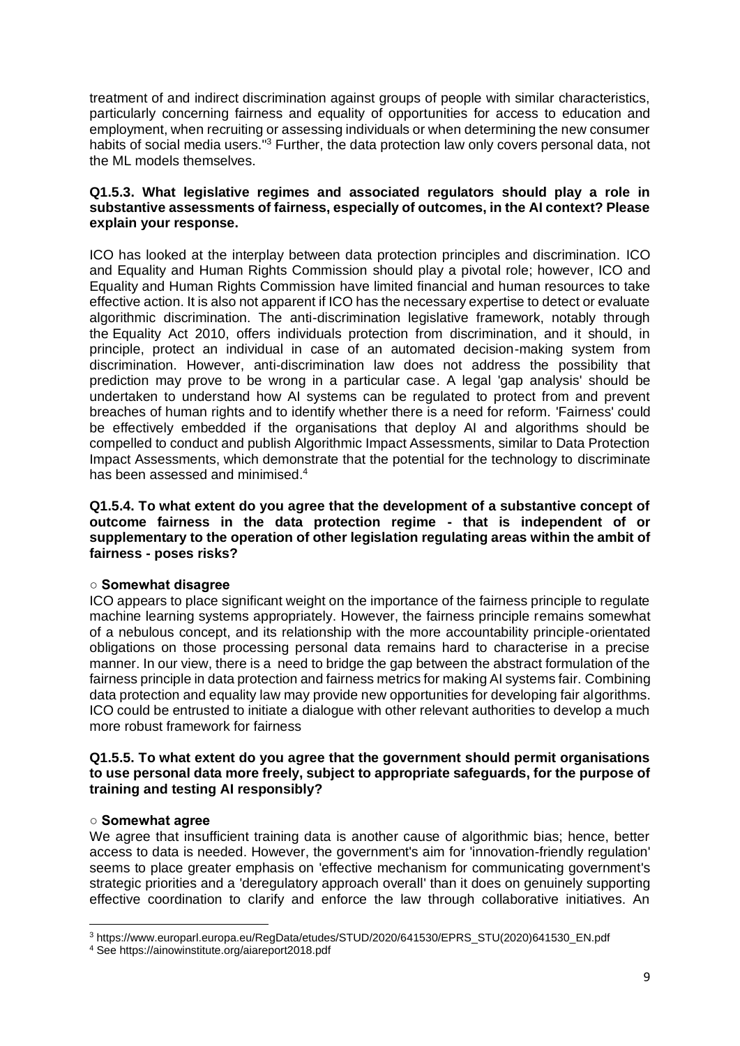treatment of and indirect discrimination against groups of people with similar characteristics, particularly concerning fairness and equality of opportunities for access to education and employment, when recruiting or assessing individuals or when determining the new consumer habits of social media users."[3] Further, the data protection law only covers personal data, not the ML models themselves.

**Q1.5.3. What legislative regimes and associated regulators should play a role in substantive assessments of fairness, especially of outcomes, in the AI context? Please explain your response.**

ICO has looked at the interplay between data protection principles and discrimination. ICO and Equality and Human Rights Commission should play a pivotal role; however, ICO and Equality and Human Rights Commission have limited financial and human resources to take effective action. It is also not apparent if ICO has the necessary expertise to detect or evaluate algorithmic discrimination. The anti-discrimination legislative framework, notably through the Equality Act 2010, offers individuals protection from discrimination, and it should, in principle, protect an individual in case of an automated decision-making system from discrimination. However, anti-discrimination law does not address the possibility that prediction may prove to be wrong in a particular case. A legal 'gap analysis' should be undertaken to understand how AI systems can be regulated to protect from and prevent breaches of human rights and to identify whether there is a need for reform. 'Fairness' could be effectively embedded if the organisations that deploy AI and algorithms should be compelled to conduct and publish Algorithmic Impact Assessments, similar to Data Protection Impact Assessments, which demonstrate that the potential for the technology to discriminate has been assessed and minimised.[4]

**Q1.5.4. To what extent do you agree that the development of a substantive concept of outcome fairness in the data protection regime - that is independent of or supplementary to the operation of other legislation regulating areas within the ambit of fairness - poses risks?**

○ **Somewhat disagree**

ICO appears to place significant weight on the importance of the fairness principle to regulate machine learning systems appropriately. However, the fairness principle remains somewhat of a nebulous concept, and its relationship with the more accountability principle-orientated obligations on those processing personal data remains hard to characterise in a precise manner. In our view, there is a need to bridge the gap between the abstract formulation of the fairness principle in data protection and fairness metrics for making AI systems fair. Combining data protection and equality law may provide new opportunities for developing fair algorithms. ICO could be entrusted to initiate a dialogue with other relevant authorities to develop a much more robust framework for fairness

**Q1.5.5. To what extent do you agree that the government should permit organisations to use personal data more freely, subject to appropriate safeguards, for the purpose of training and testing AI responsibly?**

○ **Somewhat agree**

We agree that insufficient training data is another cause of algorithmic bias; hence, better access to data is needed. However, the government's aim for 'innovation-friendly regulation' seems to place greater emphasis on 'effective mechanism for communicating government's strategic priorities and a 'deregulatory approach overall' than it does on genuinely supporting effective coordination to clarify and enforce the law through collaborative initiatives. An

---

[3] https://www.europarl.europa.eu/RegData/etudes/STUD/2020/641530/EPRS_STU(2020)641530_EN.pdf

[4] See https://ainowinstitute.org/aiareport2018.pdf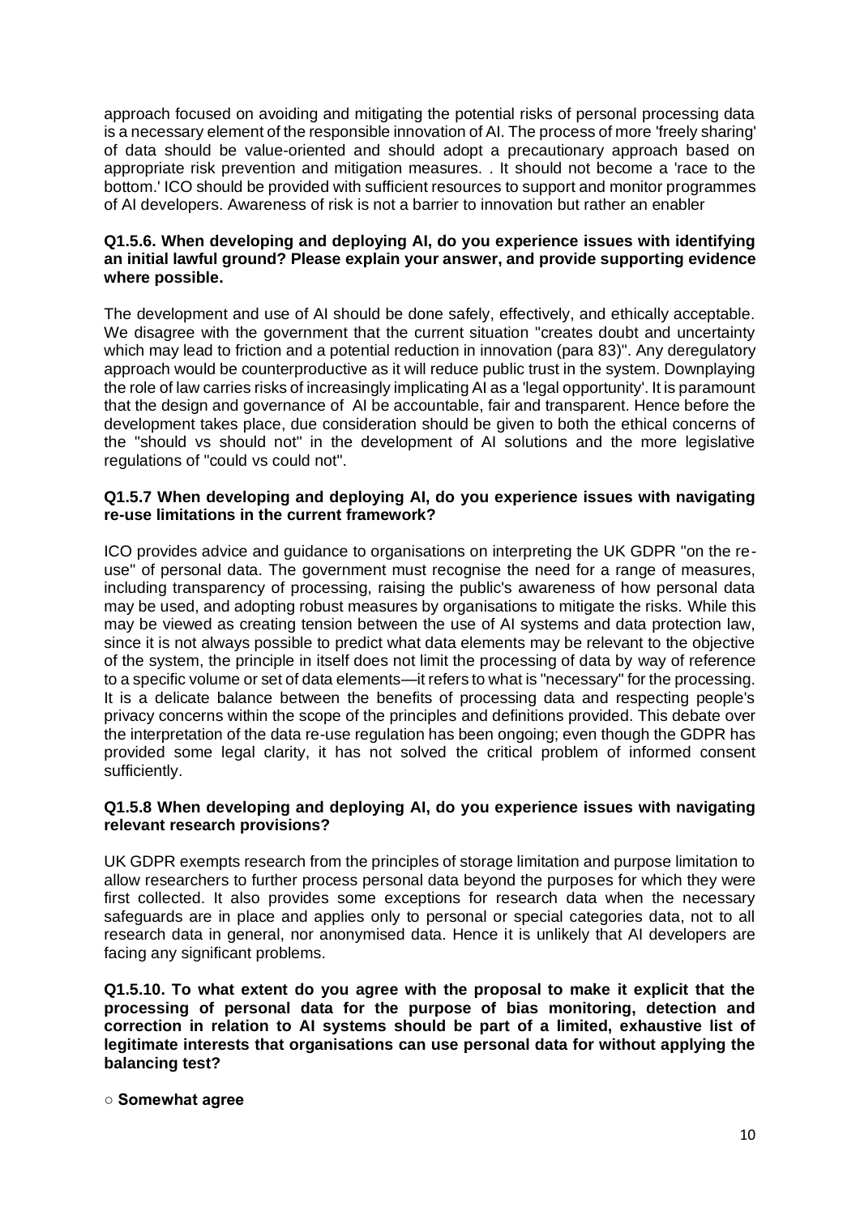approach focused on avoiding and mitigating the potential risks of personal processing data is a necessary element of the responsible innovation of AI. The process of more 'freely sharing' of data should be value-oriented and should adopt a precautionary approach based on appropriate risk prevention and mitigation measures. . It should not become a 'race to the bottom.' ICO should be provided with sufficient resources to support and monitor programmes of AI developers. Awareness of risk is not a barrier to innovation but rather an enabler

**Q1.5.6. When developing and deploying AI, do you experience issues with identifying an initial lawful ground? Please explain your answer, and provide supporting evidence where possible.**

The development and use of AI should be done safely, effectively, and ethically acceptable. We disagree with the government that the current situation "creates doubt and uncertainty which may lead to friction and a potential reduction in innovation (para 83)". Any deregulatory approach would be counterproductive as it will reduce public trust in the system. Downplaying the role of law carries risks of increasingly implicating AI as a 'legal opportunity'. It is paramount that the design and governance of AI be accountable, fair and transparent. Hence before the development takes place, due consideration should be given to both the ethical concerns of the "should vs should not" in the development of AI solutions and the more legislative regulations of "could vs could not".

**Q1.5.7 When developing and deploying AI, do you experience issues with navigating re-use limitations in the current framework?**

ICO provides advice and guidance to organisations on interpreting the UK GDPR "on the re-use" of personal data. The government must recognise the need for a range of measures, including transparency of processing, raising the public's awareness of how personal data may be used, and adopting robust measures by organisations to mitigate the risks. While this may be viewed as creating tension between the use of AI systems and data protection law, since it is not always possible to predict what data elements may be relevant to the objective of the system, the principle in itself does not limit the processing of data by way of reference to a specific volume or set of data elements—it refers to what is "necessary" for the processing. It is a delicate balance between the benefits of processing data and respecting people's privacy concerns within the scope of the principles and definitions provided. This debate over the interpretation of the data re-use regulation has been ongoing; even though the GDPR has provided some legal clarity, it has not solved the critical problem of informed consent sufficiently.

**Q1.5.8 When developing and deploying AI, do you experience issues with navigating relevant research provisions?**

UK GDPR exempts research from the principles of storage limitation and purpose limitation to allow researchers to further process personal data beyond the purposes for which they were first collected. It also provides some exceptions for research data when the necessary safeguards are in place and applies only to personal or special categories data, not to all research data in general, nor anonymised data. Hence it is unlikely that AI developers are facing any significant problems.

**Q1.5.10. To what extent do you agree with the proposal to make it explicit that the processing of personal data for the purpose of bias monitoring, detection and correction in relation to AI systems should be part of a limited, exhaustive list of legitimate interests that organisations can use personal data for without applying the balancing test?**

○ **Somewhat agree**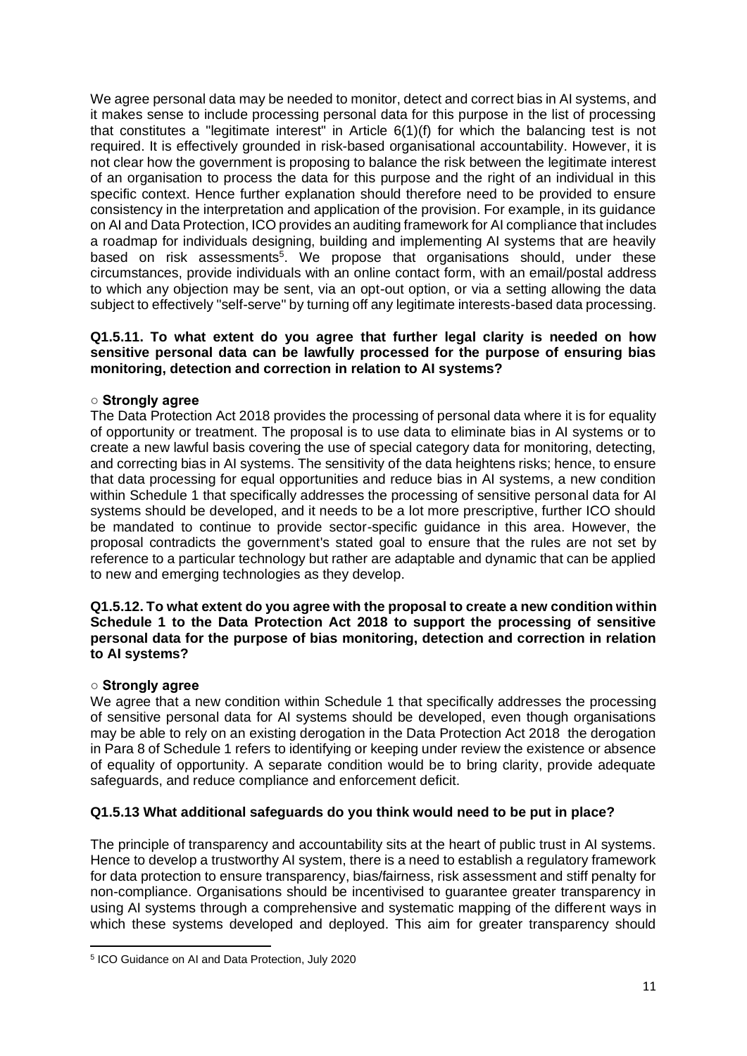We agree personal data may be needed to monitor, detect and correct bias in AI systems, and it makes sense to include processing personal data for this purpose in the list of processing that constitutes a "legitimate interest" in Article 6(1)(f) for which the balancing test is not required. It is effectively grounded in risk-based organisational accountability. However, it is not clear how the government is proposing to balance the risk between the legitimate interest of an organisation to process the data for this purpose and the right of an individual in this specific context. Hence further explanation should therefore need to be provided to ensure consistency in the interpretation and application of the provision. For example, in its guidance on AI and Data Protection, ICO provides an auditing framework for AI compliance that includes a roadmap for individuals designing, building and implementing AI systems that are heavily based on risk assessments[5]. We propose that organisations should, under these circumstances, provide individuals with an online contact form, with an email/postal address to which any objection may be sent, via an opt-out option, or via a setting allowing the data subject to effectively "self-serve" by turning off any legitimate interests-based data processing.

**Q1.5.11. To what extent do you agree that further legal clarity is needed on how sensitive personal data can be lawfully processed for the purpose of ensuring bias monitoring, detection and correction in relation to AI systems?**

○ **Strongly agree**

The Data Protection Act 2018 provides the processing of personal data where it is for equality of opportunity or treatment. The proposal is to use data to eliminate bias in AI systems or to create a new lawful basis covering the use of special category data for monitoring, detecting, and correcting bias in AI systems. The sensitivity of the data heightens risks; hence, to ensure that data processing for equal opportunities and reduce bias in AI systems, a new condition within Schedule 1 that specifically addresses the processing of sensitive personal data for AI systems should be developed, and it needs to be a lot more prescriptive, further ICO should be mandated to continue to provide sector-specific guidance in this area. However, the proposal contradicts the government's stated goal to ensure that the rules are not set by reference to a particular technology but rather are adaptable and dynamic that can be applied to new and emerging technologies as they develop.

**Q1.5.12. To what extent do you agree with the proposal to create a new condition within Schedule 1 to the Data Protection Act 2018 to support the processing of sensitive personal data for the purpose of bias monitoring, detection and correction in relation to AI systems?**

○ **Strongly agree**

We agree that a new condition within Schedule 1 that specifically addresses the processing of sensitive personal data for AI systems should be developed, even though organisations may be able to rely on an existing derogation in the Data Protection Act 2018 the derogation in Para 8 of Schedule 1 refers to identifying or keeping under review the existence or absence of equality of opportunity. A separate condition would be to bring clarity, provide adequate safeguards, and reduce compliance and enforcement deficit.

**Q1.5.13 What additional safeguards do you think would need to be put in place?**

The principle of transparency and accountability sits at the heart of public trust in AI systems. Hence to develop a trustworthy AI system, there is a need to establish a regulatory framework for data protection to ensure transparency, bias/fairness, risk assessment and stiff penalty for non-compliance. Organisations should be incentivised to guarantee greater transparency in using AI systems through a comprehensive and systematic mapping of the different ways in which these systems developed and deployed. This aim for greater transparency should

---

[5] ICO Guidance on AI and Data Protection, July 2020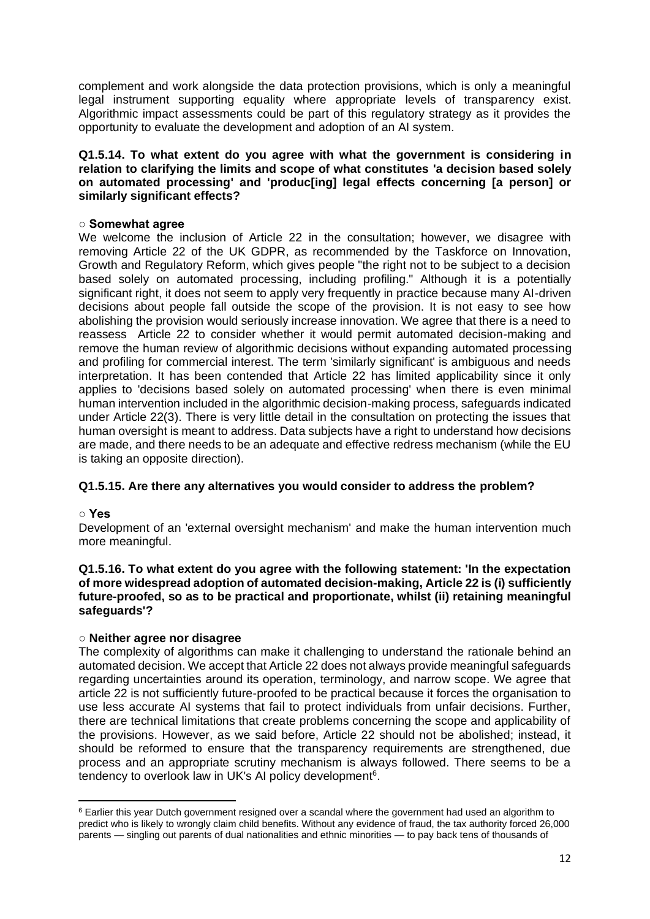complement and work alongside the data protection provisions, which is only a meaningful legal instrument supporting equality where appropriate levels of transparency exist. Algorithmic impact assessments could be part of this regulatory strategy as it provides the opportunity to evaluate the development and adoption of an AI system.

**Q1.5.14. To what extent do you agree with what the government is considering in relation to clarifying the limits and scope of what constitutes 'a decision based solely on automated processing' and 'produc[ing] legal effects concerning [a person] or similarly significant effects?**

○ **Somewhat agree**

We welcome the inclusion of Article 22 in the consultation; however, we disagree with removing Article 22 of the UK GDPR, as recommended by the Taskforce on Innovation, Growth and Regulatory Reform, which gives people "the right not to be subject to a decision based solely on automated processing, including profiling." Although it is a potentially significant right, it does not seem to apply very frequently in practice because many AI-driven decisions about people fall outside the scope of the provision. It is not easy to see how abolishing the provision would seriously increase innovation. We agree that there is a need to reassess Article 22 to consider whether it would permit automated decision-making and remove the human review of algorithmic decisions without expanding automated processing and profiling for commercial interest. The term 'similarly significant' is ambiguous and needs interpretation. It has been contended that Article 22 has limited applicability since it only applies to 'decisions based solely on automated processing' when there is even minimal human intervention included in the algorithmic decision-making process, safeguards indicated under Article 22(3). There is very little detail in the consultation on protecting the issues that human oversight is meant to address. Data subjects have a right to understand how decisions are made, and there needs to be an adequate and effective redress mechanism (while the EU is taking an opposite direction).

**Q1.5.15. Are there any alternatives you would consider to address the problem?**

○ **Yes**

Development of an 'external oversight mechanism' and make the human intervention much more meaningful.

**Q1.5.16. To what extent do you agree with the following statement: 'In the expectation of more widespread adoption of automated decision-making, Article 22 is (i) sufficiently future-proofed, so as to be practical and proportionate, whilst (ii) retaining meaningful safeguards'?**

○ **Neither agree nor disagree**

The complexity of algorithms can make it challenging to understand the rationale behind an automated decision. We accept that Article 22 does not always provide meaningful safeguards regarding uncertainties around its operation, terminology, and narrow scope. We agree that article 22 is not sufficiently future-proofed to be practical because it forces the organisation to use less accurate AI systems that fail to protect individuals from unfair decisions. Further, there are technical limitations that create problems concerning the scope and applicability of the provisions. However, as we said before, Article 22 should not be abolished; instead, it should be reformed to ensure that the transparency requirements are strengthened, due process and an appropriate scrutiny mechanism is always followed. There seems to be a tendency to overlook law in UK's AI policy development[6].

[6] Earlier this year Dutch government resigned over a scandal where the government had used an algorithm to predict who is likely to wrongly claim child benefits. Without any evidence of fraud, the tax authority forced 26,000 parents — singling out parents of dual nationalities and ethnic minorities — to pay back tens of thousands of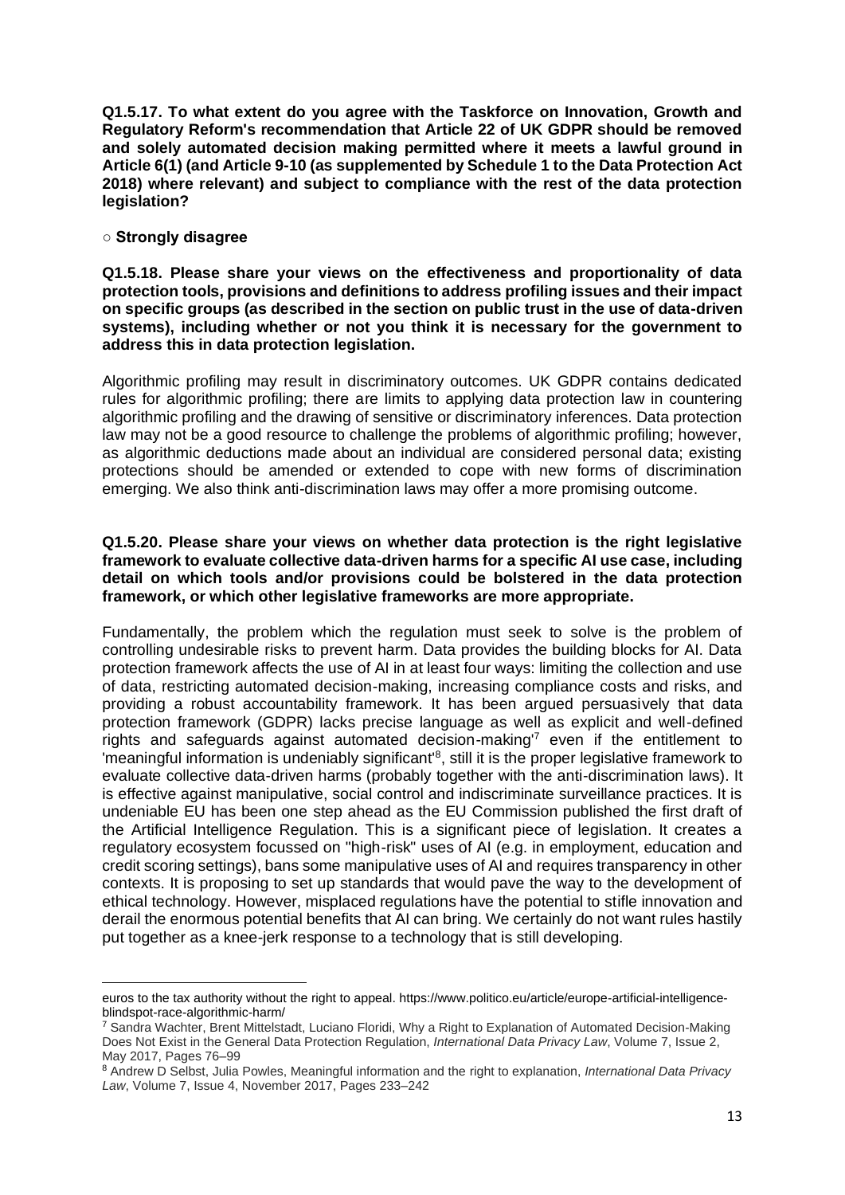**Q1.5.17. To what extent do you agree with the Taskforce on Innovation, Growth and Regulatory Reform's recommendation that Article 22 of UK GDPR should be removed and solely automated decision making permitted where it meets a lawful ground in Article 6(1) (and Article 9-10 (as supplemented by Schedule 1 to the Data Protection Act 2018) where relevant) and subject to compliance with the rest of the data protection legislation?**

○ **Strongly disagree**

**Q1.5.18. Please share your views on the effectiveness and proportionality of data protection tools, provisions and definitions to address profiling issues and their impact on specific groups (as described in the section on public trust in the use of data-driven systems), including whether or not you think it is necessary for the government to address this in data protection legislation.**

Algorithmic profiling may result in discriminatory outcomes. UK GDPR contains dedicated rules for algorithmic profiling; there are limits to applying data protection law in countering algorithmic profiling and the drawing of sensitive or discriminatory inferences. Data protection law may not be a good resource to challenge the problems of algorithmic profiling; however, as algorithmic deductions made about an individual are considered personal data; existing protections should be amended or extended to cope with new forms of discrimination emerging. We also think anti-discrimination laws may offer a more promising outcome.

**Q1.5.20. Please share your views on whether data protection is the right legislative framework to evaluate collective data-driven harms for a specific AI use case, including detail on which tools and/or provisions could be bolstered in the data protection framework, or which other legislative frameworks are more appropriate.**

Fundamentally, the problem which the regulation must seek to solve is the problem of controlling undesirable risks to prevent harm. Data provides the building blocks for AI. Data protection framework affects the use of AI in at least four ways: limiting the collection and use of data, restricting automated decision-making, increasing compliance costs and risks, and providing a robust accountability framework. It has been argued persuasively that data protection framework (GDPR) lacks precise language as well as explicit and well-defined rights and safeguards against automated decision-making'[7] even if the entitlement to 'meaningful information is undeniably significant'[8], still it is the proper legislative framework to evaluate collective data-driven harms (probably together with the anti-discrimination laws). It is effective against manipulative, social control and indiscriminate surveillance practices. It is undeniable EU has been one step ahead as the EU Commission published the first draft of the Artificial Intelligence Regulation. This is a significant piece of legislation. It creates a regulatory ecosystem focussed on "high-risk" uses of AI (e.g. in employment, education and credit scoring settings), bans some manipulative uses of AI and requires transparency in other contexts. It is proposing to set up standards that would pave the way to the development of ethical technology. However, misplaced regulations have the potential to stifle innovation and derail the enormous potential benefits that AI can bring. We certainly do not want rules hastily put together as a knee-jerk response to a technology that is still developing.

---

euros to the tax authority without the right to appeal. https://www.politico.eu/article/europe-artificial-intelligence-blindspot-race-algorithmic-harm/

[7] Sandra Wachter, Brent Mittelstadt, Luciano Floridi, Why a Right to Explanation of Automated Decision-Making Does Not Exist in the General Data Protection Regulation, *International Data Privacy Law*, Volume 7, Issue 2, May 2017, Pages 76–99

[8] Andrew D Selbst, Julia Powles, Meaningful information and the right to explanation, *International Data Privacy Law*, Volume 7, Issue 4, November 2017, Pages 233–242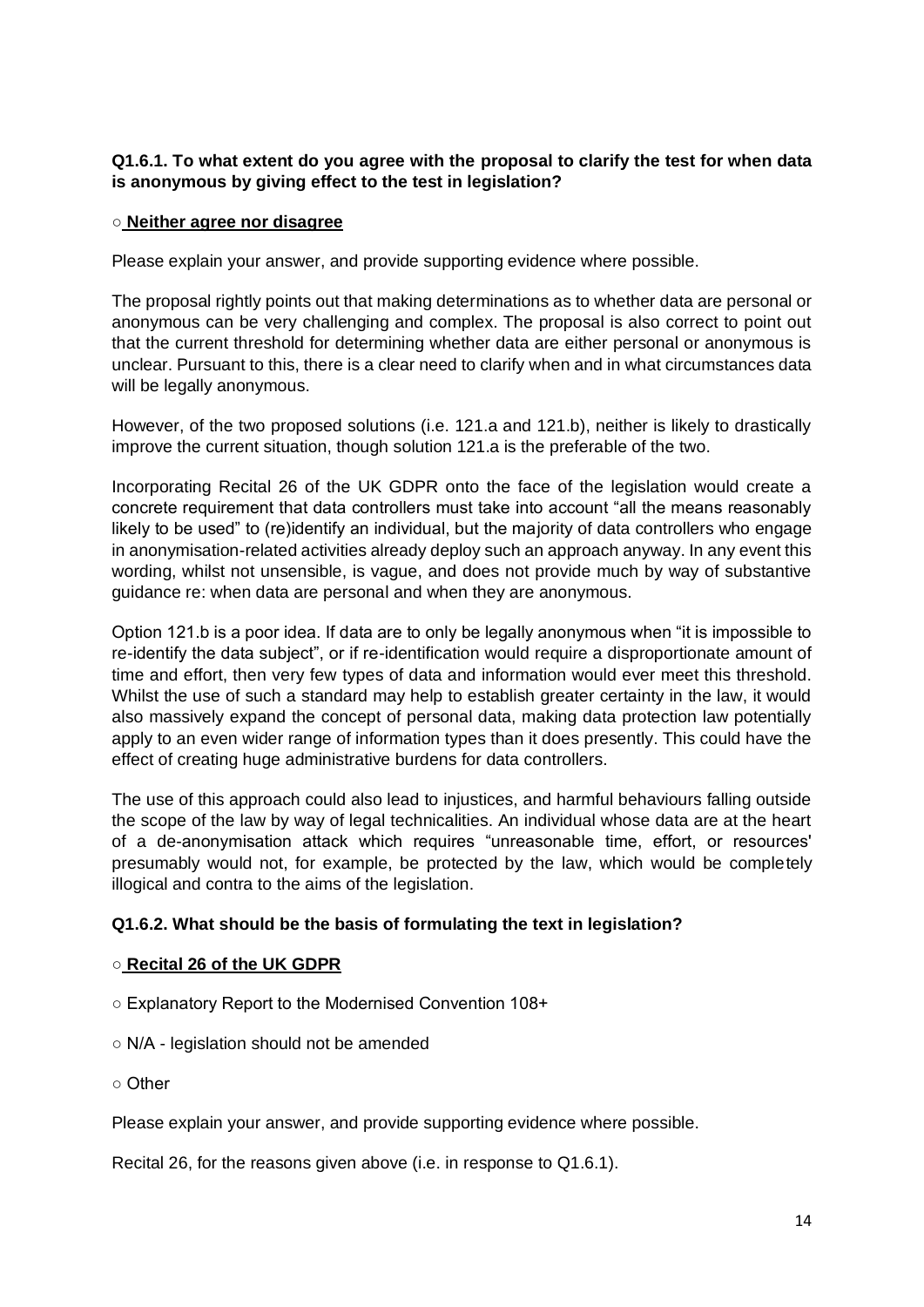**Q1.6.1. To what extent do you agree with the proposal to clarify the test for when data is anonymous by giving effect to the test in legislation?**

○ **Neither agree nor disagree**

Please explain your answer, and provide supporting evidence where possible.

The proposal rightly points out that making determinations as to whether data are personal or anonymous can be very challenging and complex. The proposal is also correct to point out that the current threshold for determining whether data are either personal or anonymous is unclear. Pursuant to this, there is a clear need to clarify when and in what circumstances data will be legally anonymous.

However, of the two proposed solutions (i.e. 121.a and 121.b), neither is likely to drastically improve the current situation, though solution 121.a is the preferable of the two.

Incorporating Recital 26 of the UK GDPR onto the face of the legislation would create a concrete requirement that data controllers must take into account "all the means reasonably likely to be used" to (re)identify an individual, but the majority of data controllers who engage in anonymisation-related activities already deploy such an approach anyway. In any event this wording, whilst not unsensible, is vague, and does not provide much by way of substantive guidance re: when data are personal and when they are anonymous.

Option 121.b is a poor idea. If data are to only be legally anonymous when "it is impossible to re-identify the data subject", or if re-identification would require a disproportionate amount of time and effort, then very few types of data and information would ever meet this threshold. Whilst the use of such a standard may help to establish greater certainty in the law, it would also massively expand the concept of personal data, making data protection law potentially apply to an even wider range of information types than it does presently. This could have the effect of creating huge administrative burdens for data controllers.

The use of this approach could also lead to injustices, and harmful behaviours falling outside the scope of the law by way of legal technicalities. An individual whose data are at the heart of a de-anonymisation attack which requires "unreasonable time, effort, or resources' presumably would not, for example, be protected by the law, which would be completely illogical and contra to the aims of the legislation.

**Q1.6.2. What should be the basis of formulating the text in legislation?**

○ **Recital 26 of the UK GDPR**

○ Explanatory Report to the Modernised Convention 108+

○ N/A - legislation should not be amended

○ Other

Please explain your answer, and provide supporting evidence where possible.

Recital 26, for the reasons given above (i.e. in response to Q1.6.1).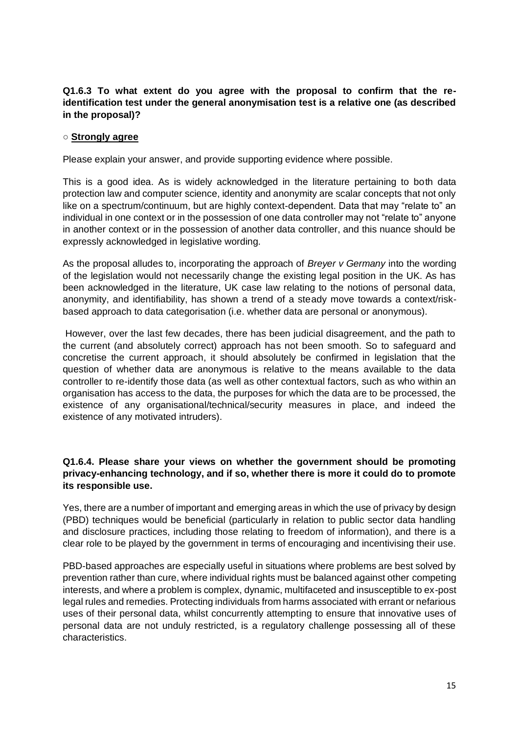**Q1.6.3 To what extent do you agree with the proposal to confirm that the re-identification test under the general anonymisation test is a relative one (as described in the proposal)?**

○ **Strongly agree**

Please explain your answer, and provide supporting evidence where possible.

This is a good idea. As is widely acknowledged in the literature pertaining to both data protection law and computer science, identity and anonymity are scalar concepts that not only like on a spectrum/continuum, but are highly context-dependent. Data that may "relate to" an individual in one context or in the possession of one data controller may not "relate to" anyone in another context or in the possession of another data controller, and this nuance should be expressly acknowledged in legislative wording.

As the proposal alludes to, incorporating the approach of *Breyer v Germany* into the wording of the legislation would not necessarily change the existing legal position in the UK. As has been acknowledged in the literature, UK case law relating to the notions of personal data, anonymity, and identifiability, has shown a trend of a steady move towards a context/risk-based approach to data categorisation (i.e. whether data are personal or anonymous).

However, over the last few decades, there has been judicial disagreement, and the path to the current (and absolutely correct) approach has not been smooth. So to safeguard and concretise the current approach, it should absolutely be confirmed in legislation that the question of whether data are anonymous is relative to the means available to the data controller to re-identify those data (as well as other contextual factors, such as who within an organisation has access to the data, the purposes for which the data are to be processed, the existence of any organisational/technical/security measures in place, and indeed the existence of any motivated intruders).

**Q1.6.4. Please share your views on whether the government should be promoting privacy-enhancing technology, and if so, whether there is more it could do to promote its responsible use.**

Yes, there are a number of important and emerging areas in which the use of privacy by design (PBD) techniques would be beneficial (particularly in relation to public sector data handling and disclosure practices, including those relating to freedom of information), and there is a clear role to be played by the government in terms of encouraging and incentivising their use.

PBD-based approaches are especially useful in situations where problems are best solved by prevention rather than cure, where individual rights must be balanced against other competing interests, and where a problem is complex, dynamic, multifaceted and insusceptible to ex-post legal rules and remedies. Protecting individuals from harms associated with errant or nefarious uses of their personal data, whilst concurrently attempting to ensure that innovative uses of personal data are not unduly restricted, is a regulatory challenge possessing all of these characteristics.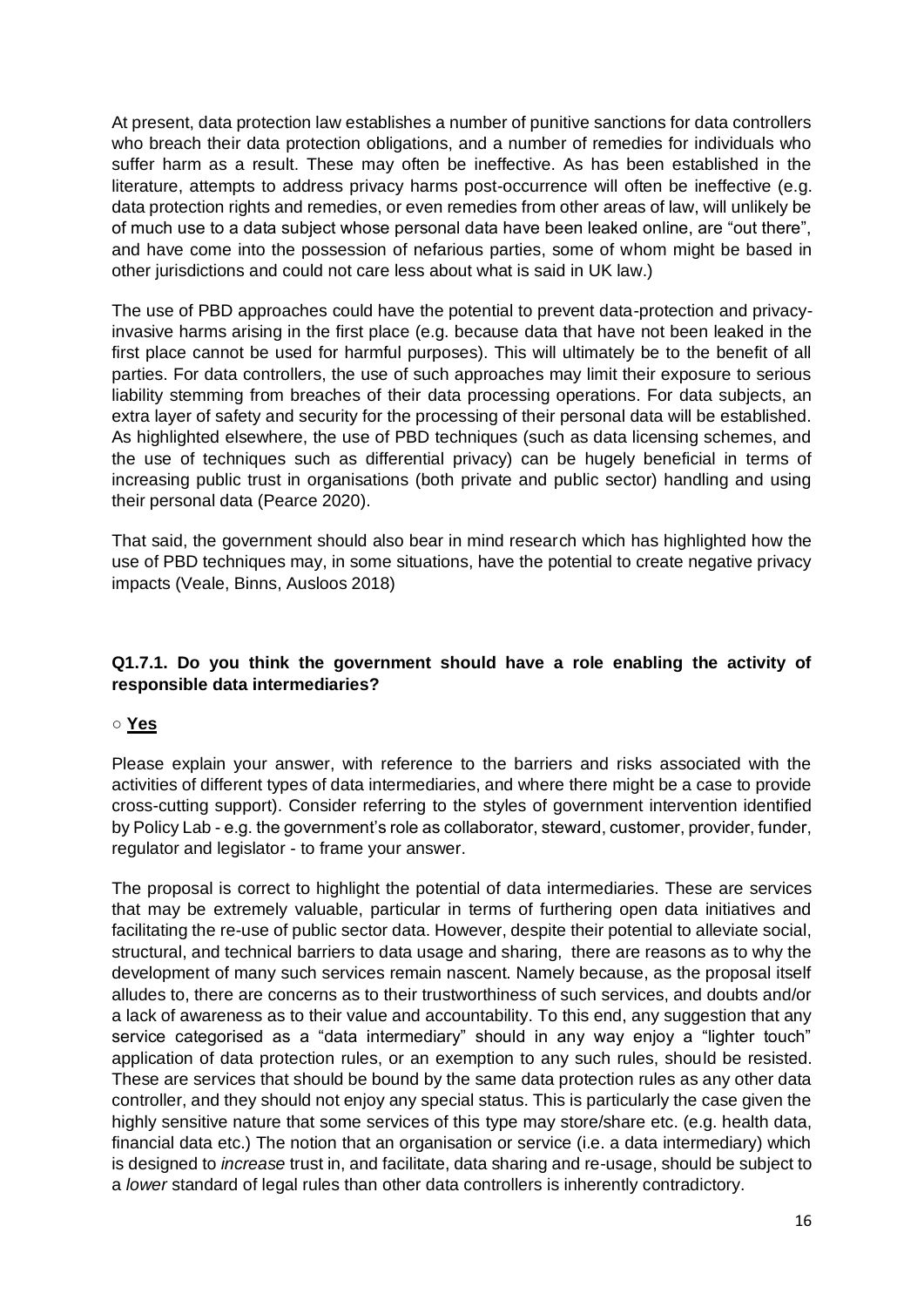At present, data protection law establishes a number of punitive sanctions for data controllers who breach their data protection obligations, and a number of remedies for individuals who suffer harm as a result. These may often be ineffective. As has been established in the literature, attempts to address privacy harms post-occurrence will often be ineffective (e.g. data protection rights and remedies, or even remedies from other areas of law, will unlikely be of much use to a data subject whose personal data have been leaked online, are "out there", and have come into the possession of nefarious parties, some of whom might be based in other jurisdictions and could not care less about what is said in UK law.)

The use of PBD approaches could have the potential to prevent data-protection and privacy-invasive harms arising in the first place (e.g. because data that have not been leaked in the first place cannot be used for harmful purposes). This will ultimately be to the benefit of all parties. For data controllers, the use of such approaches may limit their exposure to serious liability stemming from breaches of their data processing operations. For data subjects, an extra layer of safety and security for the processing of their personal data will be established. As highlighted elsewhere, the use of PBD techniques (such as data licensing schemes, and the use of techniques such as differential privacy) can be hugely beneficial in terms of increasing public trust in organisations (both private and public sector) handling and using their personal data (Pearce 2020).

That said, the government should also bear in mind research which has highlighted how the use of PBD techniques may, in some situations, have the potential to create negative privacy impacts (Veale, Binns, Ausloos 2018)

**Q1.7.1. Do you think the government should have a role enabling the activity of responsible data intermediaries?**

○ **Yes**

Please explain your answer, with reference to the barriers and risks associated with the activities of different types of data intermediaries, and where there might be a case to provide cross-cutting support). Consider referring to the styles of government intervention identified by Policy Lab - e.g. the government's role as collaborator, steward, customer, provider, funder, regulator and legislator - to frame your answer.

The proposal is correct to highlight the potential of data intermediaries. These are services that may be extremely valuable, particular in terms of furthering open data initiatives and facilitating the re-use of public sector data. However, despite their potential to alleviate social, structural, and technical barriers to data usage and sharing, there are reasons as to why the development of many such services remain nascent. Namely because, as the proposal itself alludes to, there are concerns as to their trustworthiness of such services, and doubts and/or a lack of awareness as to their value and accountability. To this end, any suggestion that any service categorised as a "data intermediary" should in any way enjoy a "lighter touch" application of data protection rules, or an exemption to any such rules, should be resisted. These are services that should be bound by the same data protection rules as any other data controller, and they should not enjoy any special status. This is particularly the case given the highly sensitive nature that some services of this type may store/share etc. (e.g. health data, financial data etc.) The notion that an organisation or service (i.e. a data intermediary) which is designed to *increase* trust in, and facilitate, data sharing and re-usage, should be subject to a *lower* standard of legal rules than other data controllers is inherently contradictory.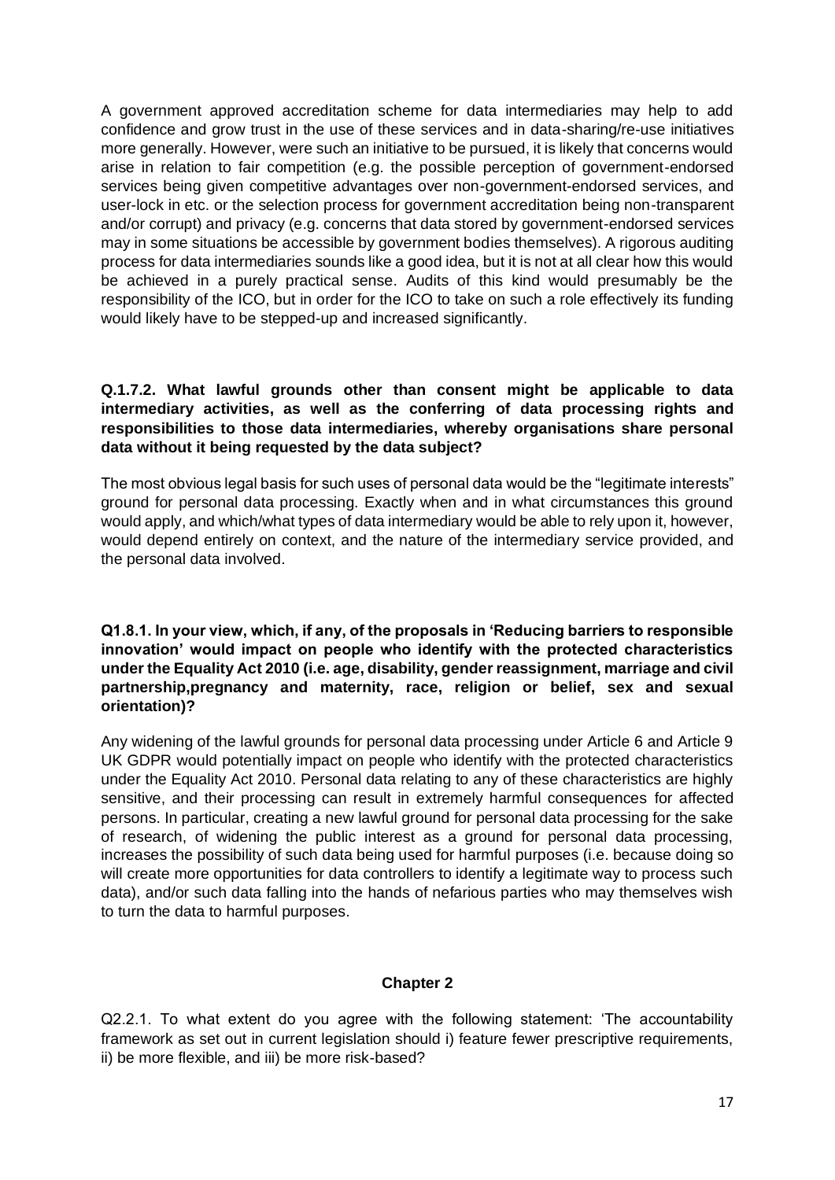A government approved accreditation scheme for data intermediaries may help to add confidence and grow trust in the use of these services and in data-sharing/re-use initiatives more generally. However, were such an initiative to be pursued, it is likely that concerns would arise in relation to fair competition (e.g. the possible perception of government-endorsed services being given competitive advantages over non-government-endorsed services, and user-lock in etc. or the selection process for government accreditation being non-transparent and/or corrupt) and privacy (e.g. concerns that data stored by government-endorsed services may in some situations be accessible by government bodies themselves). A rigorous auditing process for data intermediaries sounds like a good idea, but it is not at all clear how this would be achieved in a purely practical sense. Audits of this kind would presumably be the responsibility of the ICO, but in order for the ICO to take on such a role effectively its funding would likely have to be stepped-up and increased significantly.

**Q.1.7.2. What lawful grounds other than consent might be applicable to data intermediary activities, as well as the conferring of data processing rights and responsibilities to those data intermediaries, whereby organisations share personal data without it being requested by the data subject?**

The most obvious legal basis for such uses of personal data would be the "legitimate interests" ground for personal data processing. Exactly when and in what circumstances this ground would apply, and which/what types of data intermediary would be able to rely upon it, however, would depend entirely on context, and the nature of the intermediary service provided, and the personal data involved.

**Q1.8.1. In your view, which, if any, of the proposals in 'Reducing barriers to responsible innovation' would impact on people who identify with the protected characteristics under the Equality Act 2010 (i.e. age, disability, gender reassignment, marriage and civil partnership,pregnancy and maternity, race, religion or belief, sex and sexual orientation)?**

Any widening of the lawful grounds for personal data processing under Article 6 and Article 9 UK GDPR would potentially impact on people who identify with the protected characteristics under the Equality Act 2010. Personal data relating to any of these characteristics are highly sensitive, and their processing can result in extremely harmful consequences for affected persons. In particular, creating a new lawful ground for personal data processing for the sake of research, of widening the public interest as a ground for personal data processing, increases the possibility of such data being used for harmful purposes (i.e. because doing so will create more opportunities for data controllers to identify a legitimate way to process such data), and/or such data falling into the hands of nefarious parties who may themselves wish to turn the data to harmful purposes.

## Chapter 2

Q2.2.1. To what extent do you agree with the following statement: 'The accountability framework as set out in current legislation should i) feature fewer prescriptive requirements, ii) be more flexible, and iii) be more risk-based?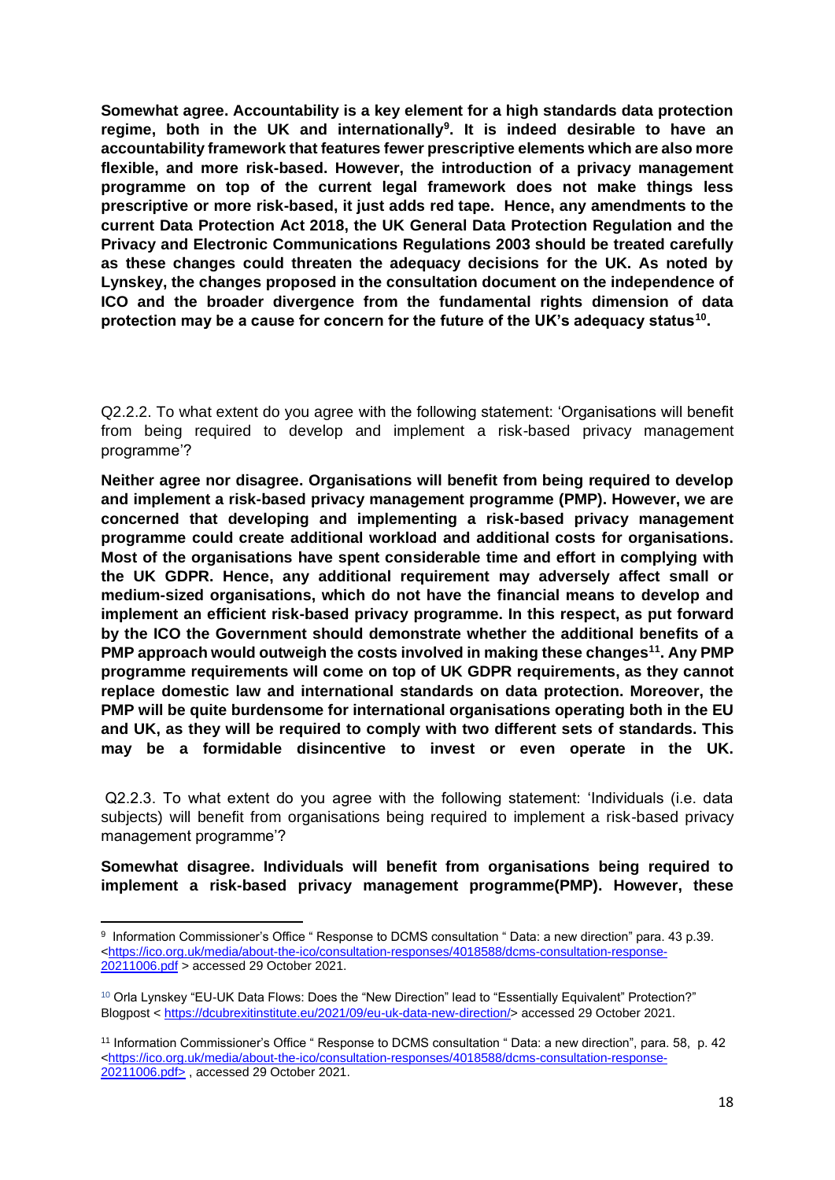**Somewhat agree. Accountability is a key element for a high standards data protection regime, both in the UK and internationally[9]. It is indeed desirable to have an accountability framework that features fewer prescriptive elements which are also more flexible, and more risk-based. However, the introduction of a privacy management programme on top of the current legal framework does not make things less prescriptive or more risk-based, it just adds red tape. Hence, any amendments to the current Data Protection Act 2018, the UK General Data Protection Regulation and the Privacy and Electronic Communications Regulations 2003 should be treated carefully as these changes could threaten the adequacy decisions for the UK. As noted by Lynskey, the changes proposed in the consultation document on the independence of ICO and the broader divergence from the fundamental rights dimension of data protection may be a cause for concern for the future of the UK's adequacy status[10].**

Q2.2.2. To what extent do you agree with the following statement: 'Organisations will benefit from being required to develop and implement a risk-based privacy management programme'?

**Neither agree nor disagree. Organisations will benefit from being required to develop and implement a risk-based privacy management programme (PMP). However, we are concerned that developing and implementing a risk-based privacy management programme could create additional workload and additional costs for organisations. Most of the organisations have spent considerable time and effort in complying with the UK GDPR. Hence, any additional requirement may adversely affect small or medium-sized organisations, which do not have the financial means to develop and implement an efficient risk-based privacy programme. In this respect, as put forward by the ICO the Government should demonstrate whether the additional benefits of a PMP approach would outweigh the costs involved in making these changes[11]. Any PMP programme requirements will come on top of UK GDPR requirements, as they cannot replace domestic law and international standards on data protection. Moreover, the PMP will be quite burdensome for international organisations operating both in the EU and UK, as they will be required to comply with two different sets of standards. This may be a formidable disincentive to invest or even operate in the UK.**

Q2.2.3. To what extent do you agree with the following statement: 'Individuals (i.e. data subjects) will benefit from organisations being required to implement a risk-based privacy management programme'?

**Somewhat disagree. Individuals will benefit from organisations being required to implement a risk-based privacy management programme(PMP). However, these**

---

[9] Information Commissioner's Office " Response to DCMS consultation " Data: a new direction" para. 43 p.39. <https://ico.org.uk/media/about-the-ico/consultation-responses/4018588/dcms-consultation-response-20211006.pdf > accessed 29 October 2021.

[10] Orla Lynskey "EU-UK Data Flows: Does the "New Direction" lead to "Essentially Equivalent" Protection?" Blogpost < https://dcubrexitinstitute.eu/2021/09/eu-uk-data-new-direction/> accessed 29 October 2021.

[11] Information Commissioner's Office " Response to DCMS consultation " Data: a new direction", para. 58, p. 42 <https://ico.org.uk/media/about-the-ico/consultation-responses/4018588/dcms-consultation-response-20211006.pdf> , accessed 29 October 2021.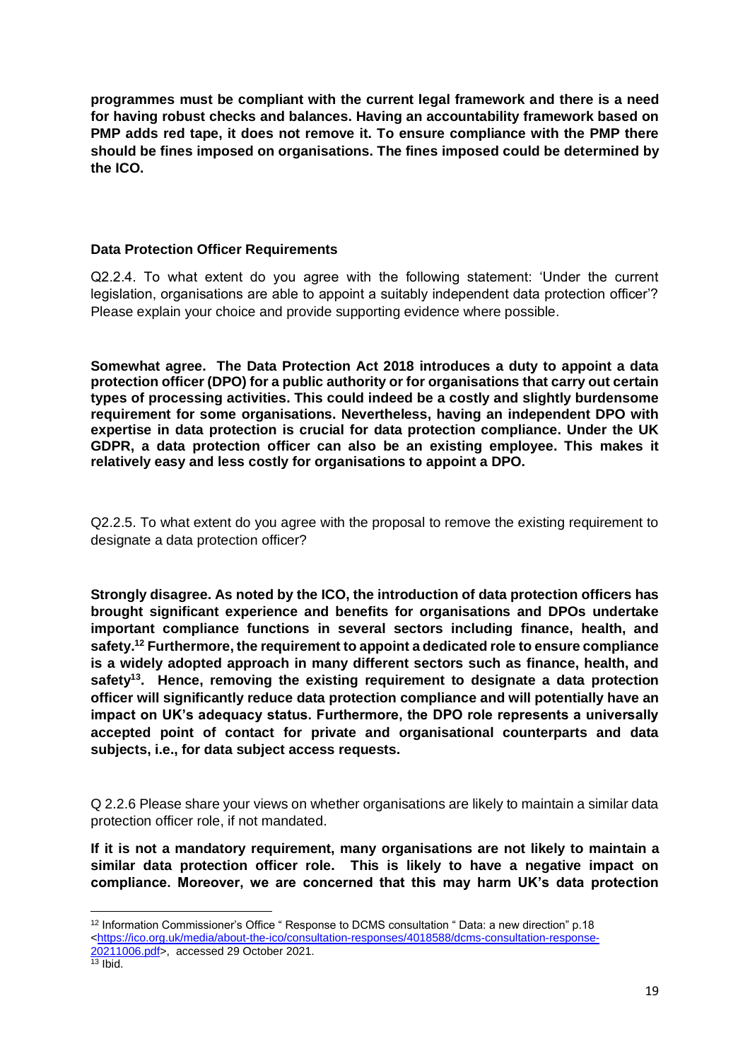**programmes must be compliant with the current legal framework and there is a need for having robust checks and balances. Having an accountability framework based on PMP adds red tape, it does not remove it. To ensure compliance with the PMP there should be fines imposed on organisations. The fines imposed could be determined by the ICO.**

### Data Protection Officer Requirements

Q2.2.4. To what extent do you agree with the following statement: 'Under the current legislation, organisations are able to appoint a suitably independent data protection officer'? Please explain your choice and provide supporting evidence where possible.

**Somewhat agree. The Data Protection Act 2018 introduces a duty to appoint a data protection officer (DPO) for a public authority or for organisations that carry out certain types of processing activities. This could indeed be a costly and slightly burdensome requirement for some organisations. Nevertheless, having an independent DPO with expertise in data protection is crucial for data protection compliance. Under the UK GDPR, a data protection officer can also be an existing employee. This makes it relatively easy and less costly for organisations to appoint a DPO.**

Q2.2.5. To what extent do you agree with the proposal to remove the existing requirement to designate a data protection officer?

**Strongly disagree. As noted by the ICO, the introduction of data protection officers has brought significant experience and benefits for organisations and DPOs undertake important compliance functions in several sectors including finance, health, and safety.[12] Furthermore, the requirement to appoint a dedicated role to ensure compliance is a widely adopted approach in many different sectors such as finance, health, and safety[13]. Hence, removing the existing requirement to designate a data protection officer will significantly reduce data protection compliance and will potentially have an impact on UK's adequacy status. Furthermore, the DPO role represents a universally accepted point of contact for private and organisational counterparts and data subjects, i.e., for data subject access requests.**

Q 2.2.6 Please share your views on whether organisations are likely to maintain a similar data protection officer role, if not mandated.

**If it is not a mandatory requirement, many organisations are not likely to maintain a similar data protection officer role. This is likely to have a negative impact on compliance. Moreover, we are concerned that this may harm UK's data protection**

---

[12] Information Commissioner's Office " Response to DCMS consultation " Data: a new direction" p.18 <https://ico.org.uk/media/about-the-ico/consultation-responses/4018588/dcms-consultation-response-20211006.pdf>, accessed 29 October 2021.

[13] Ibid.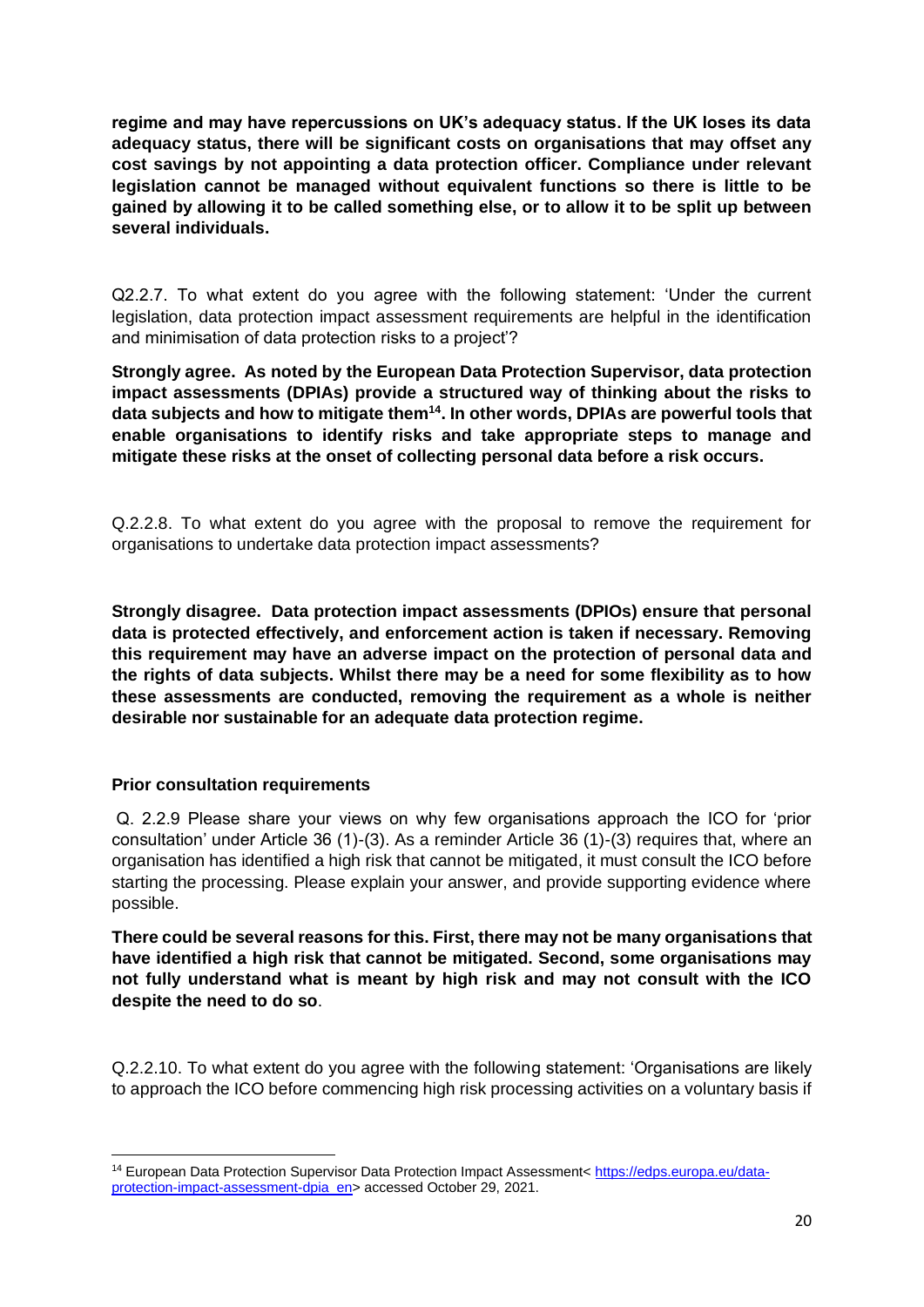**regime and may have repercussions on UK's adequacy status. If the UK loses its data adequacy status, there will be significant costs on organisations that may offset any cost savings by not appointing a data protection officer. Compliance under relevant legislation cannot be managed without equivalent functions so there is little to be gained by allowing it to be called something else, or to allow it to be split up between several individuals.**

Q2.2.7. To what extent do you agree with the following statement: 'Under the current legislation, data protection impact assessment requirements are helpful in the identification and minimisation of data protection risks to a project'?

**Strongly agree. As noted by the European Data Protection Supervisor, data protection impact assessments (DPIAs) provide a structured way of thinking about the risks to data subjects and how to mitigate them[14]. In other words, DPIAs are powerful tools that enable organisations to identify risks and take appropriate steps to manage and mitigate these risks at the onset of collecting personal data before a risk occurs.**

Q.2.2.8. To what extent do you agree with the proposal to remove the requirement for organisations to undertake data protection impact assessments?

**Strongly disagree. Data protection impact assessments (DPIOs) ensure that personal data is protected effectively, and enforcement action is taken if necessary. Removing this requirement may have an adverse impact on the protection of personal data and the rights of data subjects. Whilst there may be a need for some flexibility as to how these assessments are conducted, removing the requirement as a whole is neither desirable nor sustainable for an adequate data protection regime.**

**Prior consultation requirements**

Q. 2.2.9 Please share your views on why few organisations approach the ICO for 'prior consultation' under Article 36 (1)-(3). As a reminder Article 36 (1)-(3) requires that, where an organisation has identified a high risk that cannot be mitigated, it must consult the ICO before starting the processing. Please explain your answer, and provide supporting evidence where possible.

**There could be several reasons for this. First, there may not be many organisations that have identified a high risk that cannot be mitigated. Second, some organisations may not fully understand what is meant by high risk and may not consult with the ICO despite the need to do so**.

Q.2.2.10. To what extent do you agree with the following statement: 'Organisations are likely to approach the ICO before commencing high risk processing activities on a voluntary basis if

[14] European Data Protection Supervisor Data Protection Impact Assessment< https://edps.europa.eu/data-protection-impact-assessment-dpia_en> accessed October 29, 2021.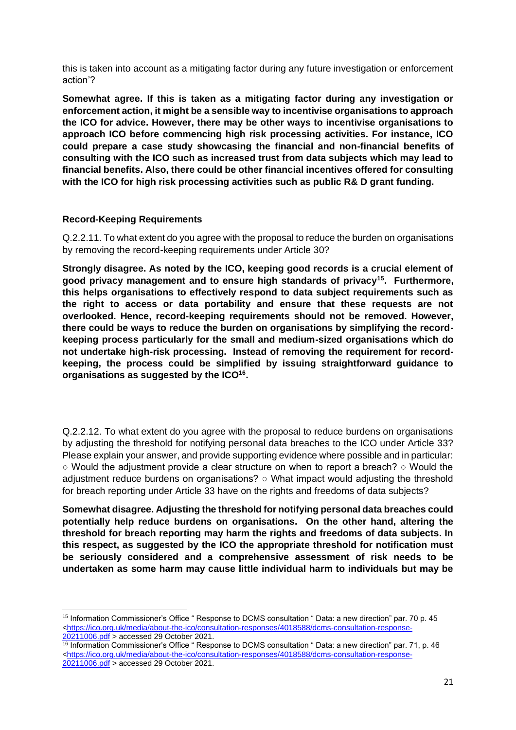this is taken into account as a mitigating factor during any future investigation or enforcement action'?

**Somewhat agree. If this is taken as a mitigating factor during any investigation or enforcement action, it might be a sensible way to incentivise organisations to approach the ICO for advice. However, there may be other ways to incentivise organisations to approach ICO before commencing high risk processing activities. For instance, ICO could prepare a case study showcasing the financial and non-financial benefits of consulting with the ICO such as increased trust from data subjects which may lead to financial benefits. Also, there could be other financial incentives offered for consulting with the ICO for high risk processing activities such as public R& D grant funding.**

**Record-Keeping Requirements**

Q.2.2.11. To what extent do you agree with the proposal to reduce the burden on organisations by removing the record-keeping requirements under Article 30?

**Strongly disagree. As noted by the ICO, keeping good records is a crucial element of good privacy management and to ensure high standards of privacy[15]. Furthermore, this helps organisations to effectively respond to data subject requirements such as the right to access or data portability and ensure that these requests are not overlooked. Hence, record-keeping requirements should not be removed. However, there could be ways to reduce the burden on organisations by simplifying the record-keeping process particularly for the small and medium-sized organisations which do not undertake high-risk processing. Instead of removing the requirement for record-keeping, the process could be simplified by issuing straightforward guidance to organisations as suggested by the ICO[16].**

Q.2.2.12. To what extent do you agree with the proposal to reduce burdens on organisations by adjusting the threshold for notifying personal data breaches to the ICO under Article 33? Please explain your answer, and provide supporting evidence where possible and in particular: ○ Would the adjustment provide a clear structure on when to report a breach? ○ Would the adjustment reduce burdens on organisations? ○ What impact would adjusting the threshold for breach reporting under Article 33 have on the rights and freedoms of data subjects?

**Somewhat disagree. Adjusting the threshold for notifying personal data breaches could potentially help reduce burdens on organisations. On the other hand, altering the threshold for breach reporting may harm the rights and freedoms of data subjects. In this respect, as suggested by the ICO the appropriate threshold for notification must be seriously considered and a comprehensive assessment of risk needs to be undertaken as some harm may cause little individual harm to individuals but may be**

---

[15] Information Commissioner's Office " Response to DCMS consultation " Data: a new direction" par. 70 p. 45 <https://ico.org.uk/media/about-the-ico/consultation-responses/4018588/dcms-consultation-response-20211006.pdf > accessed 29 October 2021.

[16] Information Commissioner's Office " Response to DCMS consultation " Data: a new direction" par. 71, p. 46 <https://ico.org.uk/media/about-the-ico/consultation-responses/4018588/dcms-consultation-response-20211006.pdf > accessed 29 October 2021.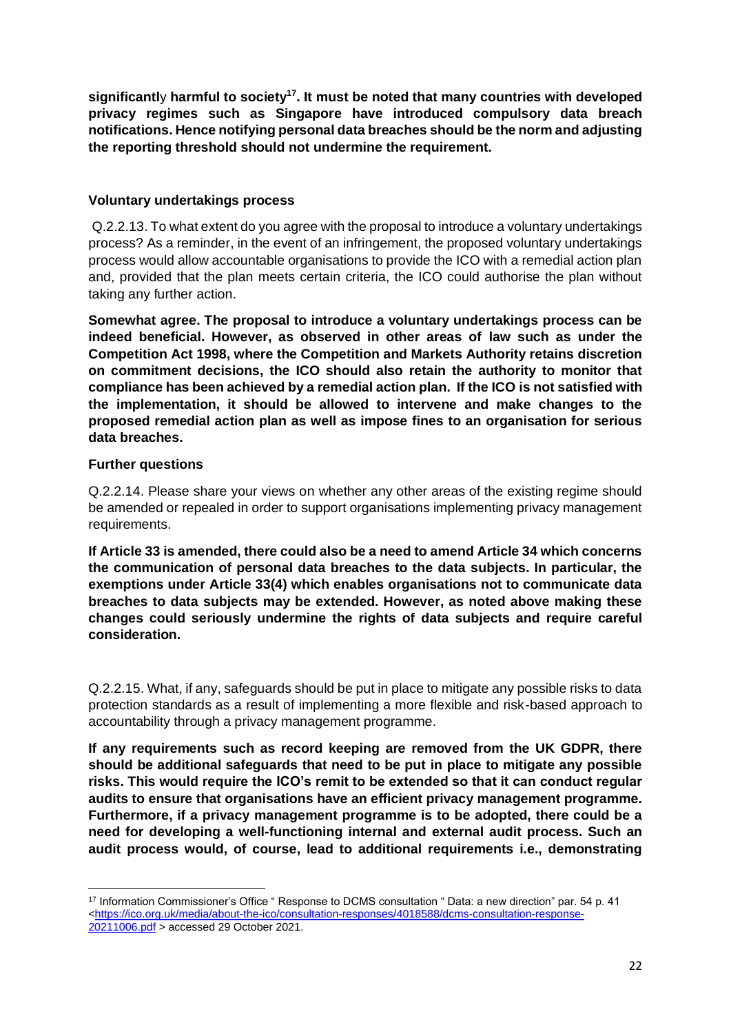**significantly harmful to society[17]. It must be noted that many countries with developed privacy regimes such as Singapore have introduced compulsory data breach notifications. Hence notifying personal data breaches should be the norm and adjusting the reporting threshold should not undermine the requirement.**

**Voluntary undertakings process**

Q.2.2.13. To what extent do you agree with the proposal to introduce a voluntary undertakings process? As a reminder, in the event of an infringement, the proposed voluntary undertakings process would allow accountable organisations to provide the ICO with a remedial action plan and, provided that the plan meets certain criteria, the ICO could authorise the plan without taking any further action.

**Somewhat agree. The proposal to introduce a voluntary undertakings process can be indeed beneficial. However, as observed in other areas of law such as under the Competition Act 1998, where the Competition and Markets Authority retains discretion on commitment decisions, the ICO should also retain the authority to monitor that compliance has been achieved by a remedial action plan. If the ICO is not satisfied with the implementation, it should be allowed to intervene and make changes to the proposed remedial action plan as well as impose fines to an organisation for serious data breaches.**

**Further questions**

Q.2.2.14. Please share your views on whether any other areas of the existing regime should be amended or repealed in order to support organisations implementing privacy management requirements.

**If Article 33 is amended, there could also be a need to amend Article 34 which concerns the communication of personal data breaches to the data subjects. In particular, the exemptions under Article 33(4) which enables organisations not to communicate data breaches to data subjects may be extended. However, as noted above making these changes could seriously undermine the rights of data subjects and require careful consideration.**

Q.2.2.15. What, if any, safeguards should be put in place to mitigate any possible risks to data protection standards as a result of implementing a more flexible and risk-based approach to accountability through a privacy management programme.

**If any requirements such as record keeping are removed from the UK GDPR, there should be additional safeguards that need to be put in place to mitigate any possible risks. This would require the ICO's remit to be extended so that it can conduct regular audits to ensure that organisations have an efficient privacy management programme. Furthermore, if a privacy management programme is to be adopted, there could be a need for developing a well-functioning internal and external audit process. Such an audit process would, of course, lead to additional requirements i.e., demonstrating**

---

[17] Information Commissioner's Office " Response to DCMS consultation " Data: a new direction" par. 54 p. 41 <https://ico.org.uk/media/about-the-ico/consultation-responses/4018588/dcms-consultation-response-20211006.pdf > accessed 29 October 2021.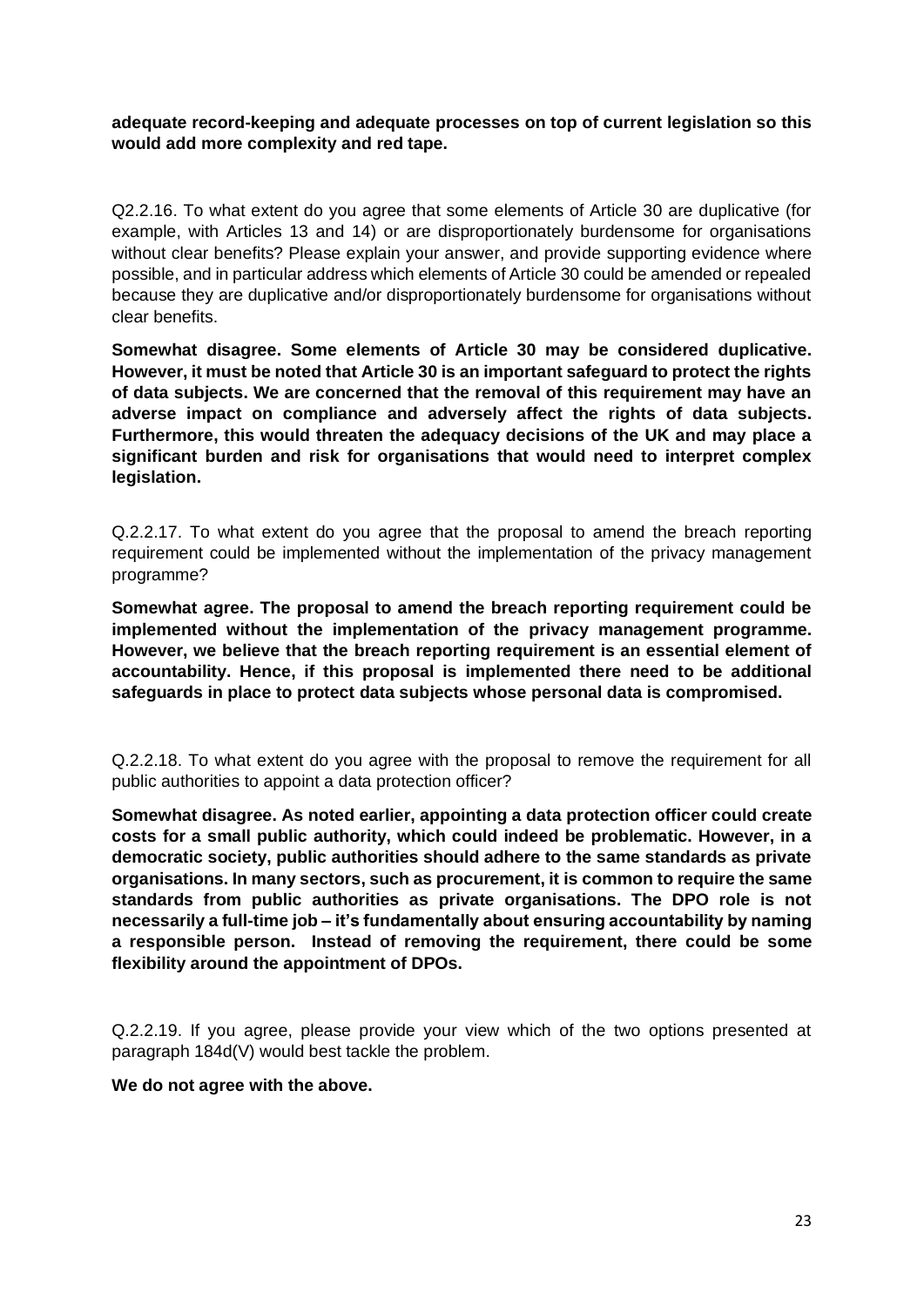**adequate record-keeping and adequate processes on top of current legislation so this would add more complexity and red tape.**

Q2.2.16. To what extent do you agree that some elements of Article 30 are duplicative (for example, with Articles 13 and 14) or are disproportionately burdensome for organisations without clear benefits? Please explain your answer, and provide supporting evidence where possible, and in particular address which elements of Article 30 could be amended or repealed because they are duplicative and/or disproportionately burdensome for organisations without clear benefits.

**Somewhat disagree. Some elements of Article 30 may be considered duplicative. However, it must be noted that Article 30 is an important safeguard to protect the rights of data subjects. We are concerned that the removal of this requirement may have an adverse impact on compliance and adversely affect the rights of data subjects. Furthermore, this would threaten the adequacy decisions of the UK and may place a significant burden and risk for organisations that would need to interpret complex legislation.**

Q.2.2.17. To what extent do you agree that the proposal to amend the breach reporting requirement could be implemented without the implementation of the privacy management programme?

**Somewhat agree. The proposal to amend the breach reporting requirement could be implemented without the implementation of the privacy management programme. However, we believe that the breach reporting requirement is an essential element of accountability. Hence, if this proposal is implemented there need to be additional safeguards in place to protect data subjects whose personal data is compromised.**

Q.2.2.18. To what extent do you agree with the proposal to remove the requirement for all public authorities to appoint a data protection officer?

**Somewhat disagree. As noted earlier, appointing a data protection officer could create costs for a small public authority, which could indeed be problematic. However, in a democratic society, public authorities should adhere to the same standards as private organisations. In many sectors, such as procurement, it is common to require the same standards from public authorities as private organisations. The DPO role is not necessarily a full-time job – it's fundamentally about ensuring accountability by naming a responsible person. Instead of removing the requirement, there could be some flexibility around the appointment of DPOs.**

Q.2.2.19. If you agree, please provide your view which of the two options presented at paragraph 184d(V) would best tackle the problem.

**We do not agree with the above.**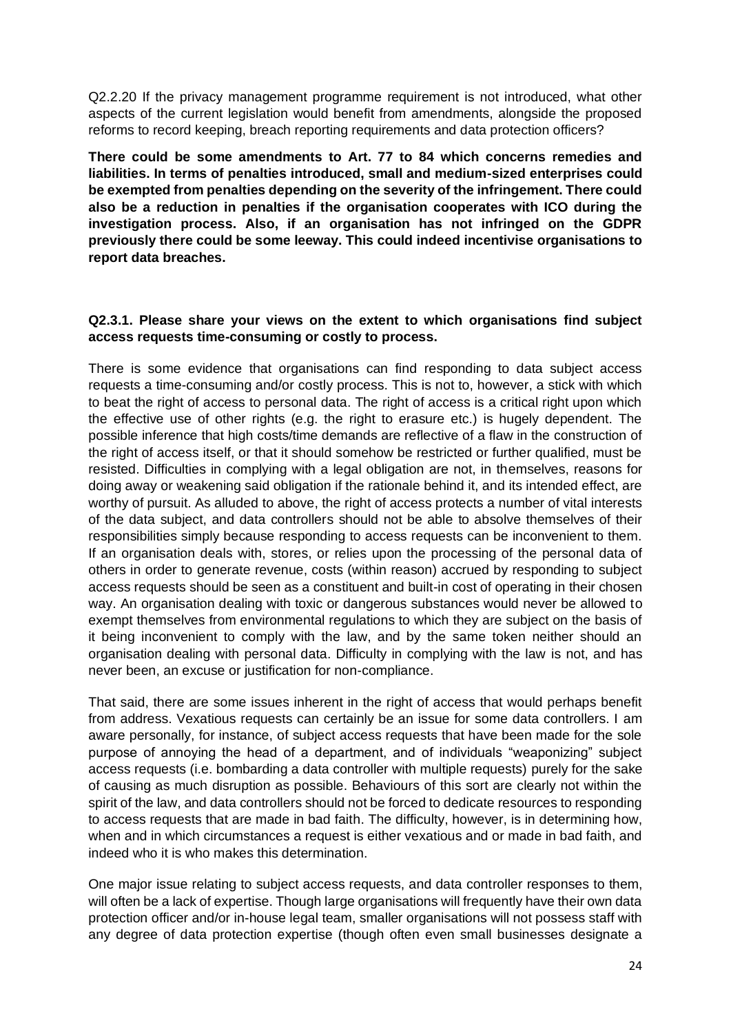Q2.2.20 If the privacy management programme requirement is not introduced, what other aspects of the current legislation would benefit from amendments, alongside the proposed reforms to record keeping, breach reporting requirements and data protection officers?

**There could be some amendments to Art. 77 to 84 which concerns remedies and liabilities. In terms of penalties introduced, small and medium-sized enterprises could be exempted from penalties depending on the severity of the infringement. There could also be a reduction in penalties if the organisation cooperates with ICO during the investigation process. Also, if an organisation has not infringed on the GDPR previously there could be some leeway. This could indeed incentivise organisations to report data breaches.**

**Q2.3.1. Please share your views on the extent to which organisations find subject access requests time-consuming or costly to process.**

There is some evidence that organisations can find responding to data subject access requests a time-consuming and/or costly process. This is not to, however, a stick with which to beat the right of access to personal data. The right of access is a critical right upon which the effective use of other rights (e.g. the right to erasure etc.) is hugely dependent. The possible inference that high costs/time demands are reflective of a flaw in the construction of the right of access itself, or that it should somehow be restricted or further qualified, must be resisted. Difficulties in complying with a legal obligation are not, in themselves, reasons for doing away or weakening said obligation if the rationale behind it, and its intended effect, are worthy of pursuit. As alluded to above, the right of access protects a number of vital interests of the data subject, and data controllers should not be able to absolve themselves of their responsibilities simply because responding to access requests can be inconvenient to them. If an organisation deals with, stores, or relies upon the processing of the personal data of others in order to generate revenue, costs (within reason) accrued by responding to subject access requests should be seen as a constituent and built-in cost of operating in their chosen way. An organisation dealing with toxic or dangerous substances would never be allowed to exempt themselves from environmental regulations to which they are subject on the basis of it being inconvenient to comply with the law, and by the same token neither should an organisation dealing with personal data. Difficulty in complying with the law is not, and has never been, an excuse or justification for non-compliance.

That said, there are some issues inherent in the right of access that would perhaps benefit from address. Vexatious requests can certainly be an issue for some data controllers. I am aware personally, for instance, of subject access requests that have been made for the sole purpose of annoying the head of a department, and of individuals "weaponizing" subject access requests (i.e. bombarding a data controller with multiple requests) purely for the sake of causing as much disruption as possible. Behaviours of this sort are clearly not within the spirit of the law, and data controllers should not be forced to dedicate resources to responding to access requests that are made in bad faith. The difficulty, however, is in determining how, when and in which circumstances a request is either vexatious and or made in bad faith, and indeed who it is who makes this determination.

One major issue relating to subject access requests, and data controller responses to them, will often be a lack of expertise. Though large organisations will frequently have their own data protection officer and/or in-house legal team, smaller organisations will not possess staff with any degree of data protection expertise (though often even small businesses designate a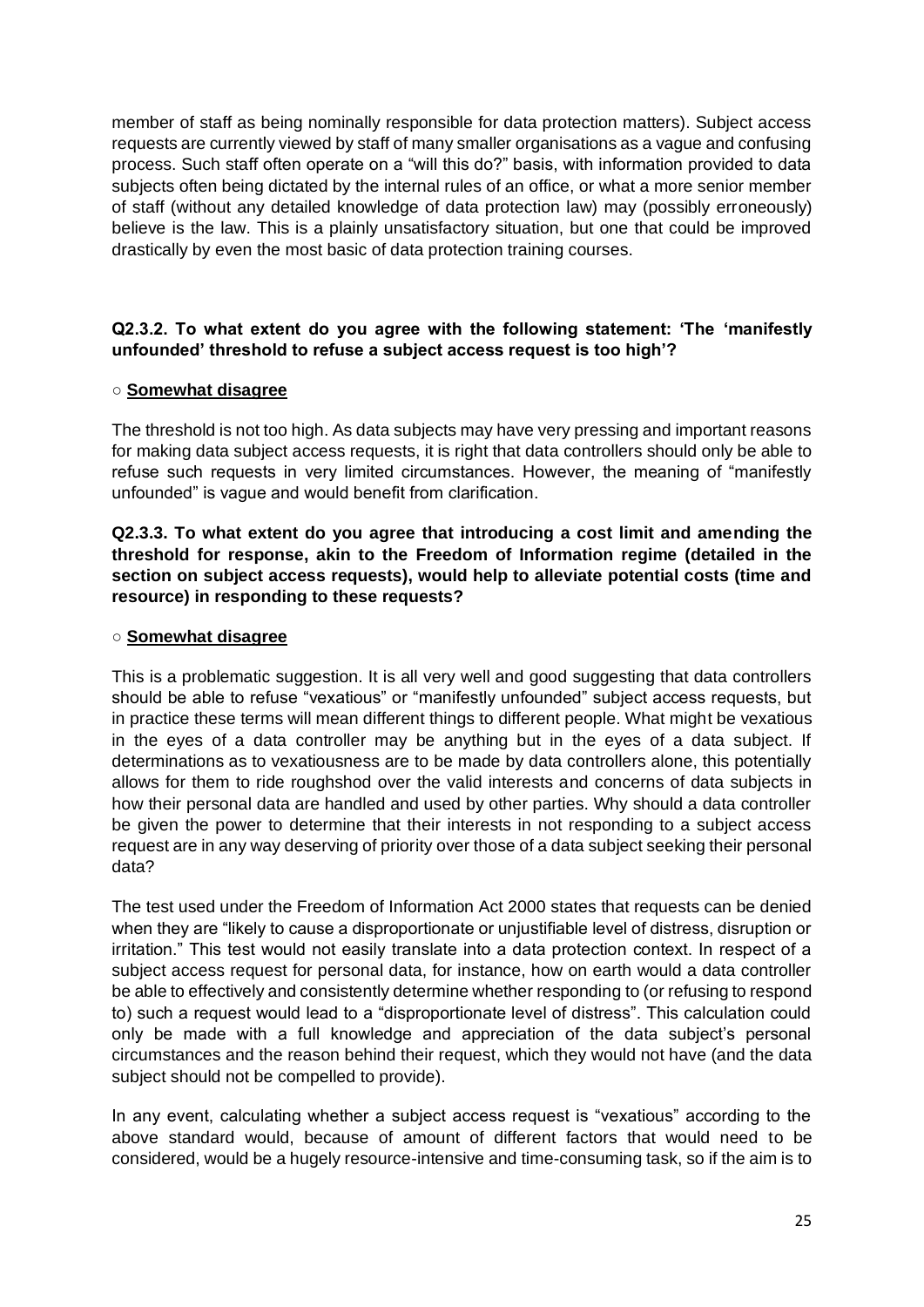member of staff as being nominally responsible for data protection matters). Subject access requests are currently viewed by staff of many smaller organisations as a vague and confusing process. Such staff often operate on a "will this do?" basis, with information provided to data subjects often being dictated by the internal rules of an office, or what a more senior member of staff (without any detailed knowledge of data protection law) may (possibly erroneously) believe is the law. This is a plainly unsatisfactory situation, but one that could be improved drastically by even the most basic of data protection training courses.

**Q2.3.2. To what extent do you agree with the following statement: 'The 'manifestly unfounded' threshold to refuse a subject access request is too high'?**

○ **Somewhat disagree**

The threshold is not too high. As data subjects may have very pressing and important reasons for making data subject access requests, it is right that data controllers should only be able to refuse such requests in very limited circumstances. However, the meaning of "manifestly unfounded" is vague and would benefit from clarification.

**Q2.3.3. To what extent do you agree that introducing a cost limit and amending the threshold for response, akin to the Freedom of Information regime (detailed in the section on subject access requests), would help to alleviate potential costs (time and resource) in responding to these requests?**

○ **Somewhat disagree**

This is a problematic suggestion. It is all very well and good suggesting that data controllers should be able to refuse "vexatious" or "manifestly unfounded" subject access requests, but in practice these terms will mean different things to different people. What might be vexatious in the eyes of a data controller may be anything but in the eyes of a data subject. If determinations as to vexatiousness are to be made by data controllers alone, this potentially allows for them to ride roughshod over the valid interests and concerns of data subjects in how their personal data are handled and used by other parties. Why should a data controller be given the power to determine that their interests in not responding to a subject access request are in any way deserving of priority over those of a data subject seeking their personal data?

The test used under the Freedom of Information Act 2000 states that requests can be denied when they are "likely to cause a disproportionate or unjustifiable level of distress, disruption or irritation." This test would not easily translate into a data protection context. In respect of a subject access request for personal data, for instance, how on earth would a data controller be able to effectively and consistently determine whether responding to (or refusing to respond to) such a request would lead to a "disproportionate level of distress". This calculation could only be made with a full knowledge and appreciation of the data subject's personal circumstances and the reason behind their request, which they would not have (and the data subject should not be compelled to provide).

In any event, calculating whether a subject access request is "vexatious" according to the above standard would, because of amount of different factors that would need to be considered, would be a hugely resource-intensive and time-consuming task, so if the aim is to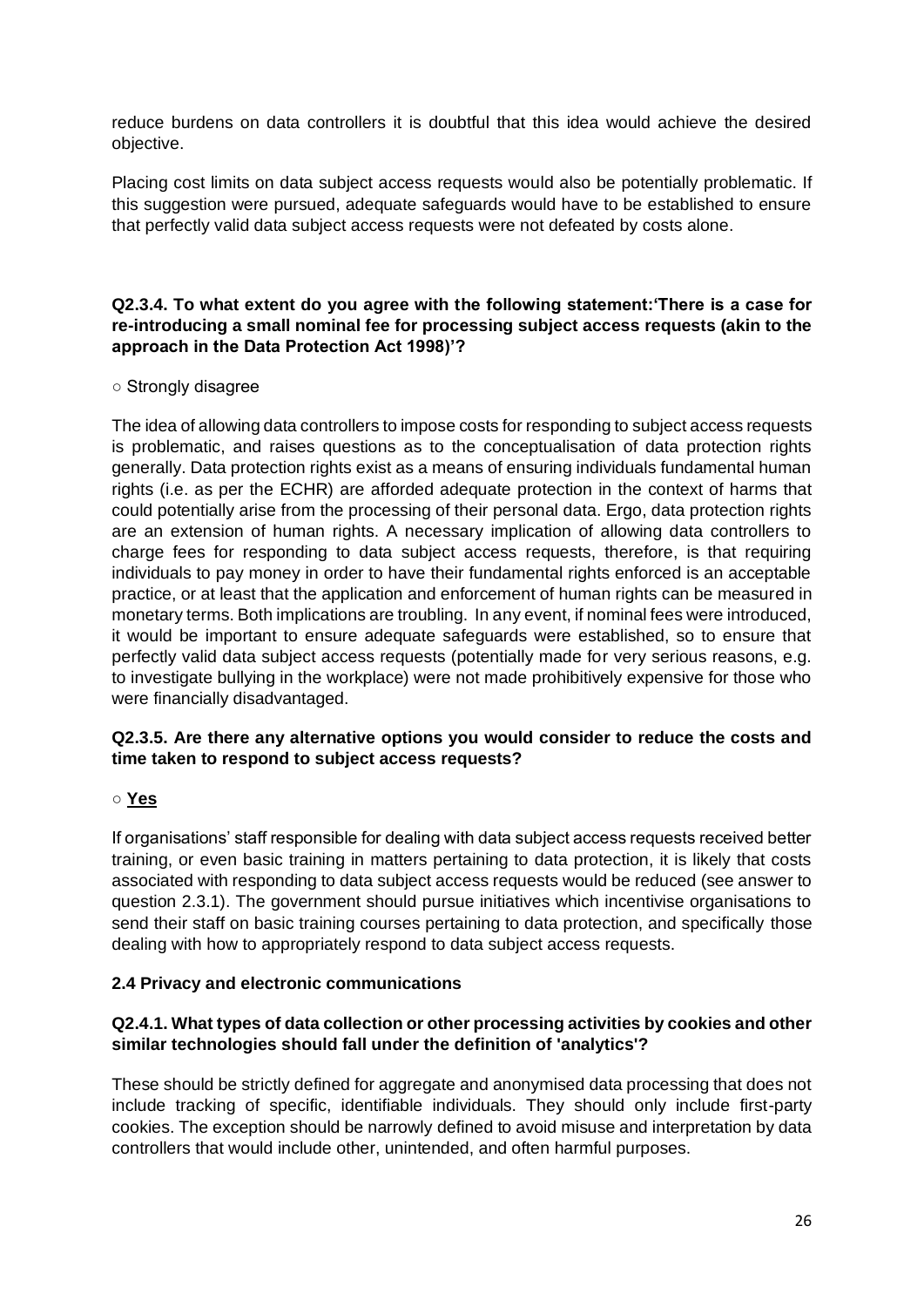reduce burdens on data controllers it is doubtful that this idea would achieve the desired objective.

Placing cost limits on data subject access requests would also be potentially problematic. If this suggestion were pursued, adequate safeguards would have to be established to ensure that perfectly valid data subject access requests were not defeated by costs alone.

**Q2.3.4. To what extent do you agree with the following statement:'There is a case for re-introducing a small nominal fee for processing subject access requests (akin to the approach in the Data Protection Act 1998)'?**

○ Strongly disagree

The idea of allowing data controllers to impose costs for responding to subject access requests is problematic, and raises questions as to the conceptualisation of data protection rights generally. Data protection rights exist as a means of ensuring individuals fundamental human rights (i.e. as per the ECHR) are afforded adequate protection in the context of harms that could potentially arise from the processing of their personal data. Ergo, data protection rights are an extension of human rights. A necessary implication of allowing data controllers to charge fees for responding to data subject access requests, therefore, is that requiring individuals to pay money in order to have their fundamental rights enforced is an acceptable practice, or at least that the application and enforcement of human rights can be measured in monetary terms. Both implications are troubling. In any event, if nominal fees were introduced, it would be important to ensure adequate safeguards were established, so to ensure that perfectly valid data subject access requests (potentially made for very serious reasons, e.g. to investigate bullying in the workplace) were not made prohibitively expensive for those who were financially disadvantaged.

**Q2.3.5. Are there any alternative options you would consider to reduce the costs and time taken to respond to subject access requests?**

○ **Yes**

If organisations' staff responsible for dealing with data subject access requests received better training, or even basic training in matters pertaining to data protection, it is likely that costs associated with responding to data subject access requests would be reduced (see answer to question 2.3.1). The government should pursue initiatives which incentivise organisations to send their staff on basic training courses pertaining to data protection, and specifically those dealing with how to appropriately respond to data subject access requests.

### 2.4 Privacy and electronic communications

**Q2.4.1. What types of data collection or other processing activities by cookies and other similar technologies should fall under the definition of 'analytics'?**

These should be strictly defined for aggregate and anonymised data processing that does not include tracking of specific, identifiable individuals. They should only include first-party cookies. The exception should be narrowly defined to avoid misuse and interpretation by data controllers that would include other, unintended, and often harmful purposes.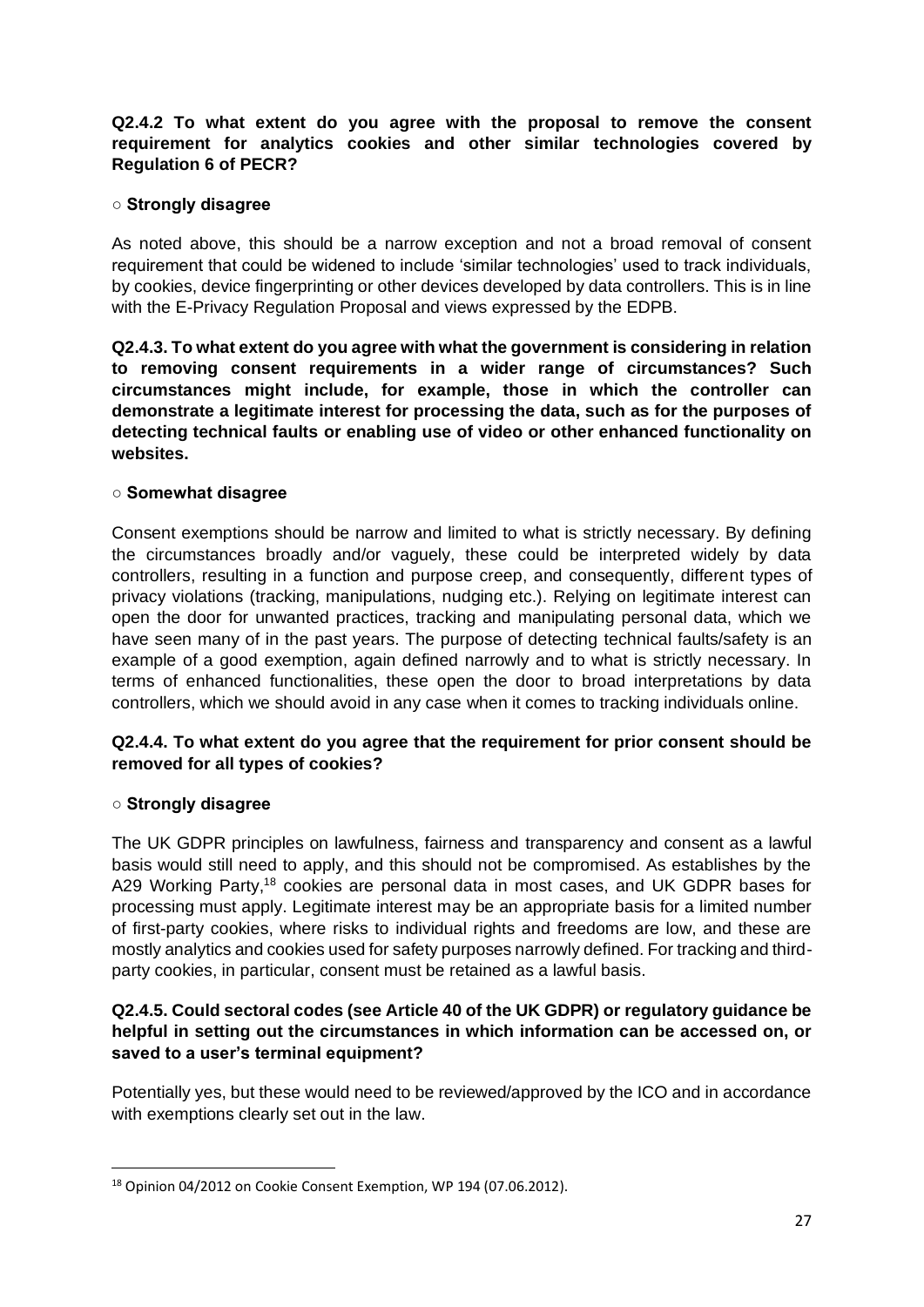**Q2.4.2 To what extent do you agree with the proposal to remove the consent requirement for analytics cookies and other similar technologies covered by Regulation 6 of PECR?**

○ **Strongly disagree**

As noted above, this should be a narrow exception and not a broad removal of consent requirement that could be widened to include 'similar technologies' used to track individuals, by cookies, device fingerprinting or other devices developed by data controllers. This is in line with the E-Privacy Regulation Proposal and views expressed by the EDPB.

**Q2.4.3. To what extent do you agree with what the government is considering in relation to removing consent requirements in a wider range of circumstances? Such circumstances might include, for example, those in which the controller can demonstrate a legitimate interest for processing the data, such as for the purposes of detecting technical faults or enabling use of video or other enhanced functionality on websites.**

○ **Somewhat disagree**

Consent exemptions should be narrow and limited to what is strictly necessary. By defining the circumstances broadly and/or vaguely, these could be interpreted widely by data controllers, resulting in a function and purpose creep, and consequently, different types of privacy violations (tracking, manipulations, nudging etc.). Relying on legitimate interest can open the door for unwanted practices, tracking and manipulating personal data, which we have seen many of in the past years. The purpose of detecting technical faults/safety is an example of a good exemption, again defined narrowly and to what is strictly necessary. In terms of enhanced functionalities, these open the door to broad interpretations by data controllers, which we should avoid in any case when it comes to tracking individuals online.

**Q2.4.4. To what extent do you agree that the requirement for prior consent should be removed for all types of cookies?**

○ **Strongly disagree**

The UK GDPR principles on lawfulness, fairness and transparency and consent as a lawful basis would still need to apply, and this should not be compromised. As establishes by the A29 Working Party,[18] cookies are personal data in most cases, and UK GDPR bases for processing must apply. Legitimate interest may be an appropriate basis for a limited number of first-party cookies, where risks to individual rights and freedoms are low, and these are mostly analytics and cookies used for safety purposes narrowly defined. For tracking and third-party cookies, in particular, consent must be retained as a lawful basis.

**Q2.4.5. Could sectoral codes (see Article 40 of the UK GDPR) or regulatory guidance be helpful in setting out the circumstances in which information can be accessed on, or saved to a user's terminal equipment?**

Potentially yes, but these would need to be reviewed/approved by the ICO and in accordance with exemptions clearly set out in the law.

---

[18] Opinion 04/2012 on Cookie Consent Exemption, WP 194 (07.06.2012).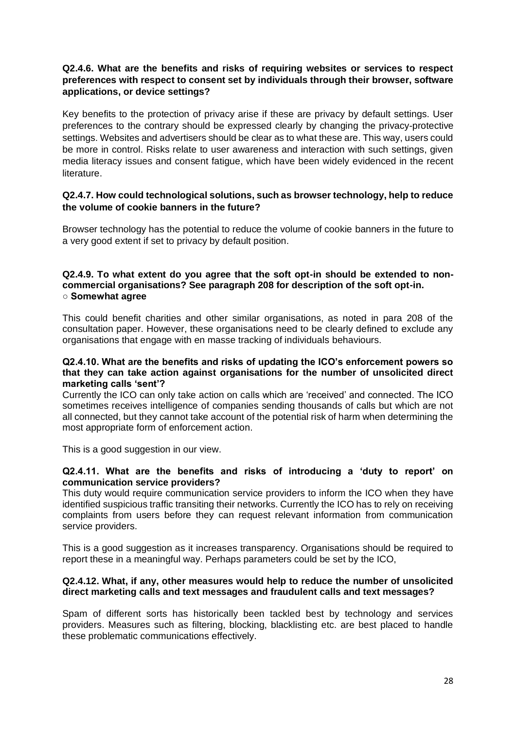**Q2.4.6. What are the benefits and risks of requiring websites or services to respect preferences with respect to consent set by individuals through their browser, software applications, or device settings?**

Key benefits to the protection of privacy arise if these are privacy by default settings. User preferences to the contrary should be expressed clearly by changing the privacy-protective settings. Websites and advertisers should be clear as to what these are. This way, users could be more in control. Risks relate to user awareness and interaction with such settings, given media literacy issues and consent fatigue, which have been widely evidenced in the recent literature.

**Q2.4.7. How could technological solutions, such as browser technology, help to reduce the volume of cookie banners in the future?**

Browser technology has the potential to reduce the volume of cookie banners in the future to a very good extent if set to privacy by default position.

**Q2.4.9. To what extent do you agree that the soft opt-in should be extended to non-commercial organisations? See paragraph 208 for description of the soft opt-in.**
**○ Somewhat agree**

This could benefit charities and other similar organisations, as noted in para 208 of the consultation paper. However, these organisations need to be clearly defined to exclude any organisations that engage with en masse tracking of individuals behaviours.

**Q2.4.10. What are the benefits and risks of updating the ICO's enforcement powers so that they can take action against organisations for the number of unsolicited direct marketing calls 'sent'?**

Currently the ICO can only take action on calls which are 'received' and connected. The ICO sometimes receives intelligence of companies sending thousands of calls but which are not all connected, but they cannot take account of the potential risk of harm when determining the most appropriate form of enforcement action.

This is a good suggestion in our view.

**Q2.4.11. What are the benefits and risks of introducing a 'duty to report' on communication service providers?**

This duty would require communication service providers to inform the ICO when they have identified suspicious traffic transiting their networks. Currently the ICO has to rely on receiving complaints from users before they can request relevant information from communication service providers.

This is a good suggestion as it increases transparency. Organisations should be required to report these in a meaningful way. Perhaps parameters could be set by the ICO,

**Q2.4.12. What, if any, other measures would help to reduce the number of unsolicited direct marketing calls and text messages and fraudulent calls and text messages?**

Spam of different sorts has historically been tackled best by technology and services providers. Measures such as filtering, blocking, blacklisting etc. are best placed to handle these problematic communications effectively.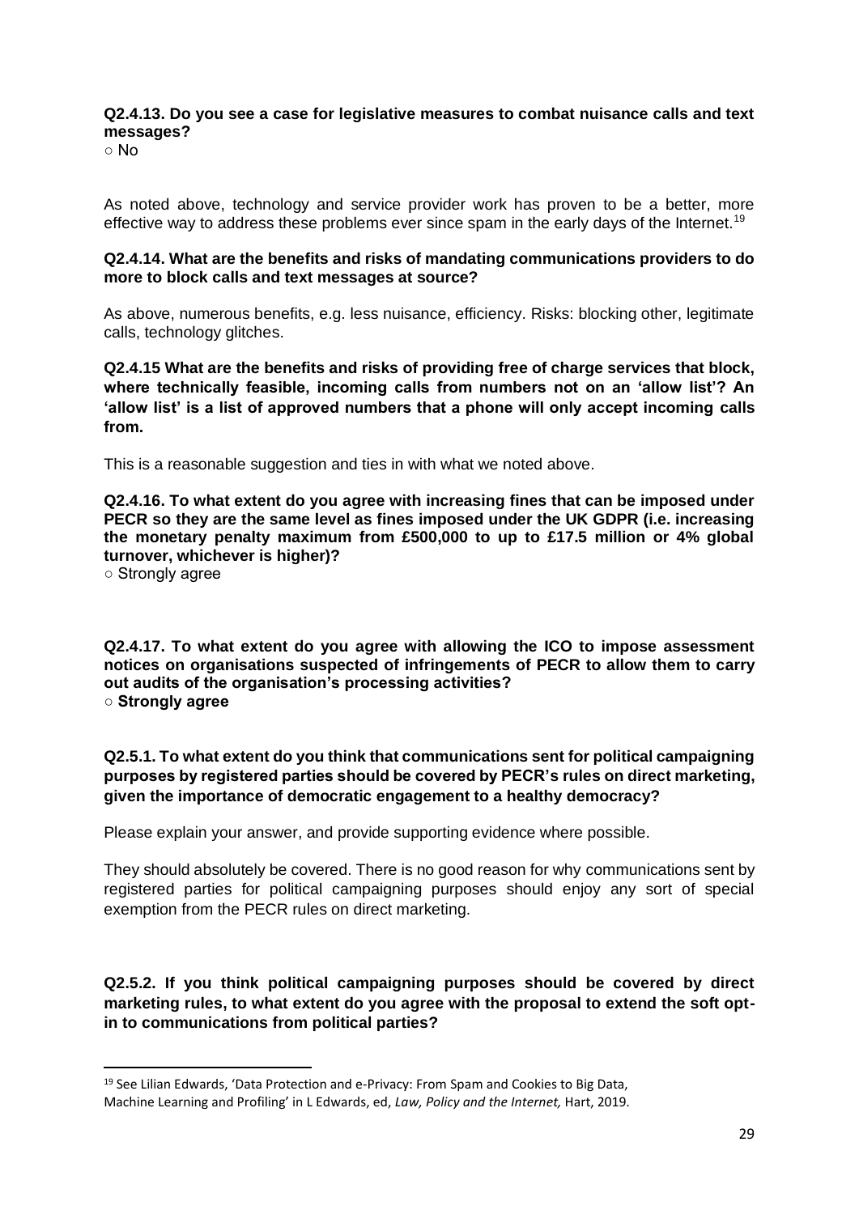**Q2.4.13. Do you see a case for legislative measures to combat nuisance calls and text messages?**

○ No

As noted above, technology and service provider work has proven to be a better, more effective way to address these problems ever since spam in the early days of the Internet.[19]

**Q2.4.14. What are the benefits and risks of mandating communications providers to do more to block calls and text messages at source?**

As above, numerous benefits, e.g. less nuisance, efficiency. Risks: blocking other, legitimate calls, technology glitches.

**Q2.4.15 What are the benefits and risks of providing free of charge services that block, where technically feasible, incoming calls from numbers not on an 'allow list'? An 'allow list' is a list of approved numbers that a phone will only accept incoming calls from.**

This is a reasonable suggestion and ties in with what we noted above.

**Q2.4.16. To what extent do you agree with increasing fines that can be imposed under PECR so they are the same level as fines imposed under the UK GDPR (i.e. increasing the monetary penalty maximum from £500,000 to up to £17.5 million or 4% global turnover, whichever is higher)?**

○ Strongly agree

**Q2.4.17. To what extent do you agree with allowing the ICO to impose assessment notices on organisations suspected of infringements of PECR to allow them to carry out audits of the organisation's processing activities?**

**○ Strongly agree**

**Q2.5.1. To what extent do you think that communications sent for political campaigning purposes by registered parties should be covered by PECR's rules on direct marketing, given the importance of democratic engagement to a healthy democracy?**

Please explain your answer, and provide supporting evidence where possible.

They should absolutely be covered. There is no good reason for why communications sent by registered parties for political campaigning purposes should enjoy any sort of special exemption from the PECR rules on direct marketing.

**Q2.5.2. If you think political campaigning purposes should be covered by direct marketing rules, to what extent do you agree with the proposal to extend the soft opt-in to communications from political parties?**

[19] See Lilian Edwards, 'Data Protection and e-Privacy: From Spam and Cookies to Big Data, Machine Learning and Profiling' in L Edwards, ed, *Law, Policy and the Internet,* Hart, 2019.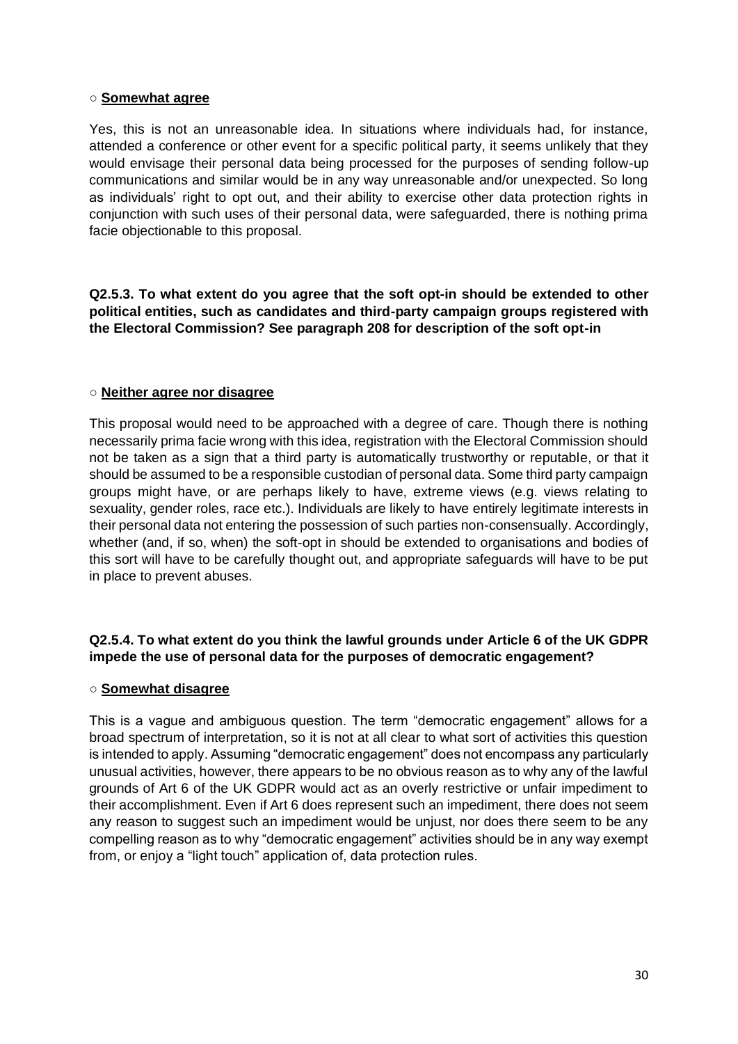○ **Somewhat agree**

Yes, this is not an unreasonable idea. In situations where individuals had, for instance, attended a conference or other event for a specific political party, it seems unlikely that they would envisage their personal data being processed for the purposes of sending follow-up communications and similar would be in any way unreasonable and/or unexpected. So long as individuals' right to opt out, and their ability to exercise other data protection rights in conjunction with such uses of their personal data, were safeguarded, there is nothing prima facie objectionable to this proposal.

**Q2.5.3. To what extent do you agree that the soft opt-in should be extended to other political entities, such as candidates and third-party campaign groups registered with the Electoral Commission? See paragraph 208 for description of the soft opt-in**

○ **Neither agree nor disagree**

This proposal would need to be approached with a degree of care. Though there is nothing necessarily prima facie wrong with this idea, registration with the Electoral Commission should not be taken as a sign that a third party is automatically trustworthy or reputable, or that it should be assumed to be a responsible custodian of personal data. Some third party campaign groups might have, or are perhaps likely to have, extreme views (e.g. views relating to sexuality, gender roles, race etc.). Individuals are likely to have entirely legitimate interests in their personal data not entering the possession of such parties non-consensually. Accordingly, whether (and, if so, when) the soft-opt in should be extended to organisations and bodies of this sort will have to be carefully thought out, and appropriate safeguards will have to be put in place to prevent abuses.

**Q2.5.4. To what extent do you think the lawful grounds under Article 6 of the UK GDPR impede the use of personal data for the purposes of democratic engagement?**

○ **Somewhat disagree**

This is a vague and ambiguous question. The term "democratic engagement" allows for a broad spectrum of interpretation, so it is not at all clear to what sort of activities this question is intended to apply. Assuming "democratic engagement" does not encompass any particularly unusual activities, however, there appears to be no obvious reason as to why any of the lawful grounds of Art 6 of the UK GDPR would act as an overly restrictive or unfair impediment to their accomplishment. Even if Art 6 does represent such an impediment, there does not seem any reason to suggest such an impediment would be unjust, nor does there seem to be any compelling reason as to why "democratic engagement" activities should be in any way exempt from, or enjoy a "light touch" application of, data protection rules.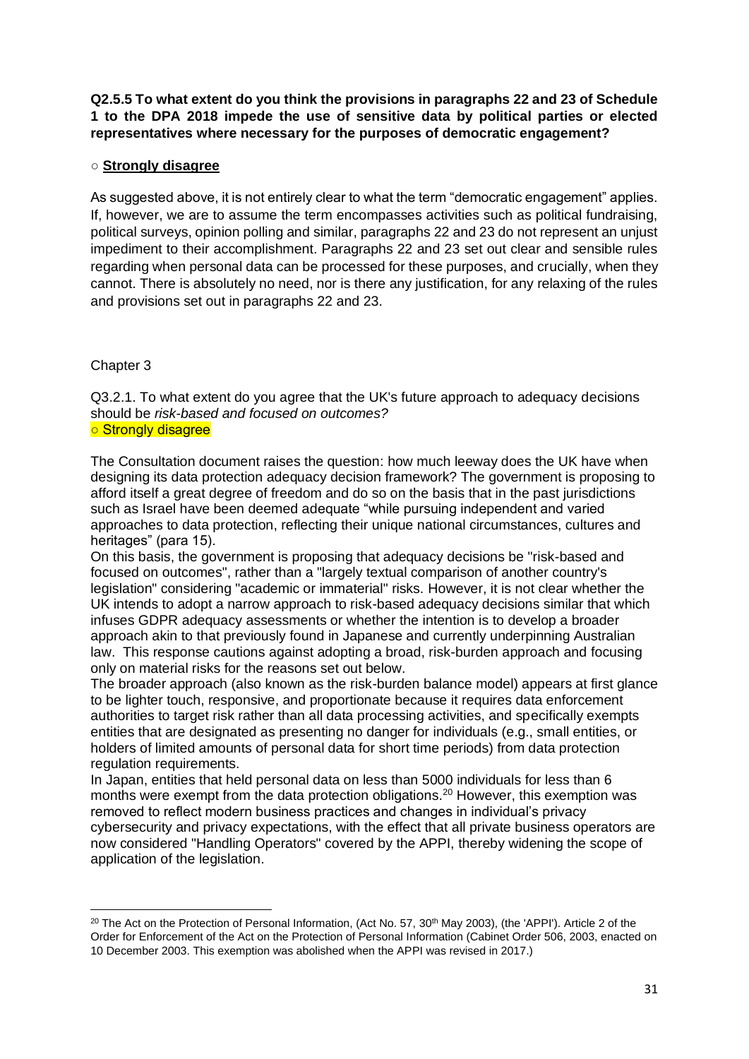**Q2.5.5 To what extent do you think the provisions in paragraphs 22 and 23 of Schedule 1 to the DPA 2018 impede the use of sensitive data by political parties or elected representatives where necessary for the purposes of democratic engagement?**

○ **Strongly disagree**

As suggested above, it is not entirely clear to what the term "democratic engagement" applies. If, however, we are to assume the term encompasses activities such as political fundraising, political surveys, opinion polling and similar, paragraphs 22 and 23 do not represent an unjust impediment to their accomplishment. Paragraphs 22 and 23 set out clear and sensible rules regarding when personal data can be processed for these purposes, and crucially, when they cannot. There is absolutely no need, nor is there any justification, for any relaxing of the rules and provisions set out in paragraphs 22 and 23.

Chapter 3

Q3.2.1. To what extent do you agree that the UK's future approach to adequacy decisions should be *risk-based and focused on outcomes?*
○ Strongly disagree

The Consultation document raises the question: how much leeway does the UK have when designing its data protection adequacy decision framework? The government is proposing to afford itself a great degree of freedom and do so on the basis that in the past jurisdictions such as Israel have been deemed adequate "while pursuing independent and varied approaches to data protection, reflecting their unique national circumstances, cultures and heritages" (para 15).

On this basis, the government is proposing that adequacy decisions be "risk-based and focused on outcomes", rather than a "largely textual comparison of another country's legislation" considering "academic or immaterial" risks. However, it is not clear whether the UK intends to adopt a narrow approach to risk-based adequacy decisions similar that which infuses GDPR adequacy assessments or whether the intention is to develop a broader approach akin to that previously found in Japanese and currently underpinning Australian law. This response cautions against adopting a broad, risk-burden approach and focusing only on material risks for the reasons set out below.

The broader approach (also known as the risk-burden balance model) appears at first glance to be lighter touch, responsive, and proportionate because it requires data enforcement authorities to target risk rather than all data processing activities, and specifically exempts entities that are designated as presenting no danger for individuals (e.g., small entities, or holders of limited amounts of personal data for short time periods) from data protection regulation requirements.

In Japan, entities that held personal data on less than 5000 individuals for less than 6 months were exempt from the data protection obligations.[20] However, this exemption was removed to reflect modern business practices and changes in individual's privacy cybersecurity and privacy expectations, with the effect that all private business operators are now considered "Handling Operators" covered by the APPI, thereby widening the scope of application of the legislation.

---

[20] The Act on the Protection of Personal Information, (Act No. 57, 30th May 2003), (the 'APPI'). Article 2 of the Order for Enforcement of the Act on the Protection of Personal Information (Cabinet Order 506, 2003, enacted on 10 December 2003. This exemption was abolished when the APPI was revised in 2017.)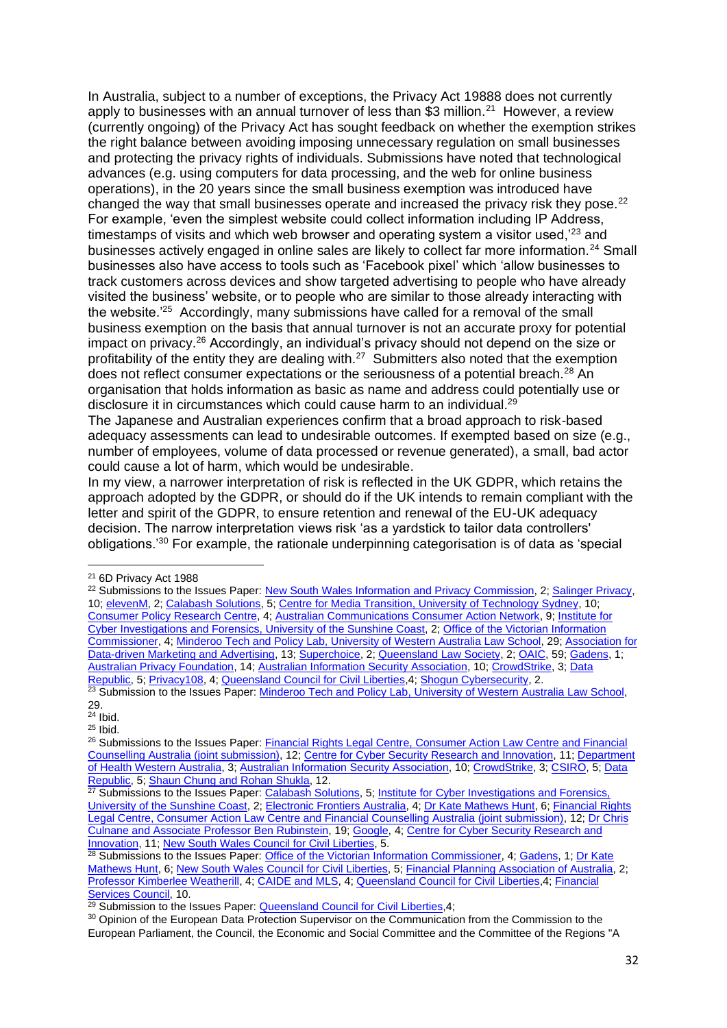In Australia, subject to a number of exceptions, the Privacy Act 19888 does not currently apply to businesses with an annual turnover of less than $3 million.[21] However, a review (currently ongoing) of the Privacy Act has sought feedback on whether the exemption strikes the right balance between avoiding imposing unnecessary regulation on small businesses and protecting the privacy rights of individuals. Submissions have noted that technological advances (e.g. using computers for data processing, and the web for online business operations), in the 20 years since the small business exemption was introduced have changed the way that small businesses operate and increased the privacy risk they pose.[22] For example, 'even the simplest website could collect information including IP Address, timestamps of visits and which web browser and operating system a visitor used,'[23] and businesses actively engaged in online sales are likely to collect far more information.[24] Small businesses also have access to tools such as 'Facebook pixel' which 'allow businesses to track customers across devices and show targeted advertising to people who have already visited the business' website, or to people who are similar to those already interacting with the website.'[25] Accordingly, many submissions have called for a removal of the small business exemption on the basis that annual turnover is not an accurate proxy for potential impact on privacy.[26] Accordingly, an individual's privacy should not depend on the size or profitability of the entity they are dealing with.[27] Submitters also noted that the exemption does not reflect consumer expectations or the seriousness of a potential breach.[28] An organisation that holds information as basic as name and address could potentially use or disclosure it in circumstances which could cause harm to an individual.[29]

The Japanese and Australian experiences confirm that a broad approach to risk-based adequacy assessments can lead to undesirable outcomes. If exempted based on size (e.g., number of employees, volume of data processed or revenue generated), a small, bad actor could cause a lot of harm, which would be undesirable.

In my view, a narrower interpretation of risk is reflected in the UK GDPR, which retains the approach adopted by the GDPR, or should do if the UK intends to remain compliant with the letter and spirit of the GDPR, to ensure retention and renewal of the EU-UK adequacy decision. The narrow interpretation views risk 'as a yardstick to tailor data controllers' obligations.'[30] For example, the rationale underpinning categorisation is of data as 'special

---

[21] 6D Privacy Act 1988

[22] Submissions to the Issues Paper: New South Wales Information and Privacy Commission, 2; Salinger Privacy, 10; elevenM, 2; Calabash Solutions, 5; Centre for Media Transition, University of Technology Sydney, 10; Consumer Policy Research Centre, 4; Australian Communications Consumer Action Network, 9; Institute for Cyber Investigations and Forensics, University of the Sunshine Coast, 2; Office of the Victorian Information Commissioner, 4; Minderoo Tech and Policy Lab, University of Western Australia Law School, 29; Association for Data-driven Marketing and Advertising, 13; Superchoice, 2; Queensland Law Society, 2; OAIC, 59; Gadens, 1; Australian Privacy Foundation, 14; Australian Information Security Association, 10; CrowdStrike, 3; Data Republic, 5; Privacy108, 4; Queensland Council for Civil Liberties,4; Shogun Cybersecurity, 2.

[23] Submission to the Issues Paper: Minderoo Tech and Policy Lab, University of Western Australia Law School, 29.

[24] Ibid.

[25] Ibid.

[26] Submissions to the Issues Paper: Financial Rights Legal Centre, Consumer Action Law Centre and Financial Counselling Australia (joint submission), 12; Centre for Cyber Security Research and Innovation, 11; Department of Health Western Australia, 3; Australian Information Security Association, 10; CrowdStrike, 3; CSIRO, 5; Data Republic, 5; Shaun Chung and Rohan Shukla, 12.

[27] Submissions to the Issues Paper: Calabash Solutions, 5; Institute for Cyber Investigations and Forensics, University of the Sunshine Coast, 2; Electronic Frontiers Australia, 4; Dr Kate Mathews Hunt, 6; Financial Rights Legal Centre, Consumer Action Law Centre and Financial Counselling Australia (joint submission), 12; Dr Chris Culnane and Associate Professor Ben Rubinstein, 19; Google, 4; Centre for Cyber Security Research and Innovation, 11; New South Wales Council for Civil Liberties, 5.

[28] Submissions to the Issues Paper: Office of the Victorian Information Commissioner, 4; Gadens, 1; Dr Kate Mathews Hunt, 6; New South Wales Council for Civil Liberties, 5; Financial Planning Association of Australia, 2; Professor Kimberlee Weatherill, 4; CAIDE and MLS, 4; Queensland Council for Civil Liberties,4; Financial Services Council, 10.

[29] Submission to the Issues Paper: Queensland Council for Civil Liberties,4;

[30] Opinion of the European Data Protection Supervisor on the Communication from the Commission to the European Parliament, the Council, the Economic and Social Committee and the Committee of the Regions "A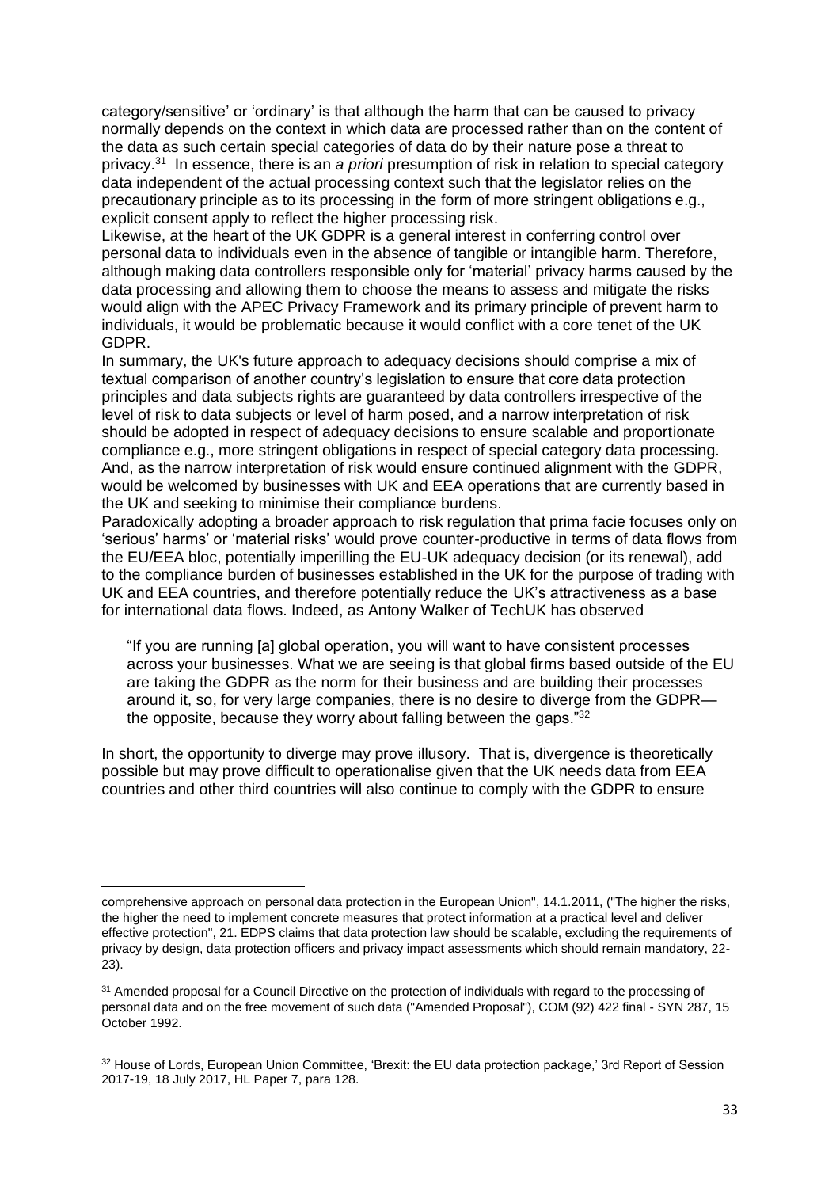category/sensitive' or 'ordinary' is that although the harm that can be caused to privacy normally depends on the context in which data are processed rather than on the content of the data as such certain special categories of data do by their nature pose a threat to privacy.[31] In essence, there is an *a priori* presumption of risk in relation to special category data independent of the actual processing context such that the legislator relies on the precautionary principle as to its processing in the form of more stringent obligations e.g., explicit consent apply to reflect the higher processing risk.

Likewise, at the heart of the UK GDPR is a general interest in conferring control over personal data to individuals even in the absence of tangible or intangible harm. Therefore, although making data controllers responsible only for 'material' privacy harms caused by the data processing and allowing them to choose the means to assess and mitigate the risks would align with the APEC Privacy Framework and its primary principle of prevent harm to individuals, it would be problematic because it would conflict with a core tenet of the UK GDPR.

In summary, the UK's future approach to adequacy decisions should comprise a mix of textual comparison of another country's legislation to ensure that core data protection principles and data subjects rights are guaranteed by data controllers irrespective of the level of risk to data subjects or level of harm posed, and a narrow interpretation of risk should be adopted in respect of adequacy decisions to ensure scalable and proportionate compliance e.g., more stringent obligations in respect of special category data processing. And, as the narrow interpretation of risk would ensure continued alignment with the GDPR, would be welcomed by businesses with UK and EEA operations that are currently based in the UK and seeking to minimise their compliance burdens.

Paradoxically adopting a broader approach to risk regulation that prima facie focuses only on 'serious' harms' or 'material risks' would prove counter-productive in terms of data flows from the EU/EEA bloc, potentially imperilling the EU-UK adequacy decision (or its renewal), add to the compliance burden of businesses established in the UK for the purpose of trading with UK and EEA countries, and therefore potentially reduce the UK's attractiveness as a base for international data flows. Indeed, as Antony Walker of TechUK has observed

> "If you are running [a] global operation, you will want to have consistent processes across your businesses. What we are seeing is that global firms based outside of the EU are taking the GDPR as the norm for their business and are building their processes around it, so, for very large companies, there is no desire to diverge from the GDPR— the opposite, because they worry about falling between the gaps."[32]

In short, the opportunity to diverge may prove illusory. That is, divergence is theoretically possible but may prove difficult to operationalise given that the UK needs data from EEA countries and other third countries will also continue to comply with the GDPR to ensure

---

comprehensive approach on personal data protection in the European Union", 14.1.2011, ("The higher the risks, the higher the need to implement concrete measures that protect information at a practical level and deliver effective protection", 21. EDPS claims that data protection law should be scalable, excluding the requirements of privacy by design, data protection officers and privacy impact assessments which should remain mandatory, 22-23).

[31] Amended proposal for a Council Directive on the protection of individuals with regard to the processing of personal data and on the free movement of such data ("Amended Proposal"), COM (92) 422 final - SYN 287, 15 October 1992.

[32] House of Lords, European Union Committee, 'Brexit: the EU data protection package,' 3rd Report of Session 2017-19, 18 July 2017, HL Paper 7, para 128.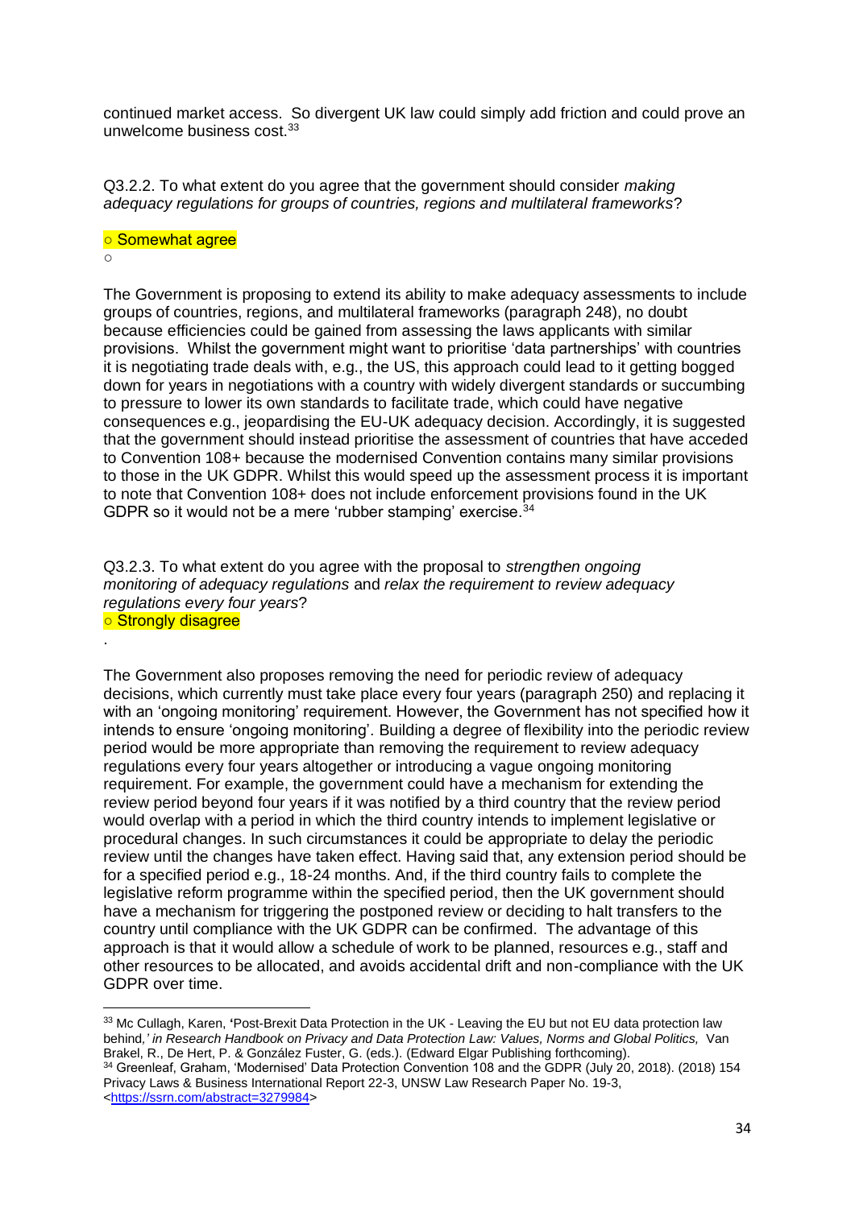continued market access. So divergent UK law could simply add friction and could prove an unwelcome business cost.[33]

Q3.2.2. To what extent do you agree that the government should consider *making adequacy regulations for groups of countries, regions and multilateral frameworks*?

○ Somewhat agree

○

The Government is proposing to extend its ability to make adequacy assessments to include groups of countries, regions, and multilateral frameworks (paragraph 248), no doubt because efficiencies could be gained from assessing the laws applicants with similar provisions. Whilst the government might want to prioritise 'data partnerships' with countries it is negotiating trade deals with, e.g., the US, this approach could lead to it getting bogged down for years in negotiations with a country with widely divergent standards or succumbing to pressure to lower its own standards to facilitate trade, which could have negative consequences e.g., jeopardising the EU-UK adequacy decision. Accordingly, it is suggested that the government should instead prioritise the assessment of countries that have acceded to Convention 108+ because the modernised Convention contains many similar provisions to those in the UK GDPR. Whilst this would speed up the assessment process it is important to note that Convention 108+ does not include enforcement provisions found in the UK GDPR so it would not be a mere 'rubber stamping' exercise.[34]

Q3.2.3. To what extent do you agree with the proposal to *strengthen ongoing monitoring of adequacy regulations* and *relax the requirement to review adequacy regulations every four years*?

○ Strongly disagree

.

The Government also proposes removing the need for periodic review of adequacy decisions, which currently must take place every four years (paragraph 250) and replacing it with an 'ongoing monitoring' requirement. However, the Government has not specified how it intends to ensure 'ongoing monitoring'. Building a degree of flexibility into the periodic review period would be more appropriate than removing the requirement to review adequacy regulations every four years altogether or introducing a vague ongoing monitoring requirement. For example, the government could have a mechanism for extending the review period beyond four years if it was notified by a third country that the review period would overlap with a period in which the third country intends to implement legislative or procedural changes. In such circumstances it could be appropriate to delay the periodic review until the changes have taken effect. Having said that, any extension period should be for a specified period e.g., 18-24 months. And, if the third country fails to complete the legislative reform programme within the specified period, then the UK government should have a mechanism for triggering the postponed review or deciding to halt transfers to the country until compliance with the UK GDPR can be confirmed. The advantage of this approach is that it would allow a schedule of work to be planned, resources e.g., staff and other resources to be allocated, and avoids accidental drift and non-compliance with the UK GDPR over time.

---

[33] Mc Cullagh, Karen, **'**Post-Brexit Data Protection in the UK - Leaving the EU but not EU data protection law behind,*' in Research Handbook on Privacy and Data Protection Law: Values, Norms and Global Politics,* Van Brakel, R., De Hert, P. & González Fuster, G. (eds.). (Edward Elgar Publishing forthcoming).

[34] Greenleaf, Graham, 'Modernised' Data Protection Convention 108 and the GDPR (July 20, 2018). (2018) 154 Privacy Laws & Business International Report 22-3, UNSW Law Research Paper No. 19-3, <https://ssrn.com/abstract=3279984>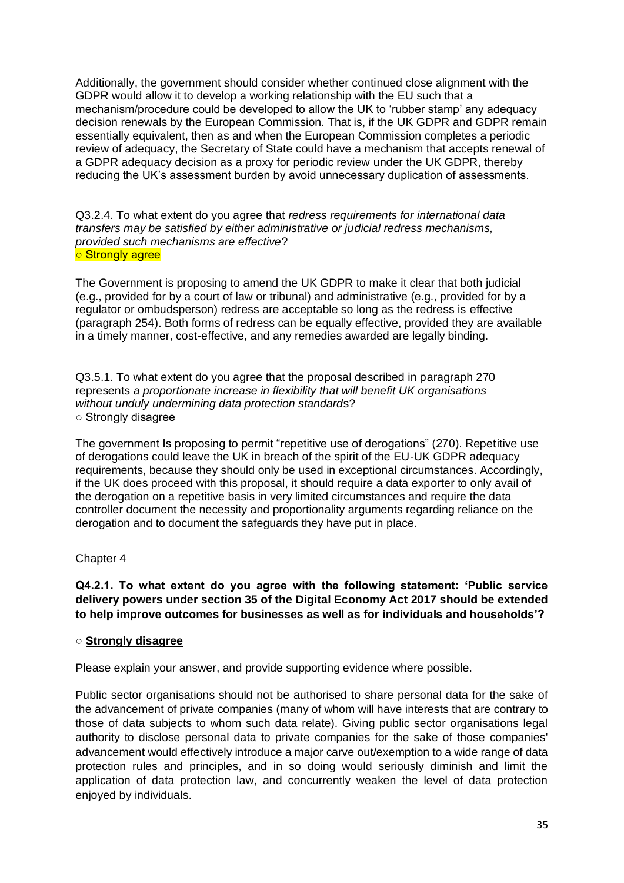Additionally, the government should consider whether continued close alignment with the GDPR would allow it to develop a working relationship with the EU such that a mechanism/procedure could be developed to allow the UK to 'rubber stamp' any adequacy decision renewals by the European Commission. That is, if the UK GDPR and GDPR remain essentially equivalent, then as and when the European Commission completes a periodic review of adequacy, the Secretary of State could have a mechanism that accepts renewal of a GDPR adequacy decision as a proxy for periodic review under the UK GDPR, thereby reducing the UK's assessment burden by avoid unnecessary duplication of assessments.

Q3.2.4. To what extent do you agree that *redress requirements for international data transfers may be satisfied by either administrative or judicial redress mechanisms, provided such mechanisms are effective*?

○ Strongly agree

The Government is proposing to amend the UK GDPR to make it clear that both judicial (e.g., provided for by a court of law or tribunal) and administrative (e.g., provided for by a regulator or ombudsperson) redress are acceptable so long as the redress is effective (paragraph 254). Both forms of redress can be equally effective, provided they are available in a timely manner, cost-effective, and any remedies awarded are legally binding.

Q3.5.1. To what extent do you agree that the proposal described in paragraph 270 represents *a proportionate increase in flexibility that will benefit UK organisations without unduly undermining data protection standards*?

○ Strongly disagree

The government Is proposing to permit "repetitive use of derogations" (270). Repetitive use of derogations could leave the UK in breach of the spirit of the EU-UK GDPR adequacy requirements, because they should only be used in exceptional circumstances. Accordingly, if the UK does proceed with this proposal, it should require a data exporter to only avail of the derogation on a repetitive basis in very limited circumstances and require the data controller document the necessity and proportionality arguments regarding reliance on the derogation and to document the safeguards they have put in place.

## Chapter 4

**Q4.2.1. To what extent do you agree with the following statement: 'Public service delivery powers under section 35 of the Digital Economy Act 2017 should be extended to help improve outcomes for businesses as well as for individuals and households'?**

○ **Strongly disagree**

Please explain your answer, and provide supporting evidence where possible.

Public sector organisations should not be authorised to share personal data for the sake of the advancement of private companies (many of whom will have interests that are contrary to those of data subjects to whom such data relate). Giving public sector organisations legal authority to disclose personal data to private companies for the sake of those companies' advancement would effectively introduce a major carve out/exemption to a wide range of data protection rules and principles, and in so doing would seriously diminish and limit the application of data protection law, and concurrently weaken the level of data protection enjoyed by individuals.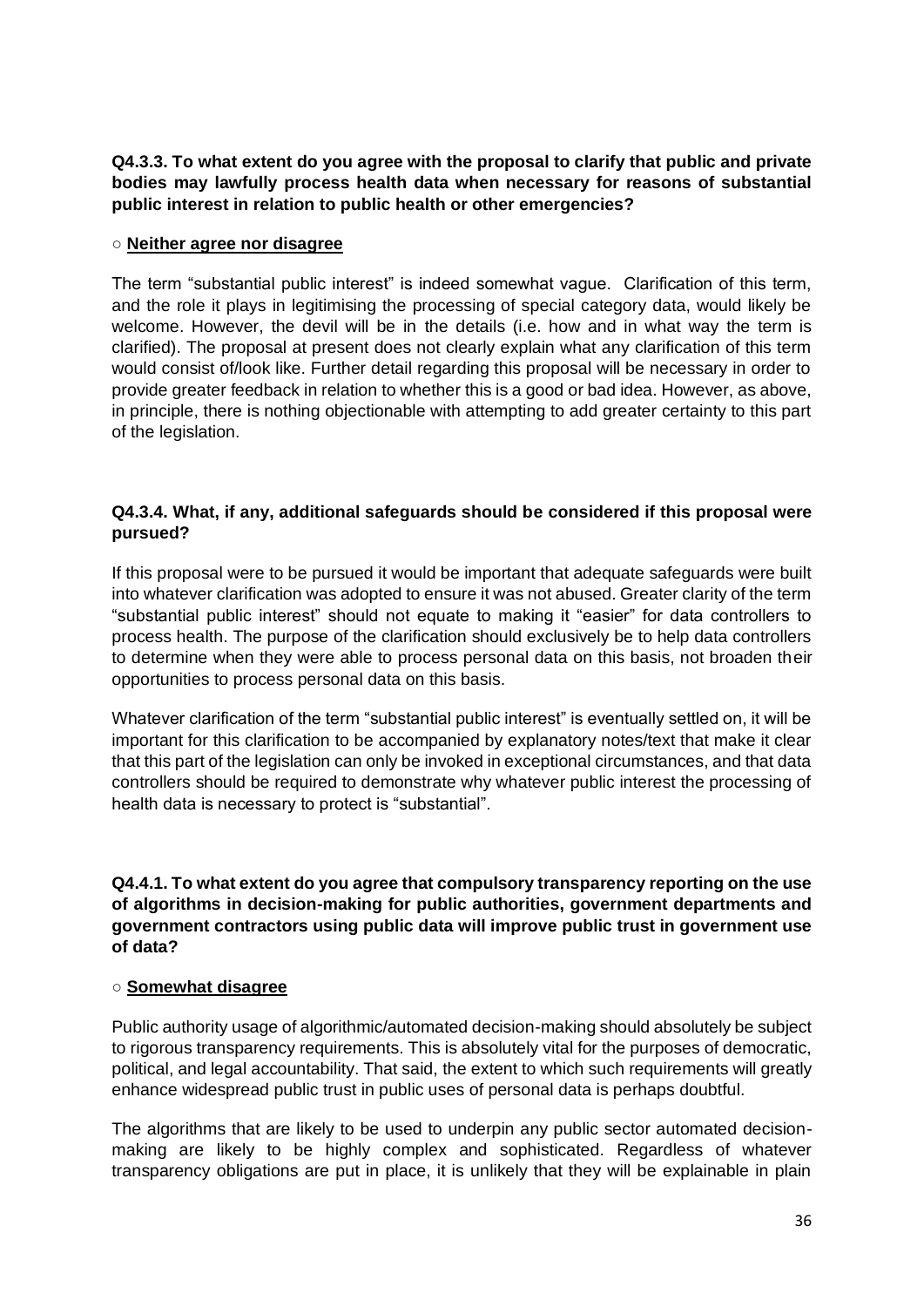**Q4.3.3. To what extent do you agree with the proposal to clarify that public and private bodies may lawfully process health data when necessary for reasons of substantial public interest in relation to public health or other emergencies?**

○ **Neither agree nor disagree**

The term "substantial public interest" is indeed somewhat vague. Clarification of this term, and the role it plays in legitimising the processing of special category data, would likely be welcome. However, the devil will be in the details (i.e. how and in what way the term is clarified). The proposal at present does not clearly explain what any clarification of this term would consist of/look like. Further detail regarding this proposal will be necessary in order to provide greater feedback in relation to whether this is a good or bad idea. However, as above, in principle, there is nothing objectionable with attempting to add greater certainty to this part of the legislation.

**Q4.3.4. What, if any, additional safeguards should be considered if this proposal were pursued?**

If this proposal were to be pursued it would be important that adequate safeguards were built into whatever clarification was adopted to ensure it was not abused. Greater clarity of the term "substantial public interest" should not equate to making it "easier" for data controllers to process health. The purpose of the clarification should exclusively be to help data controllers to determine when they were able to process personal data on this basis, not broaden their opportunities to process personal data on this basis.

Whatever clarification of the term "substantial public interest" is eventually settled on, it will be important for this clarification to be accompanied by explanatory notes/text that make it clear that this part of the legislation can only be invoked in exceptional circumstances, and that data controllers should be required to demonstrate why whatever public interest the processing of health data is necessary to protect is "substantial".

**Q4.4.1. To what extent do you agree that compulsory transparency reporting on the use of algorithms in decision-making for public authorities, government departments and government contractors using public data will improve public trust in government use of data?**

○ **Somewhat disagree**

Public authority usage of algorithmic/automated decision-making should absolutely be subject to rigorous transparency requirements. This is absolutely vital for the purposes of democratic, political, and legal accountability. That said, the extent to which such requirements will greatly enhance widespread public trust in public uses of personal data is perhaps doubtful.

The algorithms that are likely to be used to underpin any public sector automated decision-making are likely to be highly complex and sophisticated. Regardless of whatever transparency obligations are put in place, it is unlikely that they will be explainable in plain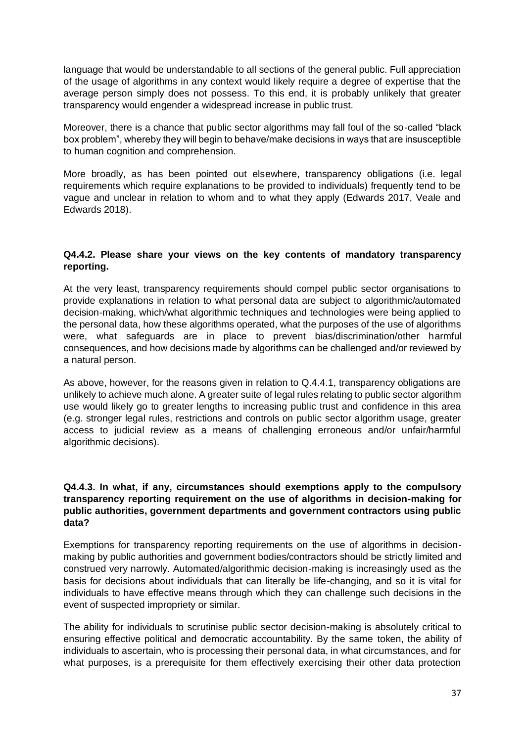language that would be understandable to all sections of the general public. Full appreciation of the usage of algorithms in any context would likely require a degree of expertise that the average person simply does not possess. To this end, it is probably unlikely that greater transparency would engender a widespread increase in public trust.

Moreover, there is a chance that public sector algorithms may fall foul of the so-called "black box problem", whereby they will begin to behave/make decisions in ways that are insusceptible to human cognition and comprehension.

More broadly, as has been pointed out elsewhere, transparency obligations (i.e. legal requirements which require explanations to be provided to individuals) frequently tend to be vague and unclear in relation to whom and to what they apply (Edwards 2017, Veale and Edwards 2018).

**Q4.4.2. Please share your views on the key contents of mandatory transparency reporting.**

At the very least, transparency requirements should compel public sector organisations to provide explanations in relation to what personal data are subject to algorithmic/automated decision-making, which/what algorithmic techniques and technologies were being applied to the personal data, how these algorithms operated, what the purposes of the use of algorithms were, what safeguards are in place to prevent bias/discrimination/other harmful consequences, and how decisions made by algorithms can be challenged and/or reviewed by a natural person.

As above, however, for the reasons given in relation to Q.4.4.1, transparency obligations are unlikely to achieve much alone. A greater suite of legal rules relating to public sector algorithm use would likely go to greater lengths to increasing public trust and confidence in this area (e.g. stronger legal rules, restrictions and controls on public sector algorithm usage, greater access to judicial review as a means of challenging erroneous and/or unfair/harmful algorithmic decisions).

**Q4.4.3. In what, if any, circumstances should exemptions apply to the compulsory transparency reporting requirement on the use of algorithms in decision-making for public authorities, government departments and government contractors using public data?**

Exemptions for transparency reporting requirements on the use of algorithms in decision-making by public authorities and government bodies/contractors should be strictly limited and construed very narrowly. Automated/algorithmic decision-making is increasingly used as the basis for decisions about individuals that can literally be life-changing, and so it is vital for individuals to have effective means through which they can challenge such decisions in the event of suspected impropriety or similar.

The ability for individuals to scrutinise public sector decision-making is absolutely critical to ensuring effective political and democratic accountability. By the same token, the ability of individuals to ascertain, who is processing their personal data, in what circumstances, and for what purposes, is a prerequisite for them effectively exercising their other data protection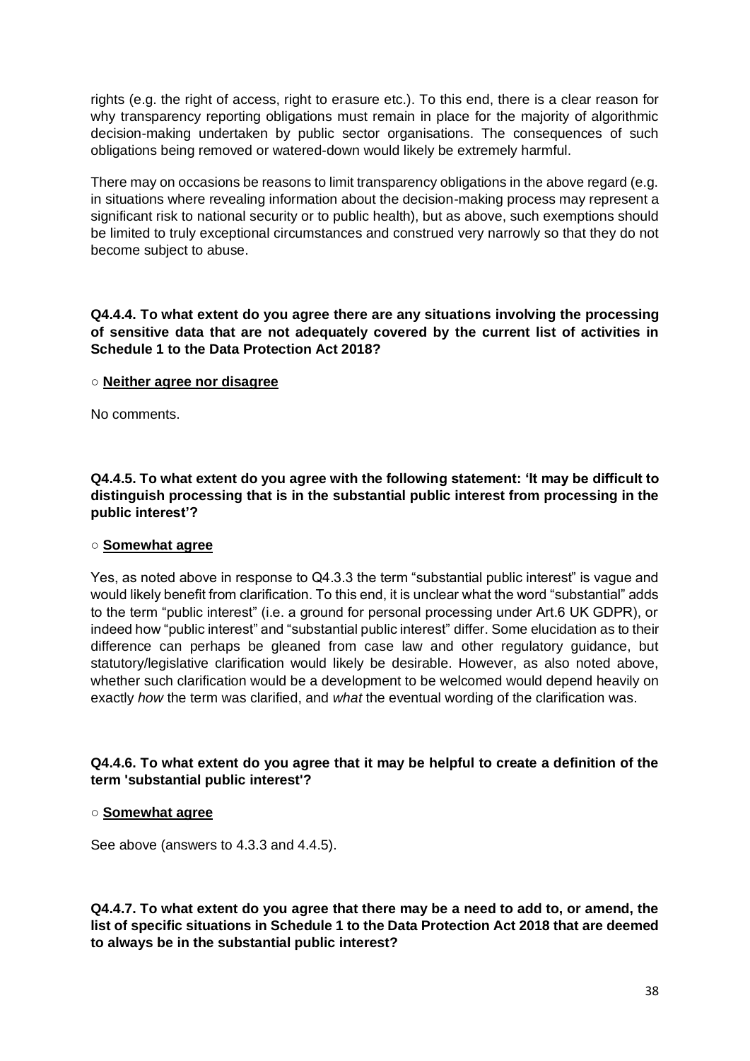rights (e.g. the right of access, right to erasure etc.). To this end, there is a clear reason for why transparency reporting obligations must remain in place for the majority of algorithmic decision-making undertaken by public sector organisations. The consequences of such obligations being removed or watered-down would likely be extremely harmful.

There may on occasions be reasons to limit transparency obligations in the above regard (e.g. in situations where revealing information about the decision-making process may represent a significant risk to national security or to public health), but as above, such exemptions should be limited to truly exceptional circumstances and construed very narrowly so that they do not become subject to abuse.

**Q4.4.4. To what extent do you agree there are any situations involving the processing of sensitive data that are not adequately covered by the current list of activities in Schedule 1 to the Data Protection Act 2018?**

○ **Neither agree nor disagree**

No comments.

**Q4.4.5. To what extent do you agree with the following statement: 'It may be difficult to distinguish processing that is in the substantial public interest from processing in the public interest'?**

○ **Somewhat agree**

Yes, as noted above in response to Q4.3.3 the term "substantial public interest" is vague and would likely benefit from clarification. To this end, it is unclear what the word "substantial" adds to the term "public interest" (i.e. a ground for personal processing under Art.6 UK GDPR), or indeed how "public interest" and "substantial public interest" differ. Some elucidation as to their difference can perhaps be gleaned from case law and other regulatory guidance, but statutory/legislative clarification would likely be desirable. However, as also noted above, whether such clarification would be a development to be welcomed would depend heavily on exactly *how* the term was clarified, and *what* the eventual wording of the clarification was.

**Q4.4.6. To what extent do you agree that it may be helpful to create a definition of the term 'substantial public interest'?**

○ **Somewhat agree**

See above (answers to 4.3.3 and 4.4.5).

**Q4.4.7. To what extent do you agree that there may be a need to add to, or amend, the list of specific situations in Schedule 1 to the Data Protection Act 2018 that are deemed to always be in the substantial public interest?**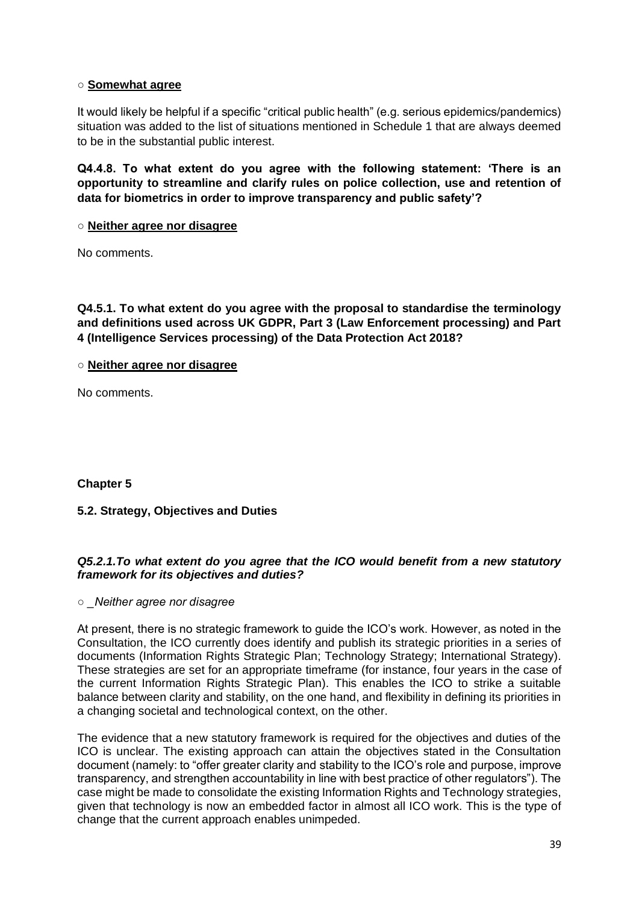○ **Somewhat agree**

It would likely be helpful if a specific "critical public health" (e.g. serious epidemics/pandemics) situation was added to the list of situations mentioned in Schedule 1 that are always deemed to be in the substantial public interest.

**Q4.4.8. To what extent do you agree with the following statement: 'There is an opportunity to streamline and clarify rules on police collection, use and retention of data for biometrics in order to improve transparency and public safety'?**

○ **Neither agree nor disagree**

No comments.

**Q4.5.1. To what extent do you agree with the proposal to standardise the terminology and definitions used across UK GDPR, Part 3 (Law Enforcement processing) and Part 4 (Intelligence Services processing) of the Data Protection Act 2018?**

○ **Neither agree nor disagree**

No comments.

**Chapter 5**

**5.2. Strategy, Objectives and Duties**

***Q5.2.1.To what extent do you agree that the ICO would benefit from a new statutory framework for its objectives and duties?***

○ _*Neither agree nor disagree*

At present, there is no strategic framework to guide the ICO's work. However, as noted in the Consultation, the ICO currently does identify and publish its strategic priorities in a series of documents (Information Rights Strategic Plan; Technology Strategy; International Strategy). These strategies are set for an appropriate timeframe (for instance, four years in the case of the current Information Rights Strategic Plan). This enables the ICO to strike a suitable balance between clarity and stability, on the one hand, and flexibility in defining its priorities in a changing societal and technological context, on the other.

The evidence that a new statutory framework is required for the objectives and duties of the ICO is unclear. The existing approach can attain the objectives stated in the Consultation document (namely: to "offer greater clarity and stability to the ICO's role and purpose, improve transparency, and strengthen accountability in line with best practice of other regulators"). The case might be made to consolidate the existing Information Rights and Technology strategies, given that technology is now an embedded factor in almost all ICO work. This is the type of change that the current approach enables unimpeded.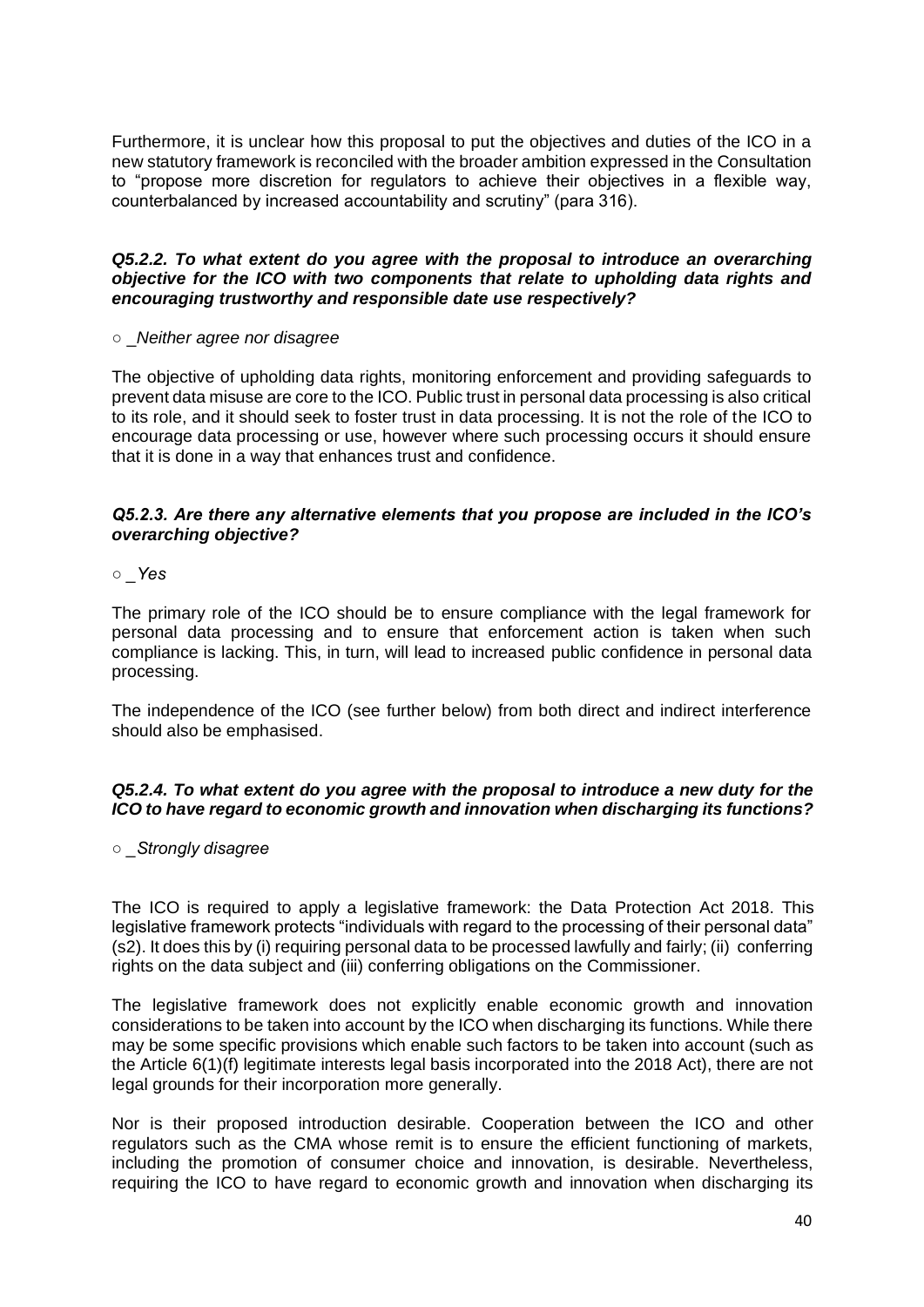Furthermore, it is unclear how this proposal to put the objectives and duties of the ICO in a new statutory framework is reconciled with the broader ambition expressed in the Consultation to "propose more discretion for regulators to achieve their objectives in a flexible way, counterbalanced by increased accountability and scrutiny" (para 316).

***Q5.2.2. To what extent do you agree with the proposal to introduce an overarching objective for the ICO with two components that relate to upholding data rights and encouraging trustworthy and responsible date use respectively?***

○ _*Neither agree nor disagree*

The objective of upholding data rights, monitoring enforcement and providing safeguards to prevent data misuse are core to the ICO. Public trust in personal data processing is also critical to its role, and it should seek to foster trust in data processing. It is not the role of the ICO to encourage data processing or use, however where such processing occurs it should ensure that it is done in a way that enhances trust and confidence.

***Q5.2.3. Are there any alternative elements that you propose are included in the ICO's overarching objective?***

○ _*Yes*

The primary role of the ICO should be to ensure compliance with the legal framework for personal data processing and to ensure that enforcement action is taken when such compliance is lacking. This, in turn, will lead to increased public confidence in personal data processing.

The independence of the ICO (see further below) from both direct and indirect interference should also be emphasised.

***Q5.2.4. To what extent do you agree with the proposal to introduce a new duty for the ICO to have regard to economic growth and innovation when discharging its functions?***

○ _*Strongly disagree*

The ICO is required to apply a legislative framework: the Data Protection Act 2018. This legislative framework protects "individuals with regard to the processing of their personal data" (s2). It does this by (i) requiring personal data to be processed lawfully and fairly; (ii) conferring rights on the data subject and (iii) conferring obligations on the Commissioner.

The legislative framework does not explicitly enable economic growth and innovation considerations to be taken into account by the ICO when discharging its functions. While there may be some specific provisions which enable such factors to be taken into account (such as the Article 6(1)(f) legitimate interests legal basis incorporated into the 2018 Act), there are not legal grounds for their incorporation more generally.

Nor is their proposed introduction desirable. Cooperation between the ICO and other regulators such as the CMA whose remit is to ensure the efficient functioning of markets, including the promotion of consumer choice and innovation, is desirable. Nevertheless, requiring the ICO to have regard to economic growth and innovation when discharging its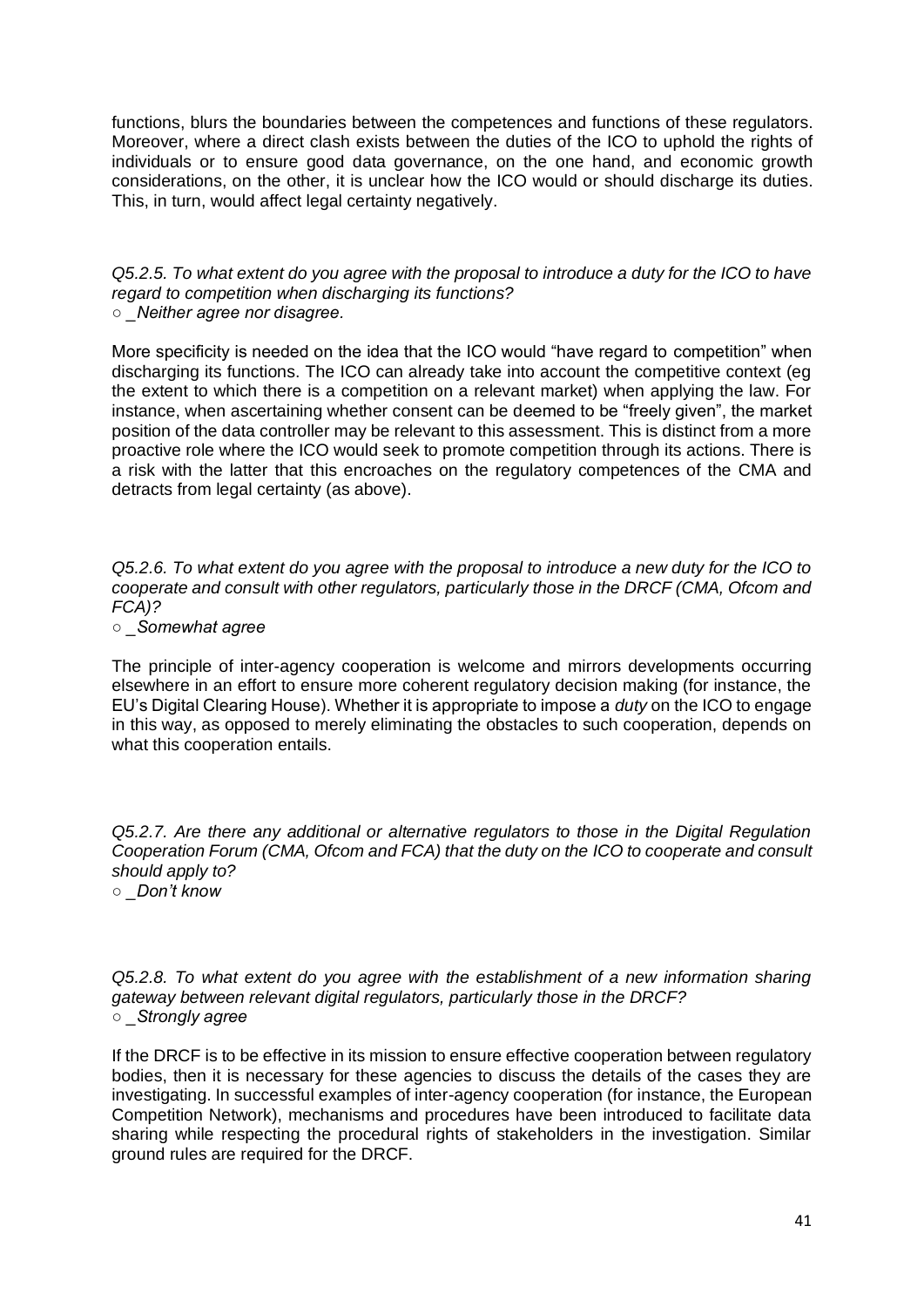functions, blurs the boundaries between the competences and functions of these regulators. Moreover, where a direct clash exists between the duties of the ICO to uphold the rights of individuals or to ensure good data governance, on the one hand, and economic growth considerations, on the other, it is unclear how the ICO would or should discharge its duties. This, in turn, would affect legal certainty negatively.

*Q5.2.5. To what extent do you agree with the proposal to introduce a duty for the ICO to have regard to competition when discharging its functions?*
○ _*Neither agree nor disagree.*

More specificity is needed on the idea that the ICO would "have regard to competition" when discharging its functions. The ICO can already take into account the competitive context (eg the extent to which there is a competition on a relevant market) when applying the law. For instance, when ascertaining whether consent can be deemed to be "freely given", the market position of the data controller may be relevant to this assessment. This is distinct from a more proactive role where the ICO would seek to promote competition through its actions. There is a risk with the latter that this encroaches on the regulatory competences of the CMA and detracts from legal certainty (as above).

*Q5.2.6. To what extent do you agree with the proposal to introduce a new duty for the ICO to cooperate and consult with other regulators, particularly those in the DRCF (CMA, Ofcom and FCA)?*
○ _*Somewhat agree*

The principle of inter-agency cooperation is welcome and mirrors developments occurring elsewhere in an effort to ensure more coherent regulatory decision making (for instance, the EU's Digital Clearing House). Whether it is appropriate to impose a *duty* on the ICO to engage in this way, as opposed to merely eliminating the obstacles to such cooperation, depends on what this cooperation entails.

*Q5.2.7. Are there any additional or alternative regulators to those in the Digital Regulation Cooperation Forum (CMA, Ofcom and FCA) that the duty on the ICO to cooperate and consult should apply to?*
○ _*Don't know*

*Q5.2.8. To what extent do you agree with the establishment of a new information sharing gateway between relevant digital regulators, particularly those in the DRCF?*
○ _*Strongly agree*

If the DRCF is to be effective in its mission to ensure effective cooperation between regulatory bodies, then it is necessary for these agencies to discuss the details of the cases they are investigating. In successful examples of inter-agency cooperation (for instance, the European Competition Network), mechanisms and procedures have been introduced to facilitate data sharing while respecting the procedural rights of stakeholders in the investigation. Similar ground rules are required for the DRCF.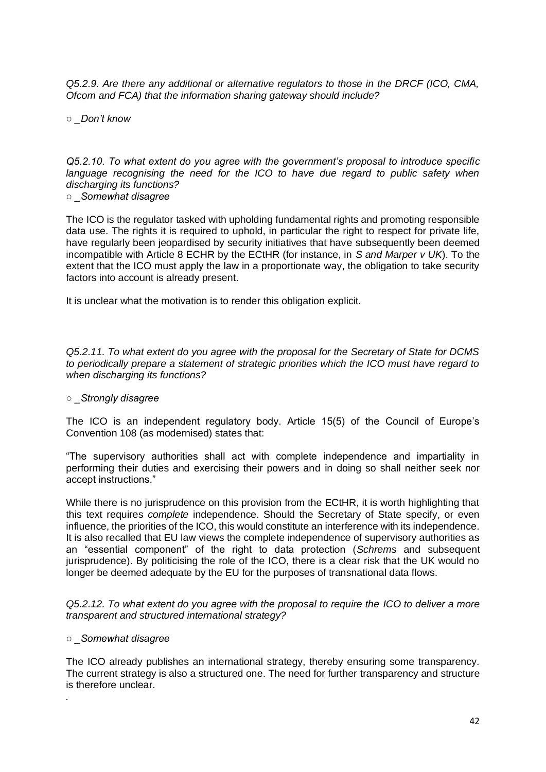*Q5.2.9. Are there any additional or alternative regulators to those in the DRCF (ICO, CMA, Ofcom and FCA) that the information sharing gateway should include?*

○ *_Don't know*

*Q5.2.10. To what extent do you agree with the government's proposal to introduce specific language recognising the need for the ICO to have due regard to public safety when discharging its functions?*

○ *_Somewhat disagree*

The ICO is the regulator tasked with upholding fundamental rights and promoting responsible data use. The rights it is required to uphold, in particular the right to respect for private life, have regularly been jeopardised by security initiatives that have subsequently been deemed incompatible with Article 8 ECHR by the ECtHR (for instance, in *S and Marper v UK*). To the extent that the ICO must apply the law in a proportionate way, the obligation to take security factors into account is already present.

It is unclear what the motivation is to render this obligation explicit.

*Q5.2.11. To what extent do you agree with the proposal for the Secretary of State for DCMS to periodically prepare a statement of strategic priorities which the ICO must have regard to when discharging its functions?*

○ *_Strongly disagree*

The ICO is an independent regulatory body. Article 15(5) of the Council of Europe's Convention 108 (as modernised) states that:

"The supervisory authorities shall act with complete independence and impartiality in performing their duties and exercising their powers and in doing so shall neither seek nor accept instructions."

While there is no jurisprudence on this provision from the ECtHR, it is worth highlighting that this text requires *complete* independence. Should the Secretary of State specify, or even influence, the priorities of the ICO, this would constitute an interference with its independence. It is also recalled that EU law views the complete independence of supervisory authorities as an "essential component" of the right to data protection (*Schrems* and subsequent jurisprudence). By politicising the role of the ICO, there is a clear risk that the UK would no longer be deemed adequate by the EU for the purposes of transnational data flows.

*Q5.2.12. To what extent do you agree with the proposal to require the ICO to deliver a more transparent and structured international strategy?*

○ *_Somewhat disagree*

The ICO already publishes an international strategy, thereby ensuring some transparency. The current strategy is also a structured one. The need for further transparency and structure is therefore unclear.

.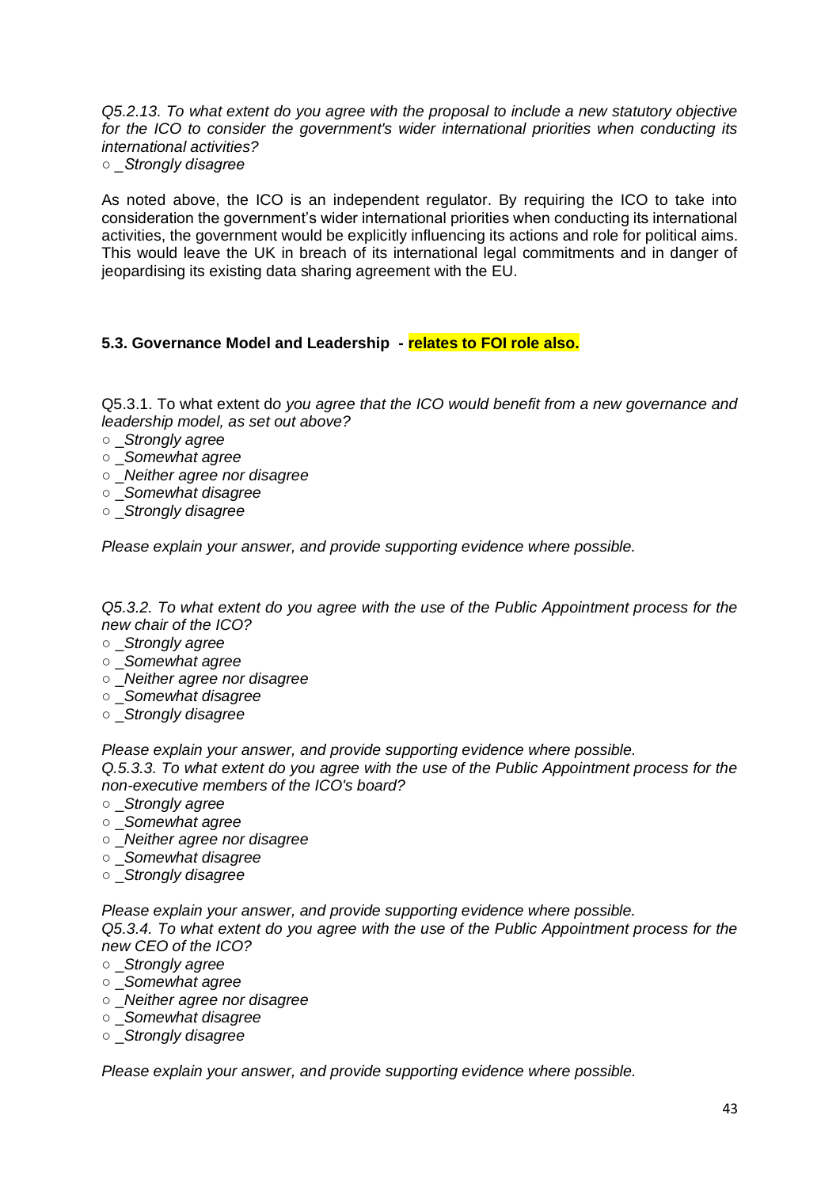*Q5.2.13. To what extent do you agree with the proposal to include a new statutory objective for the ICO to consider the government's wider international priorities when conducting its international activities?*

○ _*Strongly disagree*

As noted above, the ICO is an independent regulator. By requiring the ICO to take into consideration the government's wider international priorities when conducting its international activities, the government would be explicitly influencing its actions and role for political aims. This would leave the UK in breach of its international legal commitments and in danger of jeopardising its existing data sharing agreement with the EU.

**5.3. Governance Model and Leadership - relates to FOI role also.**

Q5.3.1. To what extent d*o you agree that the ICO would benefit from a new governance and leadership model, as set out above?*

○ _*Strongly agree*
○ _*Somewhat agree*
○ _*Neither agree nor disagree*
○ _*Somewhat disagree*
○ _*Strongly disagree*

*Please explain your answer, and provide supporting evidence where possible.*

*Q5.3.2. To what extent do you agree with the use of the Public Appointment process for the new chair of the ICO?*

○ _*Strongly agree*
○ _*Somewhat agree*
○ _*Neither agree nor disagree*
○ _*Somewhat disagree*
○ _*Strongly disagree*

*Please explain your answer, and provide supporting evidence where possible.*
*Q.5.3.3. To what extent do you agree with the use of the Public Appointment process for the non-executive members of the ICO's board?*

○ _*Strongly agree*
○ _*Somewhat agree*
○ _*Neither agree nor disagree*
○ _*Somewhat disagree*
○ _*Strongly disagree*

*Please explain your answer, and provide supporting evidence where possible.*
*Q5.3.4. To what extent do you agree with the use of the Public Appointment process for the new CEO of the ICO?*

○ _*Strongly agree*
○ _*Somewhat agree*
○ _*Neither agree nor disagree*
○ _*Somewhat disagree*
○ _*Strongly disagree*

*Please explain your answer, and provide supporting evidence where possible.*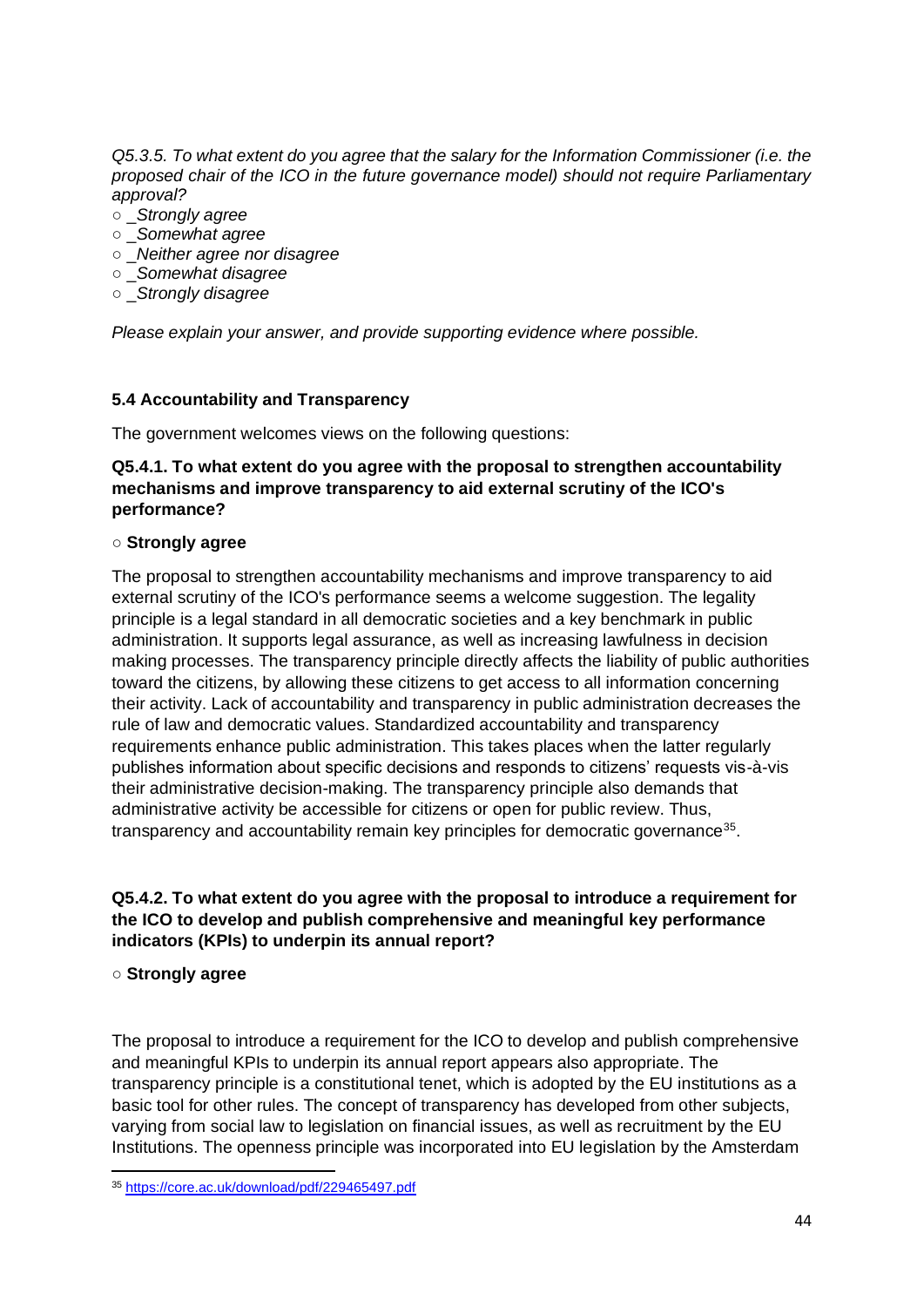*Q5.3.5. To what extent do you agree that the salary for the Information Commissioner (i.e. the proposed chair of the ICO in the future governance model) should not require Parliamentary approval?*

- *_Strongly agree*
- *_Somewhat agree*
- *_Neither agree nor disagree*
- *_Somewhat disagree*
- *_Strongly disagree*

*Please explain your answer, and provide supporting evidence where possible.*

### 5.4 Accountability and Transparency

The government welcomes views on the following questions:

**Q5.4.1. To what extent do you agree with the proposal to strengthen accountability mechanisms and improve transparency to aid external scrutiny of the ICO's performance?**

○ **Strongly agree**

The proposal to strengthen accountability mechanisms and improve transparency to aid external scrutiny of the ICO's performance seems a welcome suggestion. The legality principle is a legal standard in all democratic societies and a key benchmark in public administration. It supports legal assurance, as well as increasing lawfulness in decision making processes. The transparency principle directly affects the liability of public authorities toward the citizens, by allowing these citizens to get access to all information concerning their activity. Lack of accountability and transparency in public administration decreases the rule of law and democratic values. Standardized accountability and transparency requirements enhance public administration. This takes places when the latter regularly publishes information about specific decisions and responds to citizens' requests vis-à-vis their administrative decision-making. The transparency principle also demands that administrative activity be accessible for citizens or open for public review. Thus, transparency and accountability remain key principles for democratic governance[35].

**Q5.4.2. To what extent do you agree with the proposal to introduce a requirement for the ICO to develop and publish comprehensive and meaningful key performance indicators (KPIs) to underpin its annual report?**

○ **Strongly agree**

The proposal to introduce a requirement for the ICO to develop and publish comprehensive and meaningful KPIs to underpin its annual report appears also appropriate. The transparency principle is a constitutional tenet, which is adopted by the EU institutions as a basic tool for other rules. The concept of transparency has developed from other subjects, varying from social law to legislation on financial issues, as well as recruitment by the EU Institutions. The openness principle was incorporated into EU legislation by the Amsterdam

[35] https://core.ac.uk/download/pdf/229465497.pdf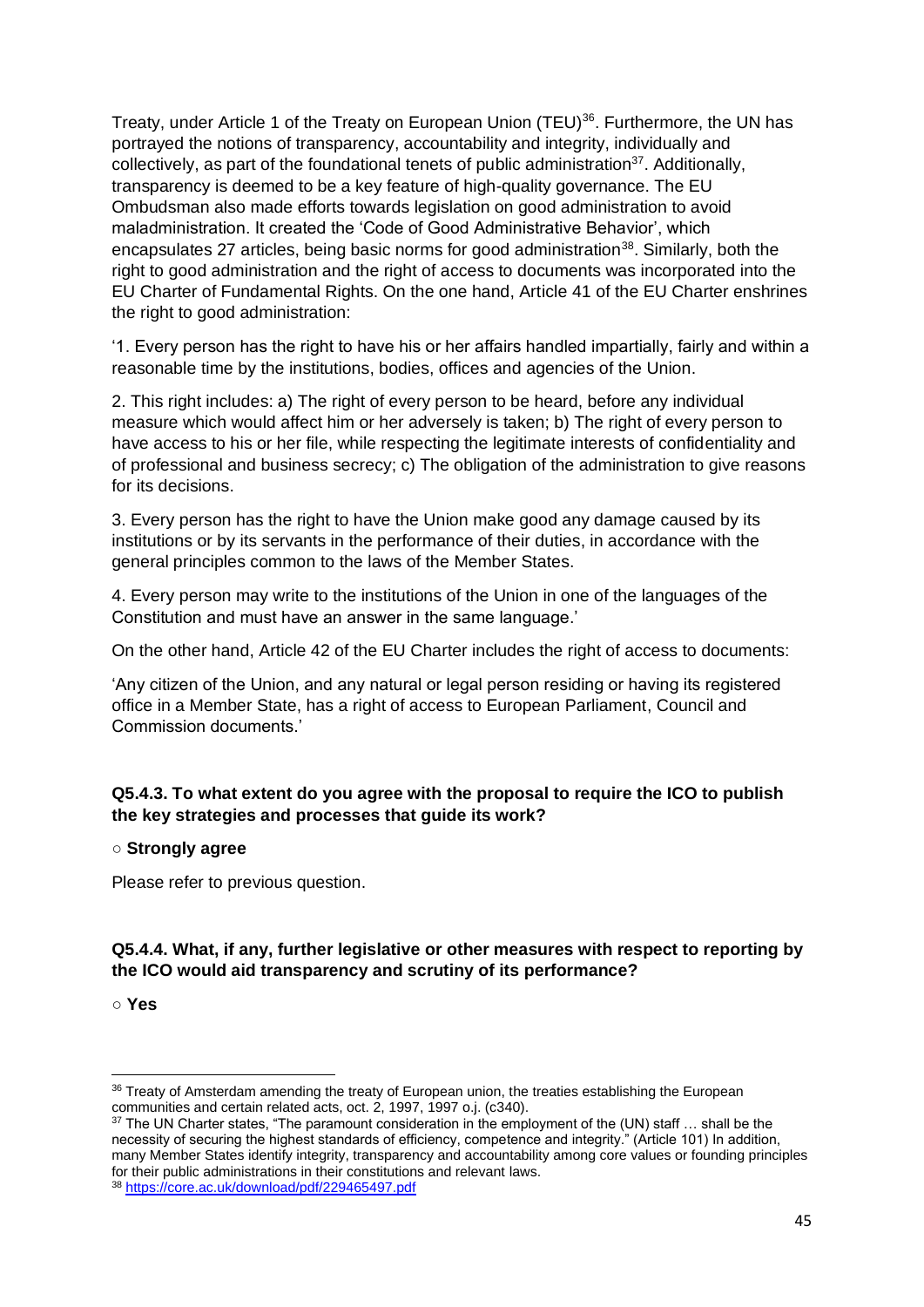Treaty, under Article 1 of the Treaty on European Union (TEU)[36]. Furthermore, the UN has portrayed the notions of transparency, accountability and integrity, individually and collectively, as part of the foundational tenets of public administration[37]. Additionally, transparency is deemed to be a key feature of high-quality governance. The EU Ombudsman also made efforts towards legislation on good administration to avoid maladministration. It created the 'Code of Good Administrative Behavior', which encapsulates 27 articles, being basic norms for good administration[38]. Similarly, both the right to good administration and the right of access to documents was incorporated into the EU Charter of Fundamental Rights. On the one hand, Article 41 of the EU Charter enshrines the right to good administration:

'1. Every person has the right to have his or her affairs handled impartially, fairly and within a reasonable time by the institutions, bodies, offices and agencies of the Union.

2. This right includes: a) The right of every person to be heard, before any individual measure which would affect him or her adversely is taken; b) The right of every person to have access to his or her file, while respecting the legitimate interests of confidentiality and of professional and business secrecy; c) The obligation of the administration to give reasons for its decisions.

3. Every person has the right to have the Union make good any damage caused by its institutions or by its servants in the performance of their duties, in accordance with the general principles common to the laws of the Member States.

4. Every person may write to the institutions of the Union in one of the languages of the Constitution and must have an answer in the same language.'

On the other hand, Article 42 of the EU Charter includes the right of access to documents:

'Any citizen of the Union, and any natural or legal person residing or having its registered office in a Member State, has a right of access to European Parliament, Council and Commission documents.'

**Q5.4.3. To what extent do you agree with the proposal to require the ICO to publish the key strategies and processes that guide its work?**

○ **Strongly agree**

Please refer to previous question.

**Q5.4.4. What, if any, further legislative or other measures with respect to reporting by the ICO would aid transparency and scrutiny of its performance?**

○ **Yes**

---

[36] Treaty of Amsterdam amending the treaty of European union, the treaties establishing the European communities and certain related acts, oct. 2, 1997, 1997 o.j. (c340).

[37] The UN Charter states, "The paramount consideration in the employment of the (UN) staff … shall be the necessity of securing the highest standards of efficiency, competence and integrity." (Article 101) In addition, many Member States identify integrity, transparency and accountability among core values or founding principles for their public administrations in their constitutions and relevant laws.

[38] https://core.ac.uk/download/pdf/229465497.pdf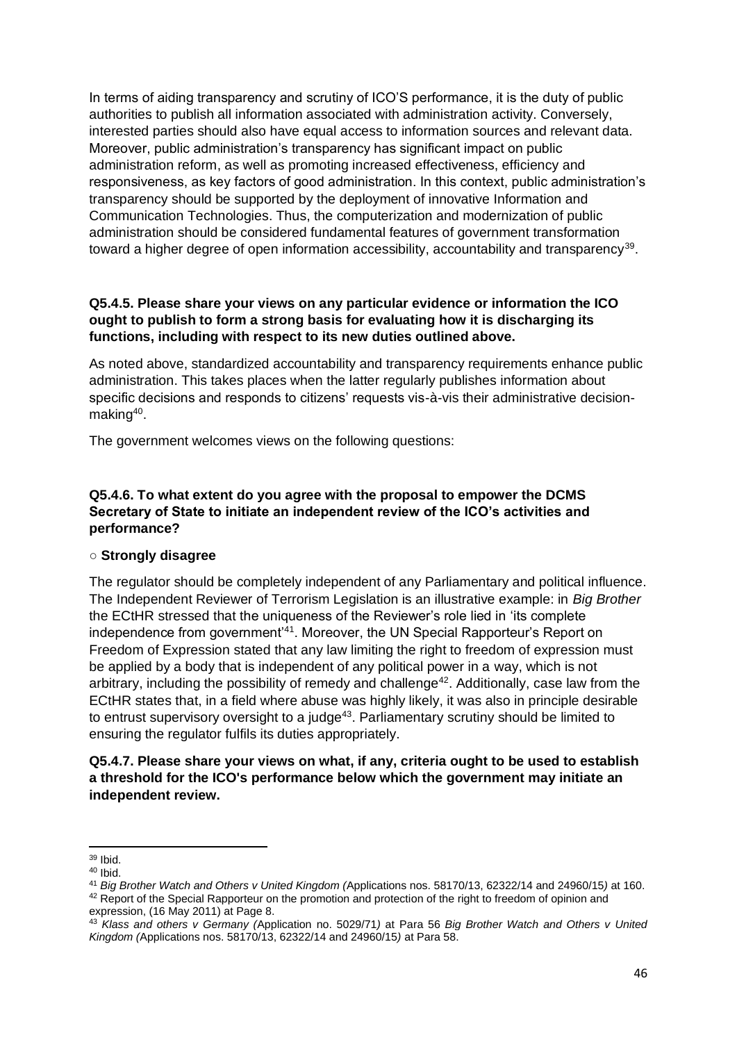In terms of aiding transparency and scrutiny of ICO'S performance, it is the duty of public authorities to publish all information associated with administration activity. Conversely, interested parties should also have equal access to information sources and relevant data. Moreover, public administration's transparency has significant impact on public administration reform, as well as promoting increased effectiveness, efficiency and responsiveness, as key factors of good administration. In this context, public administration's transparency should be supported by the deployment of innovative Information and Communication Technologies. Thus, the computerization and modernization of public administration should be considered fundamental features of government transformation toward a higher degree of open information accessibility, accountability and transparency[39].

**Q5.4.5. Please share your views on any particular evidence or information the ICO ought to publish to form a strong basis for evaluating how it is discharging its functions, including with respect to its new duties outlined above.**

As noted above, standardized accountability and transparency requirements enhance public administration. This takes places when the latter regularly publishes information about specific decisions and responds to citizens' requests vis-à-vis their administrative decision-making[40].

The government welcomes views on the following questions:

**Q5.4.6. To what extent do you agree with the proposal to empower the DCMS Secretary of State to initiate an independent review of the ICO's activities and performance?**

○ **Strongly disagree**

The regulator should be completely independent of any Parliamentary and political influence. The Independent Reviewer of Terrorism Legislation is an illustrative example: in *Big Brother* the ECtHR stressed that the uniqueness of the Reviewer's role lied in 'its complete independence from government'[41]. Moreover, the UN Special Rapporteur's Report on Freedom of Expression stated that any law limiting the right to freedom of expression must be applied by a body that is independent of any political power in a way, which is not arbitrary, including the possibility of remedy and challenge[42]. Additionally, case law from the ECtHR states that, in a field where abuse was highly likely, it was also in principle desirable to entrust supervisory oversight to a judge[43]. Parliamentary scrutiny should be limited to ensuring the regulator fulfils its duties appropriately.

**Q5.4.7. Please share your views on what, if any, criteria ought to be used to establish a threshold for the ICO's performance below which the government may initiate an independent review.**

---

[39] Ibid.

[40] Ibid.

[41] *Big Brother Watch and Others v United Kingdom (*Applications nos. 58170/13, 62322/14 and 24960/15*)* at 160.

[42] Report of the Special Rapporteur on the promotion and protection of the right to freedom of opinion and expression, (16 May 2011) at Page 8.

[43] *Klass and others v Germany (*Application no. 5029/71*)* at Para 56 *Big Brother Watch and Others v United Kingdom (*Applications nos. 58170/13, 62322/14 and 24960/15*)* at Para 58.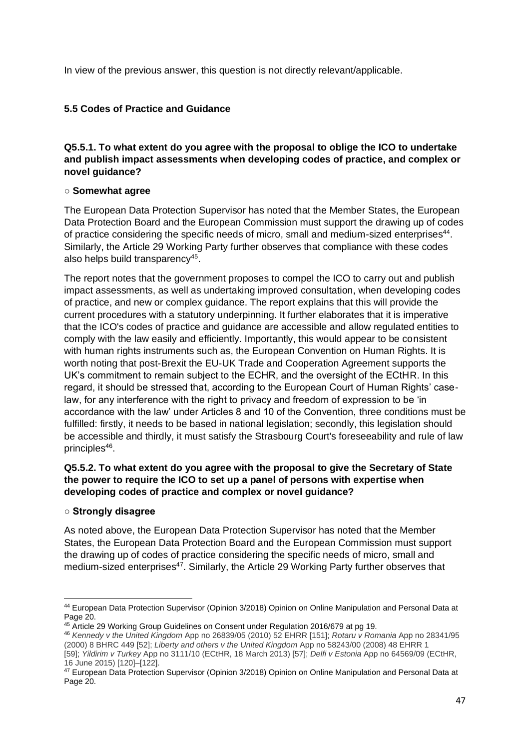In view of the previous answer, this question is not directly relevant/applicable.

### 5.5 Codes of Practice and Guidance

**Q5.5.1. To what extent do you agree with the proposal to oblige the ICO to undertake and publish impact assessments when developing codes of practice, and complex or novel guidance?**

○ **Somewhat agree**

The European Data Protection Supervisor has noted that the Member States, the European Data Protection Board and the European Commission must support the drawing up of codes of practice considering the specific needs of micro, small and medium-sized enterprises[44]. Similarly, the Article 29 Working Party further observes that compliance with these codes also helps build transparency[45].

The report notes that the government proposes to compel the ICO to carry out and publish impact assessments, as well as undertaking improved consultation, when developing codes of practice, and new or complex guidance. The report explains that this will provide the current procedures with a statutory underpinning. It further elaborates that it is imperative that the ICO's codes of practice and guidance are accessible and allow regulated entities to comply with the law easily and efficiently. Importantly, this would appear to be consistent with human rights instruments such as, the European Convention on Human Rights. It is worth noting that post-Brexit the EU-UK Trade and Cooperation Agreement supports the UK's commitment to remain subject to the ECHR, and the oversight of the ECtHR. In this regard, it should be stressed that, according to the European Court of Human Rights' case-law, for any interference with the right to privacy and freedom of expression to be 'in accordance with the law' under Articles 8 and 10 of the Convention, three conditions must be fulfilled: firstly, it needs to be based in national legislation; secondly, this legislation should be accessible and thirdly, it must satisfy the Strasbourg Court's foreseeability and rule of law principles[46].

**Q5.5.2. To what extent do you agree with the proposal to give the Secretary of State the power to require the ICO to set up a panel of persons with expertise when developing codes of practice and complex or novel guidance?**

○ **Strongly disagree**

As noted above, the European Data Protection Supervisor has noted that the Member States, the European Data Protection Board and the European Commission must support the drawing up of codes of practice considering the specific needs of micro, small and medium-sized enterprises[47]. Similarly, the Article 29 Working Party further observes that

---

[44] European Data Protection Supervisor (Opinion 3/2018) Opinion on Online Manipulation and Personal Data at Page 20.

[45] Article 29 Working Group Guidelines on Consent under Regulation 2016/679 at pg 19.

[46] *Kennedy v the United Kingdom* App no 26839/05 (2010) 52 EHRR [151]; *Rotaru v Romania* App no 28341/95 (2000) 8 BHRC 449 [52]; *Liberty and others v the United Kingdom* App no 58243/00 (2008) 48 EHRR 1 [59]; *Yildirim v Turkey* App no 3111/10 (ECtHR, 18 March 2013) [57]; *Delfi v Estonia* App no 64569/09 (ECtHR, 16 June 2015) [120]–[122].

[47] European Data Protection Supervisor (Opinion 3/2018) Opinion on Online Manipulation and Personal Data at Page 20.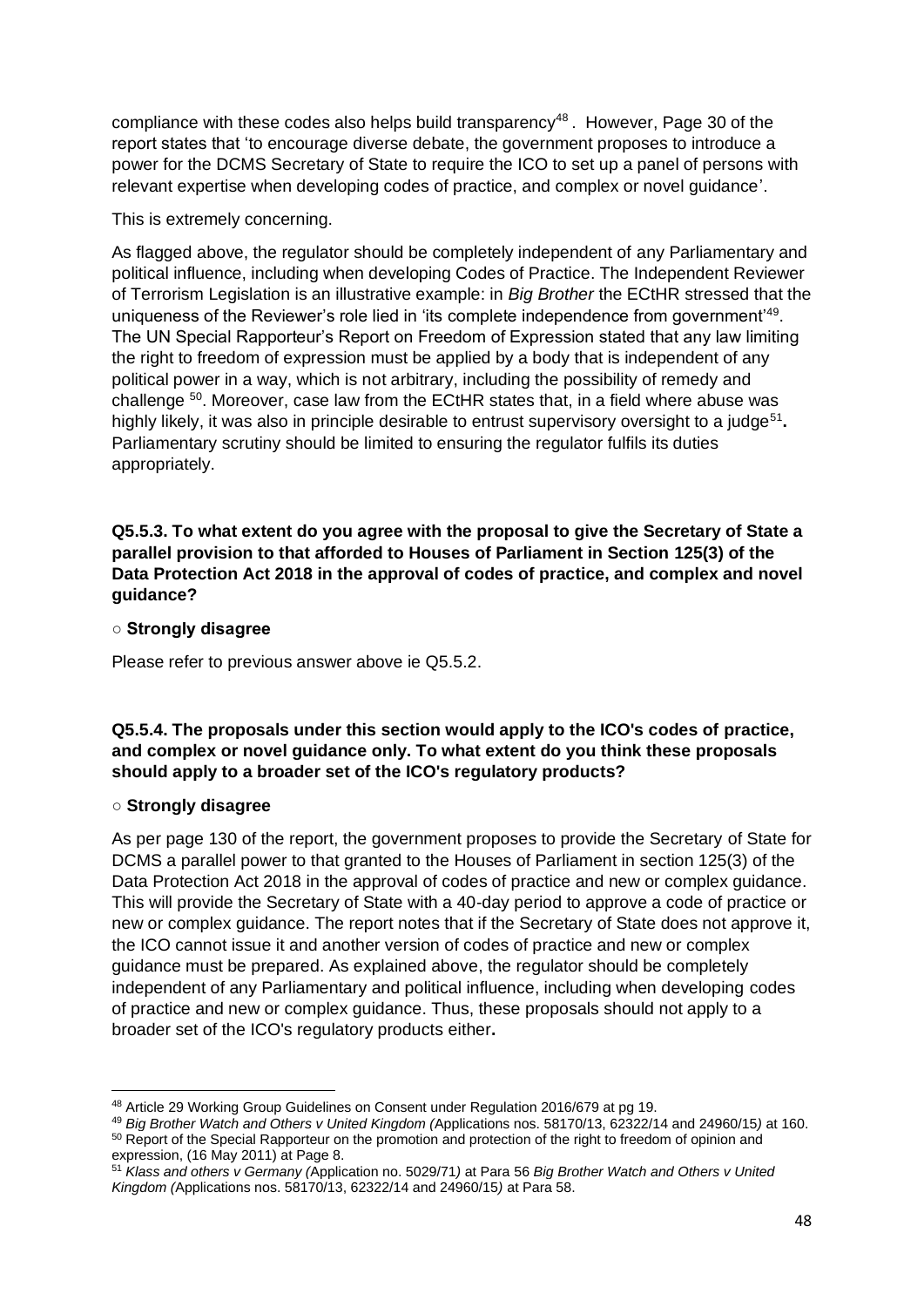compliance with these codes also helps build transparency[48] . However, Page 30 of the report states that 'to encourage diverse debate, the government proposes to introduce a power for the DCMS Secretary of State to require the ICO to set up a panel of persons with relevant expertise when developing codes of practice, and complex or novel guidance'.

This is extremely concerning.

As flagged above, the regulator should be completely independent of any Parliamentary and political influence, including when developing Codes of Practice. The Independent Reviewer of Terrorism Legislation is an illustrative example: in *Big Brother* the ECtHR stressed that the uniqueness of the Reviewer's role lied in 'its complete independence from government'[49]. The UN Special Rapporteur's Report on Freedom of Expression stated that any law limiting the right to freedom of expression must be applied by a body that is independent of any political power in a way, which is not arbitrary, including the possibility of remedy and challenge [50]. Moreover, case law from the ECtHR states that, in a field where abuse was highly likely, it was also in principle desirable to entrust supervisory oversight to a judge[51]**.** Parliamentary scrutiny should be limited to ensuring the regulator fulfils its duties appropriately.

**Q5.5.3. To what extent do you agree with the proposal to give the Secretary of State a parallel provision to that afforded to Houses of Parliament in Section 125(3) of the Data Protection Act 2018 in the approval of codes of practice, and complex and novel guidance?**

○ **Strongly disagree**

Please refer to previous answer above ie Q5.5.2.

**Q5.5.4. The proposals under this section would apply to the ICO's codes of practice, and complex or novel guidance only. To what extent do you think these proposals should apply to a broader set of the ICO's regulatory products?**

○ **Strongly disagree**

As per page 130 of the report, the government proposes to provide the Secretary of State for DCMS a parallel power to that granted to the Houses of Parliament in section 125(3) of the Data Protection Act 2018 in the approval of codes of practice and new or complex guidance. This will provide the Secretary of State with a 40-day period to approve a code of practice or new or complex guidance. The report notes that if the Secretary of State does not approve it, the ICO cannot issue it and another version of codes of practice and new or complex guidance must be prepared. As explained above, the regulator should be completely independent of any Parliamentary and political influence, including when developing codes of practice and new or complex guidance. Thus, these proposals should not apply to a broader set of the ICO's regulatory products either**.**

---

[48] Article 29 Working Group Guidelines on Consent under Regulation 2016/679 at pg 19.

[49] *Big Brother Watch and Others v United Kingdom (*Applications nos. 58170/13, 62322/14 and 24960/15*)* at 160.

[50] Report of the Special Rapporteur on the promotion and protection of the right to freedom of opinion and expression, (16 May 2011) at Page 8.

[51] *Klass and others v Germany (*Application no. 5029/71*)* at Para 56 *Big Brother Watch and Others v United Kingdom (*Applications nos. 58170/13, 62322/14 and 24960/15*)* at Para 58.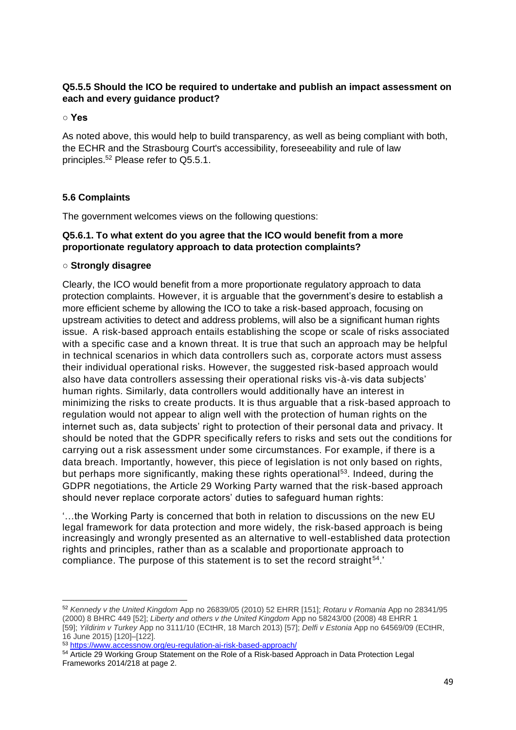**Q5.5.5 Should the ICO be required to undertake and publish an impact assessment on each and every guidance product?**

○ **Yes**

As noted above, this would help to build transparency, as well as being compliant with both, the ECHR and the Strasbourg Court's accessibility, foreseeability and rule of law principles.[52] Please refer to Q5.5.1.

**5.6 Complaints**

The government welcomes views on the following questions:

**Q5.6.1. To what extent do you agree that the ICO would benefit from a more proportionate regulatory approach to data protection complaints?**

○ **Strongly disagree**

Clearly, the ICO would benefit from a more proportionate regulatory approach to data protection complaints. However, it is arguable that the government's desire to establish a more efficient scheme by allowing the ICO to take a risk-based approach, focusing on upstream activities to detect and address problems, will also be a significant human rights issue. A risk-based approach entails establishing the scope or scale of risks associated with a specific case and a known threat. It is true that such an approach may be helpful in technical scenarios in which data controllers such as, corporate actors must assess their individual operational risks. However, the suggested risk-based approach would also have data controllers assessing their operational risks vis-à-vis data subjects' human rights. Similarly, data controllers would additionally have an interest in minimizing the risks to create products. It is thus arguable that a risk-based approach to regulation would not appear to align well with the protection of human rights on the internet such as, data subjects' right to protection of their personal data and privacy. It should be noted that the GDPR specifically refers to risks and sets out the conditions for carrying out a risk assessment under some circumstances. For example, if there is a data breach. Importantly, however, this piece of legislation is not only based on rights, but perhaps more significantly, making these rights operational[53]. Indeed, during the GDPR negotiations, the Article 29 Working Party warned that the risk-based approach should never replace corporate actors' duties to safeguard human rights:

'…the Working Party is concerned that both in relation to discussions on the new EU legal framework for data protection and more widely, the risk-based approach is being increasingly and wrongly presented as an alternative to well-established data protection rights and principles, rather than as a scalable and proportionate approach to compliance. The purpose of this statement is to set the record straight[54].'

---

[52] *Kennedy v the United Kingdom* App no 26839/05 (2010) 52 EHRR [151]; *Rotaru v Romania* App no 28341/95 (2000) 8 BHRC 449 [52]; *Liberty and others v the United Kingdom* App no 58243/00 (2008) 48 EHRR 1 [59]; *Yildirim v Turkey* App no 3111/10 (ECtHR, 18 March 2013) [57]; *Delfi v Estonia* App no 64569/09 (ECtHR, 16 June 2015) [120]–[122].

[53] https://www.accessnow.org/eu-regulation-ai-risk-based-approach/

[54] Article 29 Working Group Statement on the Role of a Risk-based Approach in Data Protection Legal Frameworks 2014/218 at page 2.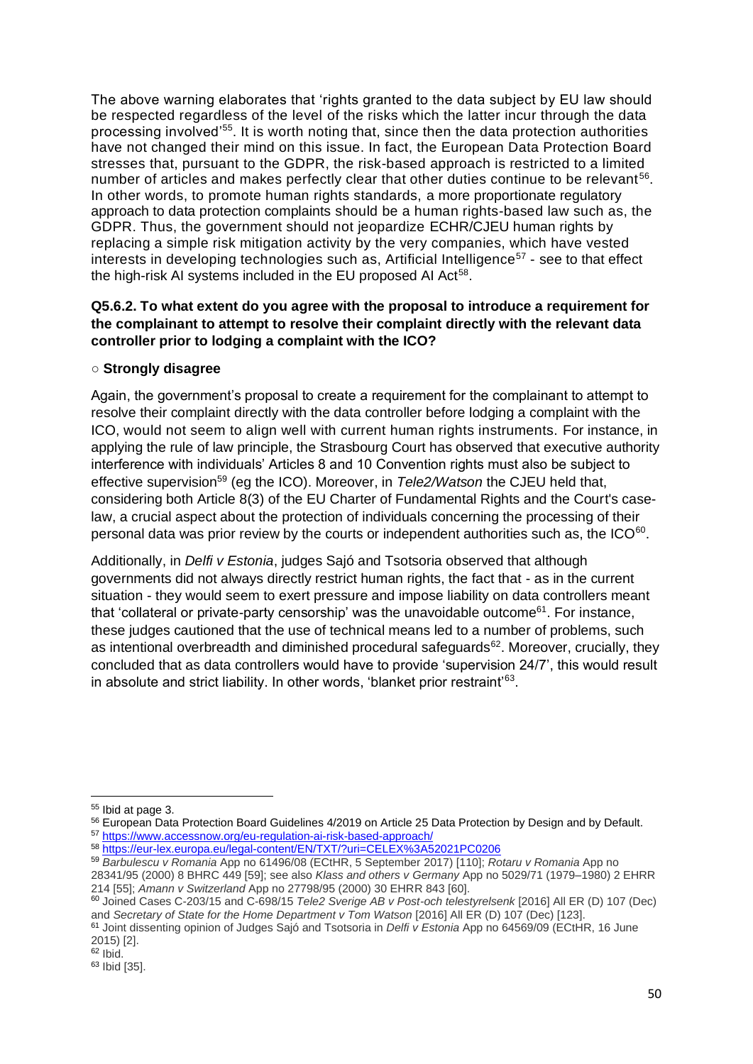The above warning elaborates that 'rights granted to the data subject by EU law should be respected regardless of the level of the risks which the latter incur through the data processing involved'[55]. It is worth noting that, since then the data protection authorities have not changed their mind on this issue. In fact, the European Data Protection Board stresses that, pursuant to the GDPR, the risk-based approach is restricted to a limited number of articles and makes perfectly clear that other duties continue to be relevant[56]. In other words, to promote human rights standards, a more proportionate regulatory approach to data protection complaints should be a human rights-based law such as, the GDPR. Thus, the government should not jeopardize ECHR/CJEU human rights by replacing a simple risk mitigation activity by the very companies, which have vested interests in developing technologies such as, Artificial Intelligence[57] - see to that effect the high-risk AI systems included in the EU proposed AI Act[58].

**Q5.6.2. To what extent do you agree with the proposal to introduce a requirement for the complainant to attempt to resolve their complaint directly with the relevant data controller prior to lodging a complaint with the ICO?**

○ **Strongly disagree**

Again, the government's proposal to create a requirement for the complainant to attempt to resolve their complaint directly with the data controller before lodging a complaint with the ICO, would not seem to align well with current human rights instruments. For instance, in applying the rule of law principle, the Strasbourg Court has observed that executive authority interference with individuals' Articles 8 and 10 Convention rights must also be subject to effective supervision[59] (eg the ICO). Moreover, in *Tele2/Watson* the CJEU held that, considering both Article 8(3) of the EU Charter of Fundamental Rights and the Court's case-law, a crucial aspect about the protection of individuals concerning the processing of their personal data was prior review by the courts or independent authorities such as, the ICO[60].

Additionally, in *Delfi v Estonia*, judges Sajó and Tsotsoria observed that although governments did not always directly restrict human rights, the fact that - as in the current situation - they would seem to exert pressure and impose liability on data controllers meant that 'collateral or private-party censorship' was the unavoidable outcome[61]. For instance, these judges cautioned that the use of technical means led to a number of problems, such as intentional overbreadth and diminished procedural safeguards[62]. Moreover, crucially, they concluded that as data controllers would have to provide 'supervision 24/7', this would result in absolute and strict liability. In other words, 'blanket prior restraint'[63].

---

[55] Ibid at page 3.

[56] European Data Protection Board Guidelines 4/2019 on Article 25 Data Protection by Design and by Default.

[57] https://www.accessnow.org/eu-regulation-ai-risk-based-approach/

[58] https://eur-lex.europa.eu/legal-content/EN/TXT/?uri=CELEX%3A52021PC0206

[59] *Barbulescu v Romania* App no 61496/08 (ECtHR, 5 September 2017) [110]; *Rotaru v Romania* App no 28341/95 (2000) 8 BHRC 449 [59]; see also *Klass and others v Germany* App no 5029/71 (1979–1980) 2 EHRR 214 [55]; *Amann v Switzerland* App no 27798/95 (2000) 30 EHRR 843 [60].

[60] Joined Cases C-203/15 and C-698/15 *Tele2 Sverige AB v Post-och telestyrelsenk* [2016] All ER (D) 107 (Dec) and *Secretary of State for the Home Department v Tom Watson* [2016] All ER (D) 107 (Dec) [123].

[61] Joint dissenting opinion of Judges Sajó and Tsotsoria in *Delfi v Estonia* App no 64569/09 (ECtHR, 16 June 2015) [2].

[62] Ibid.

[63] Ibid [35].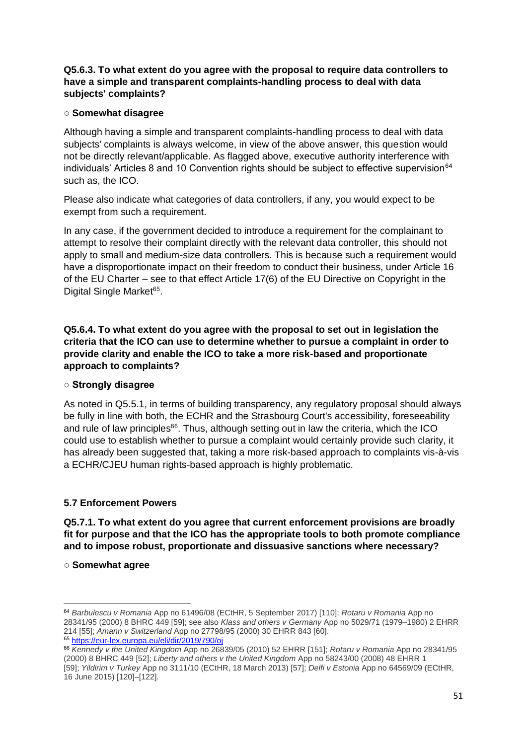**Q5.6.3. To what extent do you agree with the proposal to require data controllers to have a simple and transparent complaints-handling process to deal with data subjects' complaints?**

○ **Somewhat disagree**

Although having a simple and transparent complaints-handling process to deal with data subjects' complaints is always welcome, in view of the above answer, this question would not be directly relevant/applicable. As flagged above, executive authority interference with individuals' Articles 8 and 10 Convention rights should be subject to effective supervision[64] such as, the ICO.

Please also indicate what categories of data controllers, if any, you would expect to be exempt from such a requirement.

In any case, if the government decided to introduce a requirement for the complainant to attempt to resolve their complaint directly with the relevant data controller, this should not apply to small and medium-size data controllers. This is because such a requirement would have a disproportionate impact on their freedom to conduct their business, under Article 16 of the EU Charter – see to that effect Article 17(6) of the EU Directive on Copyright in the Digital Single Market[65].

**Q5.6.4. To what extent do you agree with the proposal to set out in legislation the criteria that the ICO can use to determine whether to pursue a complaint in order to provide clarity and enable the ICO to take a more risk-based and proportionate approach to complaints?**

○ **Strongly disagree**

As noted in Q5.5.1, in terms of building transparency, any regulatory proposal should always be fully in line with both, the ECHR and the Strasbourg Court's accessibility, foreseeability and rule of law principles[66]. Thus, although setting out in law the criteria, which the ICO could use to establish whether to pursue a complaint would certainly provide such clarity, it has already been suggested that, taking a more risk-based approach to complaints vis-à-vis a ECHR/CJEU human rights-based approach is highly problematic.

**5.7 Enforcement Powers**

**Q5.7.1. To what extent do you agree that current enforcement provisions are broadly fit for purpose and that the ICO has the appropriate tools to both promote compliance and to impose robust, proportionate and dissuasive sanctions where necessary?**

○ **Somewhat agree**

---

[64] *Barbulescu v Romania* App no 61496/08 (ECtHR, 5 September 2017) [110]; *Rotaru v Romania* App no 28341/95 (2000) 8 BHRC 449 [59]; see also *Klass and others v Germany* App no 5029/71 (1979–1980) 2 EHRR 214 [55]; *Amann v Switzerland* App no 27798/95 (2000) 30 EHRR 843 [60].

[65] https://eur-lex.europa.eu/eli/dir/2019/790/oj

[66] *Kennedy v the United Kingdom* App no 26839/05 (2010) 52 EHRR [151]; *Rotaru v Romania* App no 28341/95 (2000) 8 BHRC 449 [52]; *Liberty and others v the United Kingdom* App no 58243/00 (2008) 48 EHRR 1 [59]; *Yildirim v Turkey* App no 3111/10 (ECtHR, 18 March 2013) [57]; *Delfi v Estonia* App no 64569/09 (ECtHR, 16 June 2015) [120]–[122].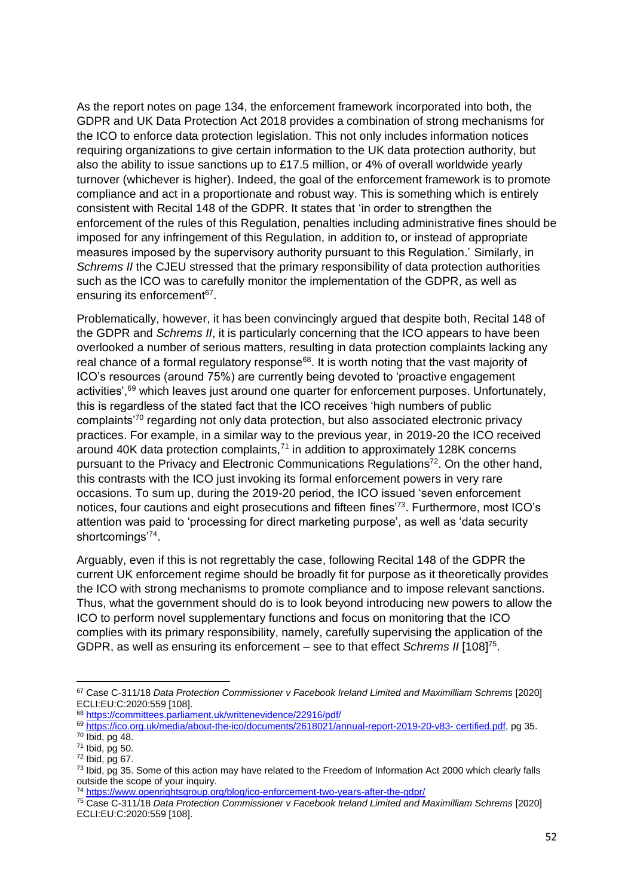As the report notes on page 134, the enforcement framework incorporated into both, the GDPR and UK Data Protection Act 2018 provides a combination of strong mechanisms for the ICO to enforce data protection legislation. This not only includes information notices requiring organizations to give certain information to the UK data protection authority, but also the ability to issue sanctions up to £17.5 million, or 4% of overall worldwide yearly turnover (whichever is higher). Indeed, the goal of the enforcement framework is to promote compliance and act in a proportionate and robust way. This is something which is entirely consistent with Recital 148 of the GDPR. It states that 'in order to strengthen the enforcement of the rules of this Regulation, penalties including administrative fines should be imposed for any infringement of this Regulation, in addition to, or instead of appropriate measures imposed by the supervisory authority pursuant to this Regulation.' Similarly, in *Schrems II* the CJEU stressed that the primary responsibility of data protection authorities such as the ICO was to carefully monitor the implementation of the GDPR, as well as ensuring its enforcement[67].

Problematically, however, it has been convincingly argued that despite both, Recital 148 of the GDPR and *Schrems II*, it is particularly concerning that the ICO appears to have been overlooked a number of serious matters, resulting in data protection complaints lacking any real chance of a formal regulatory response[68]. It is worth noting that the vast majority of ICO's resources (around 75%) are currently being devoted to 'proactive engagement activities',[69] which leaves just around one quarter for enforcement purposes. Unfortunately, this is regardless of the stated fact that the ICO receives 'high numbers of public complaints'[70] regarding not only data protection, but also associated electronic privacy practices. For example, in a similar way to the previous year, in 2019-20 the ICO received around 40K data protection complaints,[71] in addition to approximately 128K concerns pursuant to the Privacy and Electronic Communications Regulations[72]. On the other hand, this contrasts with the ICO just invoking its formal enforcement powers in very rare occasions. To sum up, during the 2019-20 period, the ICO issued 'seven enforcement notices, four cautions and eight prosecutions and fifteen fines'[73]. Furthermore, most ICO's attention was paid to 'processing for direct marketing purpose', as well as 'data security shortcomings'[74].

Arguably, even if this is not regrettably the case, following Recital 148 of the GDPR the current UK enforcement regime should be broadly fit for purpose as it theoretically provides the ICO with strong mechanisms to promote compliance and to impose relevant sanctions. Thus, what the government should do is to look beyond introducing new powers to allow the ICO to perform novel supplementary functions and focus on monitoring that the ICO complies with its primary responsibility, namely, carefully supervising the application of the GDPR, as well as ensuring its enforcement – see to that effect *Schrems II* [108][75].

---

[67] Case C-311/18 *Data Protection Commissioner v Facebook Ireland Limited and Maximilliam Schrems* [2020] ECLI:EU:C:2020:559 [108].

[68] https://committees.parliament.uk/writtenevidence/22916/pdf/

[69] https://ico.org.uk/media/about-the-ico/documents/2618021/annual-report-2019-20-v83- certified.pdf, pg 35.

[70] Ibid, pg 48.

[71] Ibid, pg 50.

[72] Ibid, pg 67.

[73] Ibid, pg 35. Some of this action may have related to the Freedom of Information Act 2000 which clearly falls outside the scope of your inquiry.

[74] https://www.openrightsgroup.org/blog/ico-enforcement-two-years-after-the-gdpr/

[75] Case C-311/18 *Data Protection Commissioner v Facebook Ireland Limited and Maximilliam Schrems* [2020] ECLI:EU:C:2020:559 [108].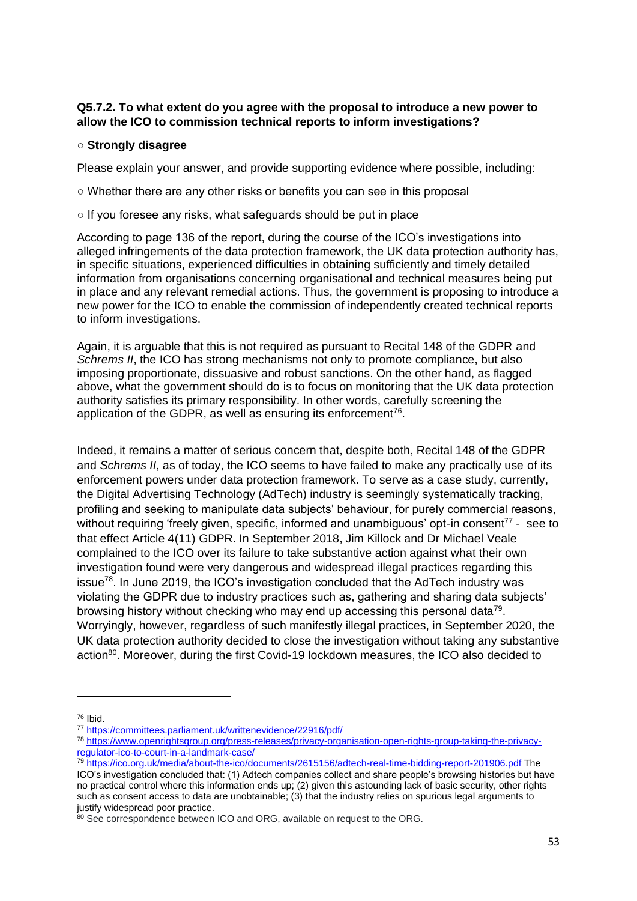**Q5.7.2. To what extent do you agree with the proposal to introduce a new power to allow the ICO to commission technical reports to inform investigations?**

○ **Strongly disagree**

Please explain your answer, and provide supporting evidence where possible, including:

○ Whether there are any other risks or benefits you can see in this proposal

○ If you foresee any risks, what safeguards should be put in place

According to page 136 of the report, during the course of the ICO's investigations into alleged infringements of the data protection framework, the UK data protection authority has, in specific situations, experienced difficulties in obtaining sufficiently and timely detailed information from organisations concerning organisational and technical measures being put in place and any relevant remedial actions. Thus, the government is proposing to introduce a new power for the ICO to enable the commission of independently created technical reports to inform investigations.

Again, it is arguable that this is not required as pursuant to Recital 148 of the GDPR and *Schrems II*, the ICO has strong mechanisms not only to promote compliance, but also imposing proportionate, dissuasive and robust sanctions. On the other hand, as flagged above, what the government should do is to focus on monitoring that the UK data protection authority satisfies its primary responsibility. In other words, carefully screening the application of the GDPR, as well as ensuring its enforcement[76].

Indeed, it remains a matter of serious concern that, despite both, Recital 148 of the GDPR and *Schrems II*, as of today, the ICO seems to have failed to make any practically use of its enforcement powers under data protection framework. To serve as a case study, currently, the Digital Advertising Technology (AdTech) industry is seemingly systematically tracking, profiling and seeking to manipulate data subjects' behaviour, for purely commercial reasons, without requiring 'freely given, specific, informed and unambiguous' opt-in consent[77] - see to that effect Article 4(11) GDPR. In September 2018, Jim Killock and Dr Michael Veale complained to the ICO over its failure to take substantive action against what their own investigation found were very dangerous and widespread illegal practices regarding this issue[78]. In June 2019, the ICO's investigation concluded that the AdTech industry was violating the GDPR due to industry practices such as, gathering and sharing data subjects' browsing history without checking who may end up accessing this personal data[79]. Worryingly, however, regardless of such manifestly illegal practices, in September 2020, the UK data protection authority decided to close the investigation without taking any substantive action[80]. Moreover, during the first Covid-19 lockdown measures, the ICO also decided to

---

[76] Ibid.

[77] https://committees.parliament.uk/writtenevidence/22916/pdf/

[78] https://www.openrightsgroup.org/press-releases/privacy-organisation-open-rights-group-taking-the-privacy-regulator-ico-to-court-in-a-landmark-case/

[79] https://ico.org.uk/media/about-the-ico/documents/2615156/adtech-real-time-bidding-report-201906.pdf The ICO's investigation concluded that: (1) Adtech companies collect and share people's browsing histories but have no practical control where this information ends up; (2) given this astounding lack of basic security, other rights such as consent access to data are unobtainable; (3) that the industry relies on spurious legal arguments to justify widespread poor practice.

[80] See correspondence between ICO and ORG, available on request to the ORG.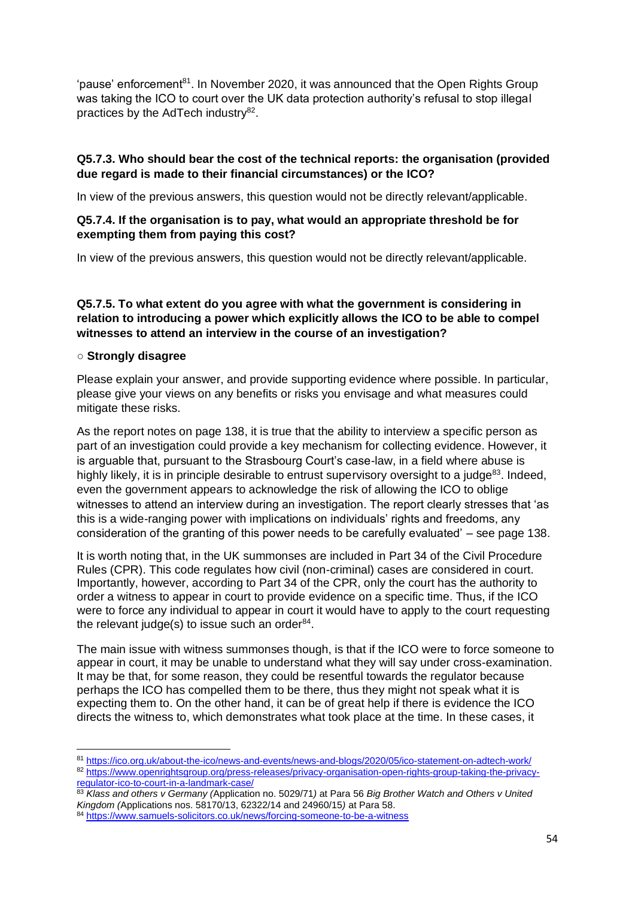'pause' enforcement[81]. In November 2020, it was announced that the Open Rights Group was taking the ICO to court over the UK data protection authority's refusal to stop illegal practices by the AdTech industry[82].

**Q5.7.3. Who should bear the cost of the technical reports: the organisation (provided due regard is made to their financial circumstances) or the ICO?**

In view of the previous answers, this question would not be directly relevant/applicable.

**Q5.7.4. If the organisation is to pay, what would an appropriate threshold be for exempting them from paying this cost?**

In view of the previous answers, this question would not be directly relevant/applicable.

**Q5.7.5. To what extent do you agree with what the government is considering in relation to introducing a power which explicitly allows the ICO to be able to compel witnesses to attend an interview in the course of an investigation?**

○ **Strongly disagree**

Please explain your answer, and provide supporting evidence where possible. In particular, please give your views on any benefits or risks you envisage and what measures could mitigate these risks.

As the report notes on page 138, it is true that the ability to interview a specific person as part of an investigation could provide a key mechanism for collecting evidence. However, it is arguable that, pursuant to the Strasbourg Court's case-law, in a field where abuse is highly likely, it is in principle desirable to entrust supervisory oversight to a judge[83]. Indeed, even the government appears to acknowledge the risk of allowing the ICO to oblige witnesses to attend an interview during an investigation. The report clearly stresses that 'as this is a wide-ranging power with implications on individuals' rights and freedoms, any consideration of the granting of this power needs to be carefully evaluated' – see page 138.

It is worth noting that, in the UK summonses are included in Part 34 of the Civil Procedure Rules (CPR). This code regulates how civil (non-criminal) cases are considered in court. Importantly, however, according to Part 34 of the CPR, only the court has the authority to order a witness to appear in court to provide evidence on a specific time. Thus, if the ICO were to force any individual to appear in court it would have to apply to the court requesting the relevant judge(s) to issue such an order[84].

The main issue with witness summonses though, is that if the ICO were to force someone to appear in court, it may be unable to understand what they will say under cross-examination. It may be that, for some reason, they could be resentful towards the regulator because perhaps the ICO has compelled them to be there, thus they might not speak what it is expecting them to. On the other hand, it can be of great help if there is evidence the ICO directs the witness to, which demonstrates what took place at the time. In these cases, it

---

[81] https://ico.org.uk/about-the-ico/news-and-events/news-and-blogs/2020/05/ico-statement-on-adtech-work/

[82] https://www.openrightsgroup.org/press-releases/privacy-organisation-open-rights-group-taking-the-privacy-regulator-ico-to-court-in-a-landmark-case/

[83] *Klass and others v Germany (*Application no. 5029/71*)* at Para 56 *Big Brother Watch and Others v United Kingdom (*Applications nos. 58170/13, 62322/14 and 24960/15*)* at Para 58.

[84] https://www.samuels-solicitors.co.uk/news/forcing-someone-to-be-a-witness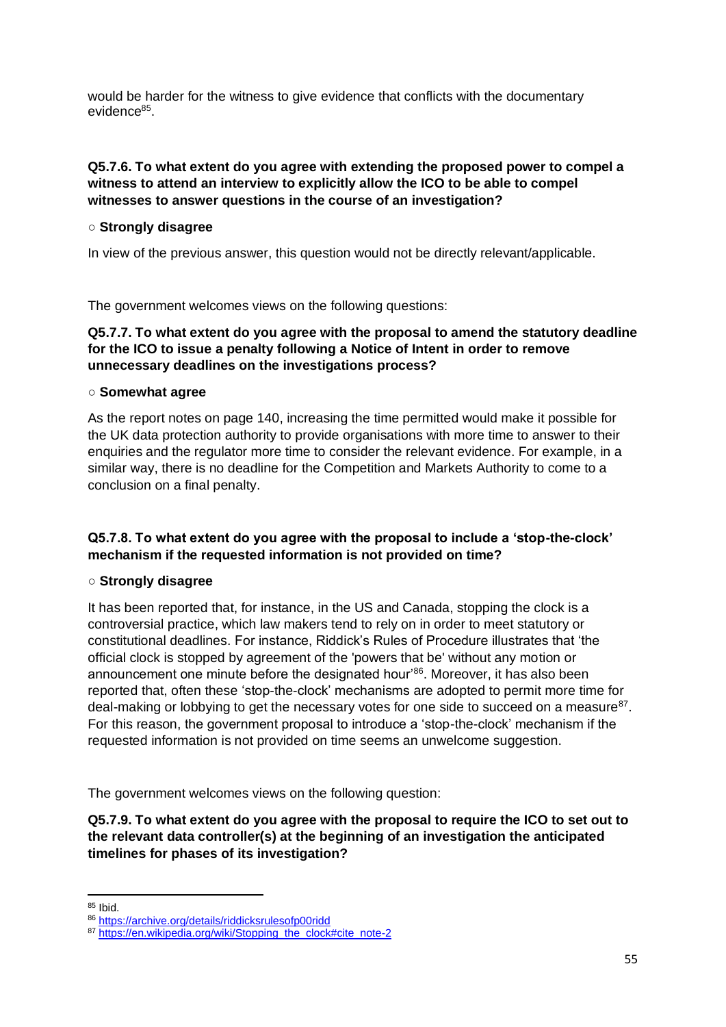would be harder for the witness to give evidence that conflicts with the documentary evidence[85].

**Q5.7.6. To what extent do you agree with extending the proposed power to compel a witness to attend an interview to explicitly allow the ICO to be able to compel witnesses to answer questions in the course of an investigation?**

○ **Strongly disagree**

In view of the previous answer, this question would not be directly relevant/applicable.

The government welcomes views on the following questions:

**Q5.7.7. To what extent do you agree with the proposal to amend the statutory deadline for the ICO to issue a penalty following a Notice of Intent in order to remove unnecessary deadlines on the investigations process?**

○ **Somewhat agree**

As the report notes on page 140, increasing the time permitted would make it possible for the UK data protection authority to provide organisations with more time to answer to their enquiries and the regulator more time to consider the relevant evidence. For example, in a similar way, there is no deadline for the Competition and Markets Authority to come to a conclusion on a final penalty.

**Q5.7.8. To what extent do you agree with the proposal to include a 'stop-the-clock' mechanism if the requested information is not provided on time?**

○ **Strongly disagree**

It has been reported that, for instance, in the US and Canada, stopping the clock is a controversial practice, which law makers tend to rely on in order to meet statutory or constitutional deadlines. For instance, Riddick's Rules of Procedure illustrates that 'the official clock is stopped by agreement of the 'powers that be' without any motion or announcement one minute before the designated hour'[86]. Moreover, it has also been reported that, often these 'stop-the-clock' mechanisms are adopted to permit more time for deal-making or lobbying to get the necessary votes for one side to succeed on a measure[87]. For this reason, the government proposal to introduce a 'stop-the-clock' mechanism if the requested information is not provided on time seems an unwelcome suggestion.

The government welcomes views on the following question:

**Q5.7.9. To what extent do you agree with the proposal to require the ICO to set out to the relevant data controller(s) at the beginning of an investigation the anticipated timelines for phases of its investigation?**

---

[85] Ibid.

[86] https://archive.org/details/riddicksrulesofp00ridd

[87] https://en.wikipedia.org/wiki/Stopping_the_clock#cite_note-2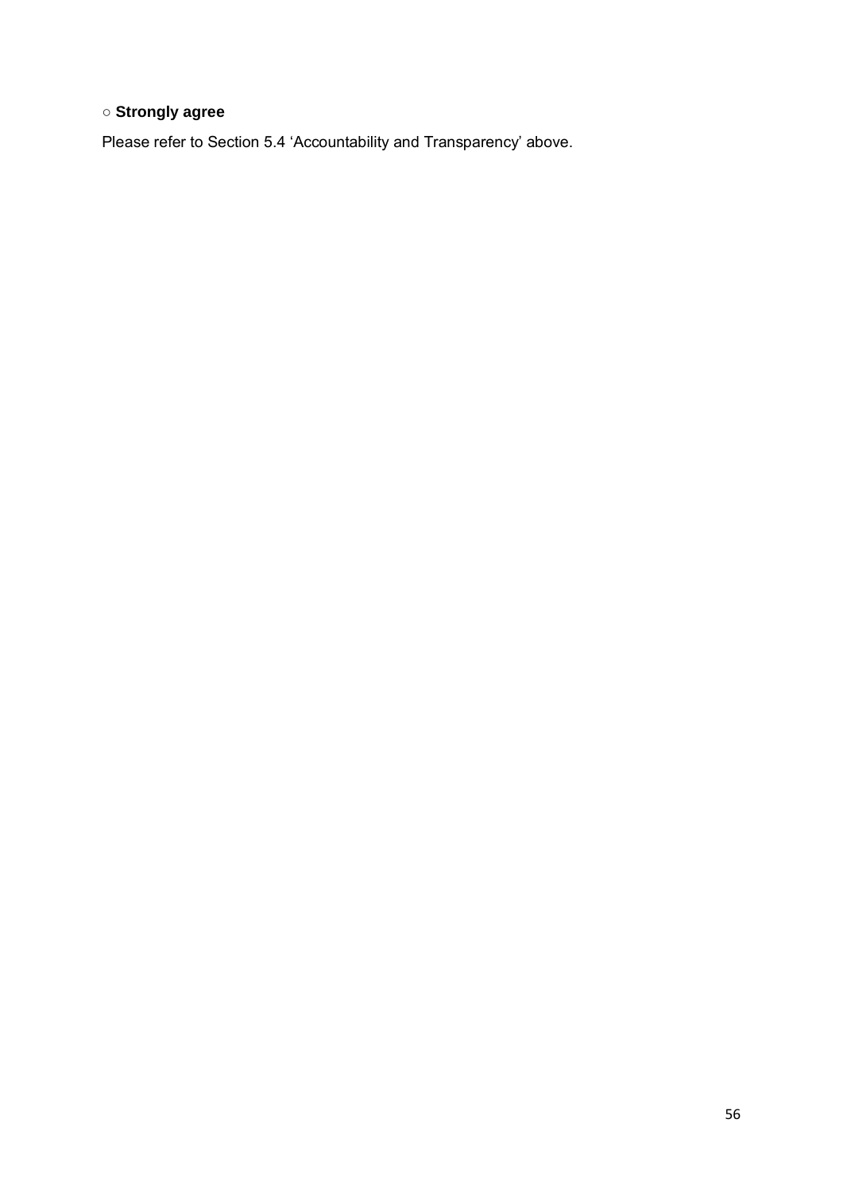○ **Strongly agree**

Please refer to Section 5.4 'Accountability and Transparency' above.